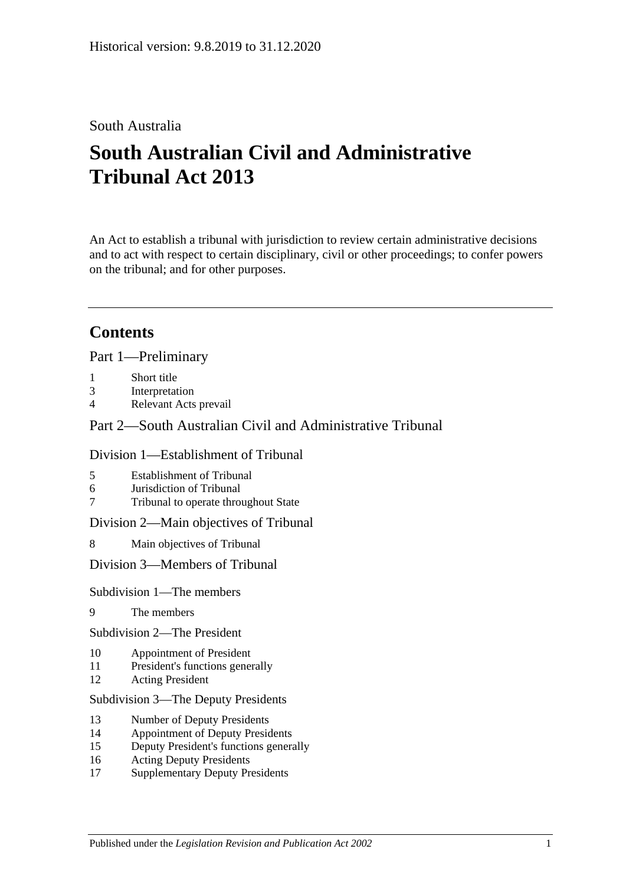Historical version: 9.8.2019 to 31.12.2020

South Australia

# South Australian Civil and Administrative Tribunal Act 2013

An Act to establish a tribunal with jurisdiction to review certain administrative decisions and to act with respect to certain disciplinary, civil or other proceedings; to confer powers on the tribunal; and for other purposes.

## Contents

Part 1—Preliminary

1 Short title
3 Interpretation
4 Relevant Acts prevail

Part 2—South Australian Civil and Administrative Tribunal

Division 1—Establishment of Tribunal

5 Establishment of Tribunal
6 Jurisdiction of Tribunal
7 Tribunal to operate throughout State

Division 2—Main objectives of Tribunal

8 Main objectives of Tribunal

Division 3—Members of Tribunal

Subdivision 1—The members

9 The members

Subdivision 2—The President

10 Appointment of President
11 President's functions generally
12 Acting President

Subdivision 3—The Deputy Presidents

13 Number of Deputy Presidents
14 Appointment of Deputy Presidents
15 Deputy President's functions generally
16 Acting Deputy Presidents
17 Supplementary Deputy Presidents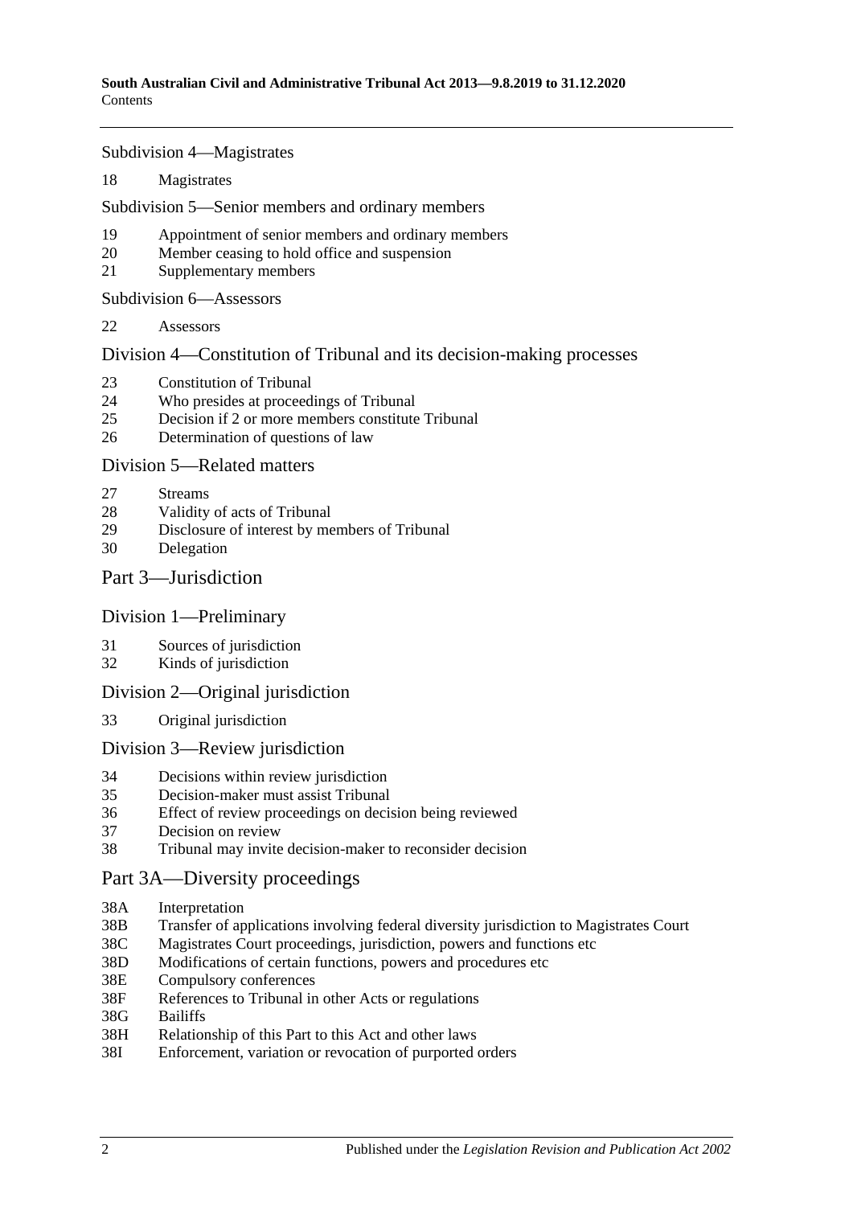Subdivision 4—Magistrates

18 Magistrates

Subdivision 5—Senior members and ordinary members

19 Appointment of senior members and ordinary members
20 Member ceasing to hold office and suspension
21 Supplementary members

Subdivision 6—Assessors

22 Assessors

## Division 4—Constitution of Tribunal and its decision-making processes

23 Constitution of Tribunal
24 Who presides at proceedings of Tribunal
25 Decision if 2 or more members constitute Tribunal
26 Determination of questions of law

## Division 5—Related matters

27 Streams
28 Validity of acts of Tribunal
29 Disclosure of interest by members of Tribunal
30 Delegation

# Part 3—Jurisdiction

## Division 1—Preliminary

31 Sources of jurisdiction
32 Kinds of jurisdiction

## Division 2—Original jurisdiction

33 Original jurisdiction

## Division 3—Review jurisdiction

34 Decisions within review jurisdiction
35 Decision-maker must assist Tribunal
36 Effect of review proceedings on decision being reviewed
37 Decision on review
38 Tribunal may invite decision-maker to reconsider decision

# Part 3A—Diversity proceedings

38A Interpretation
38B Transfer of applications involving federal diversity jurisdiction to Magistrates Court
38C Magistrates Court proceedings, jurisdiction, powers and functions etc
38D Modifications of certain functions, powers and procedures etc
38E Compulsory conferences
38F References to Tribunal in other Acts or regulations
38G Bailiffs
38H Relationship of this Part to this Act and other laws
38I Enforcement, variation or revocation of purported orders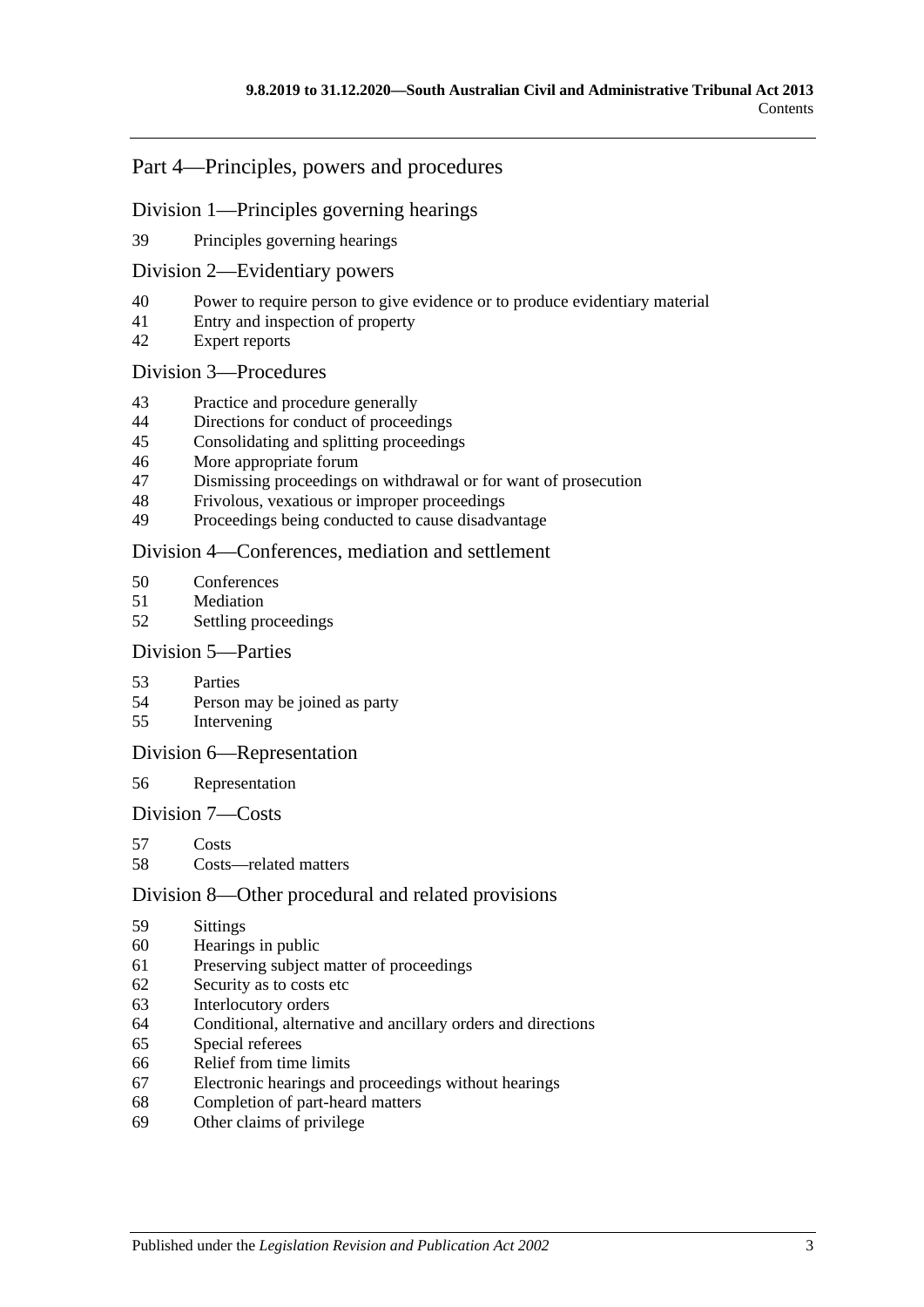## Part 4—Principles, powers and procedures

### Division 1—Principles governing hearings

39 Principles governing hearings

### Division 2—Evidentiary powers

40 Power to require person to give evidence or to produce evidentiary material
41 Entry and inspection of property
42 Expert reports

### Division 3—Procedures

43 Practice and procedure generally
44 Directions for conduct of proceedings
45 Consolidating and splitting proceedings
46 More appropriate forum
47 Dismissing proceedings on withdrawal or for want of prosecution
48 Frivolous, vexatious or improper proceedings
49 Proceedings being conducted to cause disadvantage

### Division 4—Conferences, mediation and settlement

50 Conferences
51 Mediation
52 Settling proceedings

### Division 5—Parties

53 Parties
54 Person may be joined as party
55 Intervening

### Division 6—Representation

56 Representation

### Division 7—Costs

57 Costs
58 Costs—related matters

### Division 8—Other procedural and related provisions

59 Sittings
60 Hearings in public
61 Preserving subject matter of proceedings
62 Security as to costs etc
63 Interlocutory orders
64 Conditional, alternative and ancillary orders and directions
65 Special referees
66 Relief from time limits
67 Electronic hearings and proceedings without hearings
68 Completion of part-heard matters
69 Other claims of privilege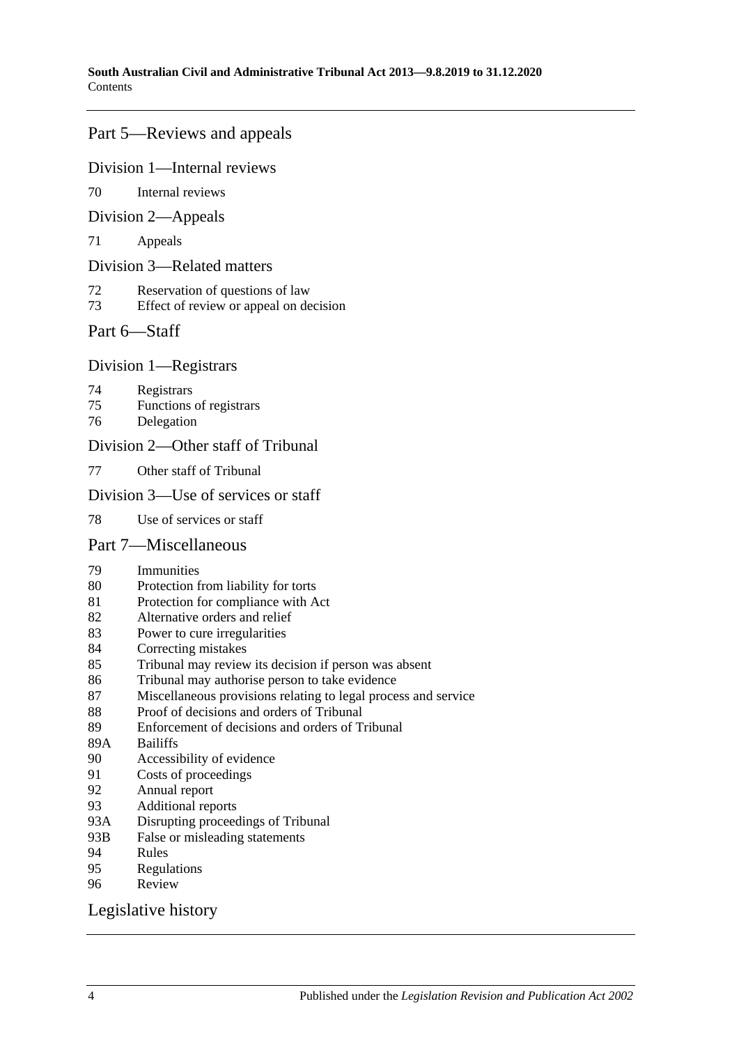## Part 5—Reviews and appeals

### Division 1—Internal reviews

70 Internal reviews

### Division 2—Appeals

71 Appeals

### Division 3—Related matters

72 Reservation of questions of law
73 Effect of review or appeal on decision

## Part 6—Staff

### Division 1—Registrars

74 Registrars
75 Functions of registrars
76 Delegation

### Division 2—Other staff of Tribunal

77 Other staff of Tribunal

### Division 3—Use of services or staff

78 Use of services or staff

## Part 7—Miscellaneous

79 Immunities
80 Protection from liability for torts
81 Protection for compliance with Act
82 Alternative orders and relief
83 Power to cure irregularities
84 Correcting mistakes
85 Tribunal may review its decision if person was absent
86 Tribunal may authorise person to take evidence
87 Miscellaneous provisions relating to legal process and service
88 Proof of decisions and orders of Tribunal
89 Enforcement of decisions and orders of Tribunal
89A Bailiffs
90 Accessibility of evidence
91 Costs of proceedings
92 Annual report
93 Additional reports
93A Disrupting proceedings of Tribunal
93B False or misleading statements
94 Rules
95 Regulations
96 Review

## Legislative history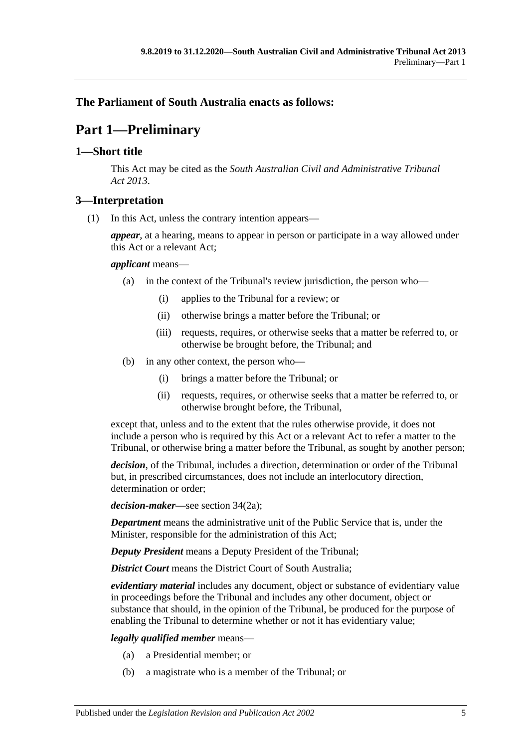**The Parliament of South Australia enacts as follows:**

# Part 1—Preliminary

## 1—Short title

This Act may be cited as the *South Australian Civil and Administrative Tribunal Act 2013*.

## 3—Interpretation

(1) In this Act, unless the contrary intention appears—

***appear***, at a hearing, means to appear in person or participate in a way allowed under this Act or a relevant Act;

***applicant*** means—

- (a) in the context of the Tribunal's review jurisdiction, the person who—
  - (i) applies to the Tribunal for a review; or
  - (ii) otherwise brings a matter before the Tribunal; or
  - (iii) requests, requires, or otherwise seeks that a matter be referred to, or otherwise be brought before, the Tribunal; and
- (b) in any other context, the person who—
  - (i) brings a matter before the Tribunal; or
  - (ii) requests, requires, or otherwise seeks that a matter be referred to, or otherwise brought before, the Tribunal,

except that, unless and to the extent that the rules otherwise provide, it does not include a person who is required by this Act or a relevant Act to refer a matter to the Tribunal, or otherwise bring a matter before the Tribunal, as sought by another person;

***decision***, of the Tribunal, includes a direction, determination or order of the Tribunal but, in prescribed circumstances, does not include an interlocutory direction, determination or order;

***decision-maker***—see section 34(2a);

***Department*** means the administrative unit of the Public Service that is, under the Minister, responsible for the administration of this Act;

***Deputy President*** means a Deputy President of the Tribunal;

***District Court*** means the District Court of South Australia;

***evidentiary material*** includes any document, object or substance of evidentiary value in proceedings before the Tribunal and includes any other document, object or substance that should, in the opinion of the Tribunal, be produced for the purpose of enabling the Tribunal to determine whether or not it has evidentiary value;

***legally qualified member*** means—

- (a) a Presidential member; or
- (b) a magistrate who is a member of the Tribunal; or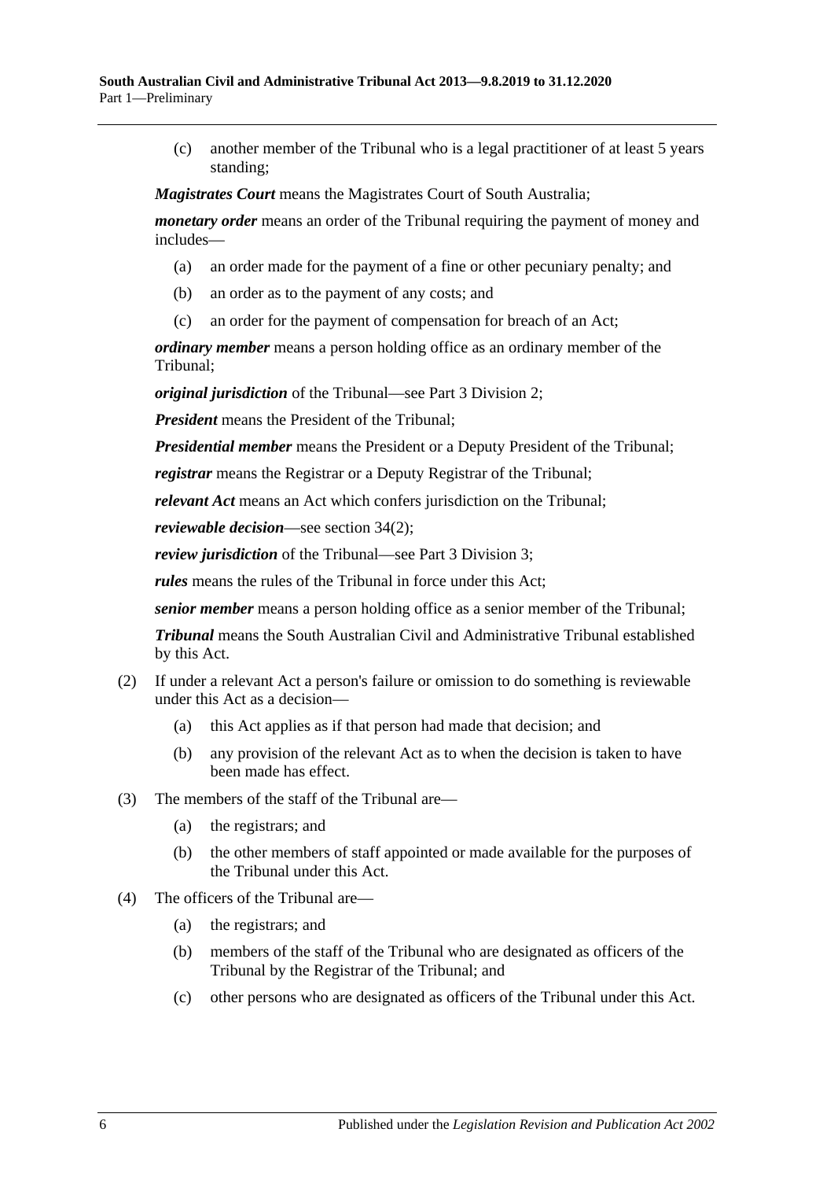(c) another member of the Tribunal who is a legal practitioner of at least 5 years standing;

***Magistrates Court*** means the Magistrates Court of South Australia;

***monetary order*** means an order of the Tribunal requiring the payment of money and includes—

(a) an order made for the payment of a fine or other pecuniary penalty; and

(b) an order as to the payment of any costs; and

(c) an order for the payment of compensation for breach of an Act;

***ordinary member*** means a person holding office as an ordinary member of the Tribunal;

***original jurisdiction*** of the Tribunal—see Part 3 Division 2;

***President*** means the President of the Tribunal;

***Presidential member*** means the President or a Deputy President of the Tribunal;

***registrar*** means the Registrar or a Deputy Registrar of the Tribunal;

***relevant Act*** means an Act which confers jurisdiction on the Tribunal;

***reviewable decision***—see section 34(2);

***review jurisdiction*** of the Tribunal—see Part 3 Division 3;

***rules*** means the rules of the Tribunal in force under this Act;

***senior member*** means a person holding office as a senior member of the Tribunal;

***Tribunal*** means the South Australian Civil and Administrative Tribunal established by this Act.

(2) If under a relevant Act a person's failure or omission to do something is reviewable under this Act as a decision—

(a) this Act applies as if that person had made that decision; and

(b) any provision of the relevant Act as to when the decision is taken to have been made has effect.

(3) The members of the staff of the Tribunal are—

(a) the registrars; and

(b) the other members of staff appointed or made available for the purposes of the Tribunal under this Act.

(4) The officers of the Tribunal are—

(a) the registrars; and

(b) members of the staff of the Tribunal who are designated as officers of the Tribunal by the Registrar of the Tribunal; and

(c) other persons who are designated as officers of the Tribunal under this Act.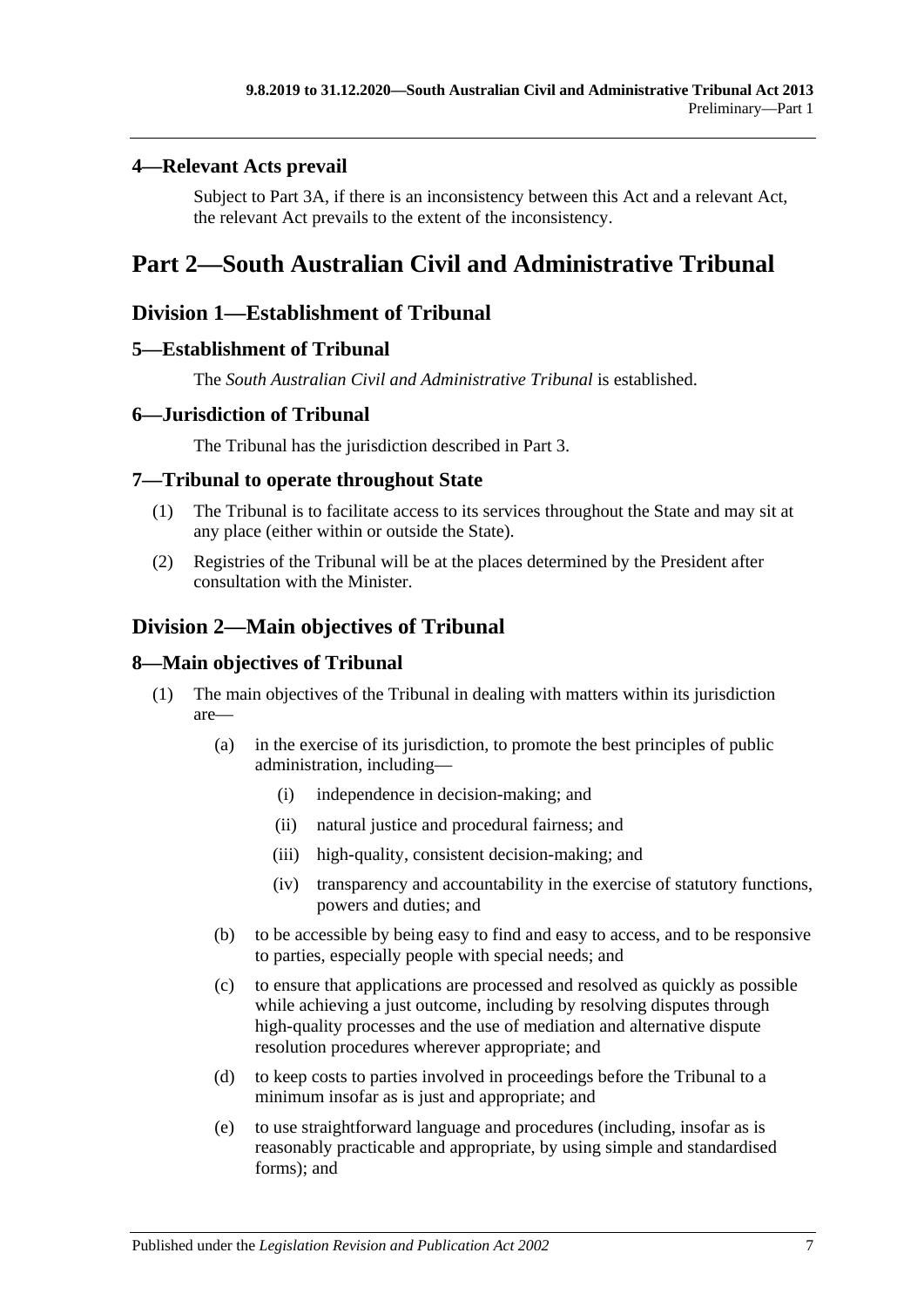### 4—Relevant Acts prevail

Subject to Part 3A, if there is an inconsistency between this Act and a relevant Act, the relevant Act prevails to the extent of the inconsistency.

# Part 2—South Australian Civil and Administrative Tribunal

## Division 1—Establishment of Tribunal

### 5—Establishment of Tribunal

The *South Australian Civil and Administrative Tribunal* is established.

### 6—Jurisdiction of Tribunal

The Tribunal has the jurisdiction described in Part 3.

### 7—Tribunal to operate throughout State

(1) The Tribunal is to facilitate access to its services throughout the State and may sit at any place (either within or outside the State).

(2) Registries of the Tribunal will be at the places determined by the President after consultation with the Minister.

## Division 2—Main objectives of Tribunal

### 8—Main objectives of Tribunal

(1) The main objectives of the Tribunal in dealing with matters within its jurisdiction are—

(a) in the exercise of its jurisdiction, to promote the best principles of public administration, including—

(i) independence in decision-making; and

(ii) natural justice and procedural fairness; and

(iii) high-quality, consistent decision-making; and

(iv) transparency and accountability in the exercise of statutory functions, powers and duties; and

(b) to be accessible by being easy to find and easy to access, and to be responsive to parties, especially people with special needs; and

(c) to ensure that applications are processed and resolved as quickly as possible while achieving a just outcome, including by resolving disputes through high-quality processes and the use of mediation and alternative dispute resolution procedures wherever appropriate; and

(d) to keep costs to parties involved in proceedings before the Tribunal to a minimum insofar as is just and appropriate; and

(e) to use straightforward language and procedures (including, insofar as is reasonably practicable and appropriate, by using simple and standardised forms); and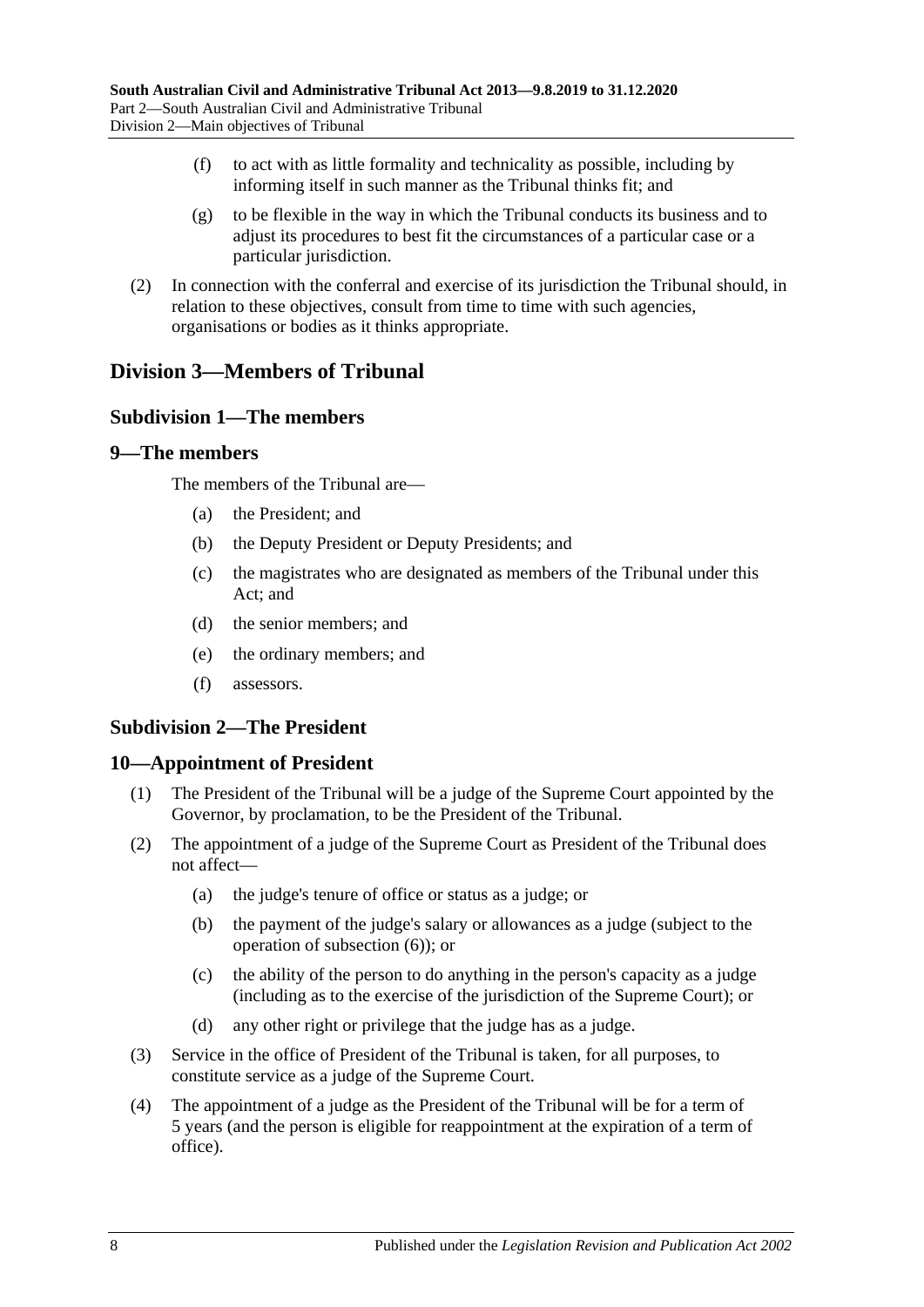(f) to act with as little formality and technicality as possible, including by informing itself in such manner as the Tribunal thinks fit; and

(g) to be flexible in the way in which the Tribunal conducts its business and to adjust its procedures to best fit the circumstances of a particular case or a particular jurisdiction.

(2) In connection with the conferral and exercise of its jurisdiction the Tribunal should, in relation to these objectives, consult from time to time with such agencies, organisations or bodies as it thinks appropriate.

## Division 3—Members of Tribunal

### Subdivision 1—The members

### 9—The members

The members of the Tribunal are—

(a) the President; and

(b) the Deputy President or Deputy Presidents; and

(c) the magistrates who are designated as members of the Tribunal under this Act; and

(d) the senior members; and

(e) the ordinary members; and

(f) assessors.

### Subdivision 2—The President

### 10—Appointment of President

(1) The President of the Tribunal will be a judge of the Supreme Court appointed by the Governor, by proclamation, to be the President of the Tribunal.

(2) The appointment of a judge of the Supreme Court as President of the Tribunal does not affect—

(a) the judge's tenure of office or status as a judge; or

(b) the payment of the judge's salary or allowances as a judge (subject to the operation of subsection (6)); or

(c) the ability of the person to do anything in the person's capacity as a judge (including as to the exercise of the jurisdiction of the Supreme Court); or

(d) any other right or privilege that the judge has as a judge.

(3) Service in the office of President of the Tribunal is taken, for all purposes, to constitute service as a judge of the Supreme Court.

(4) The appointment of a judge as the President of the Tribunal will be for a term of 5 years (and the person is eligible for reappointment at the expiration of a term of office).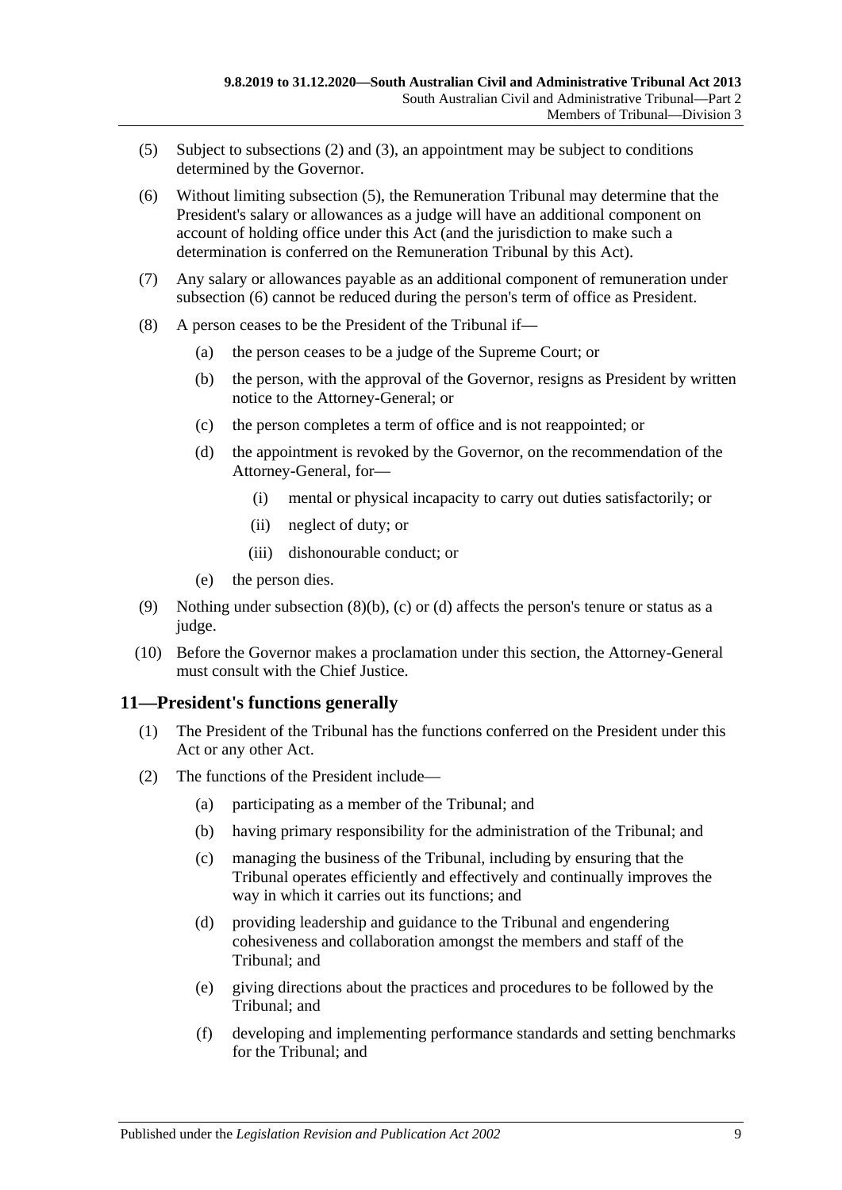(5) Subject to subsections (2) and (3), an appointment may be subject to conditions determined by the Governor.

(6) Without limiting subsection (5), the Remuneration Tribunal may determine that the President's salary or allowances as a judge will have an additional component on account of holding office under this Act (and the jurisdiction to make such a determination is conferred on the Remuneration Tribunal by this Act).

(7) Any salary or allowances payable as an additional component of remuneration under subsection (6) cannot be reduced during the person's term of office as President.

(8) A person ceases to be the President of the Tribunal if—

- (a) the person ceases to be a judge of the Supreme Court; or
- (b) the person, with the approval of the Governor, resigns as President by written notice to the Attorney-General; or
- (c) the person completes a term of office and is not reappointed; or
- (d) the appointment is revoked by the Governor, on the recommendation of the Attorney-General, for—
  - (i) mental or physical incapacity to carry out duties satisfactorily; or
  - (ii) neglect of duty; or
  - (iii) dishonourable conduct; or
- (e) the person dies.

(9) Nothing under subsection (8)(b), (c) or (d) affects the person's tenure or status as a judge.

(10) Before the Governor makes a proclamation under this section, the Attorney-General must consult with the Chief Justice.

## 11—President's functions generally

(1) The President of the Tribunal has the functions conferred on the President under this Act or any other Act.

(2) The functions of the President include—

- (a) participating as a member of the Tribunal; and
- (b) having primary responsibility for the administration of the Tribunal; and
- (c) managing the business of the Tribunal, including by ensuring that the Tribunal operates efficiently and effectively and continually improves the way in which it carries out its functions; and
- (d) providing leadership and guidance to the Tribunal and engendering cohesiveness and collaboration amongst the members and staff of the Tribunal; and
- (e) giving directions about the practices and procedures to be followed by the Tribunal; and
- (f) developing and implementing performance standards and setting benchmarks for the Tribunal; and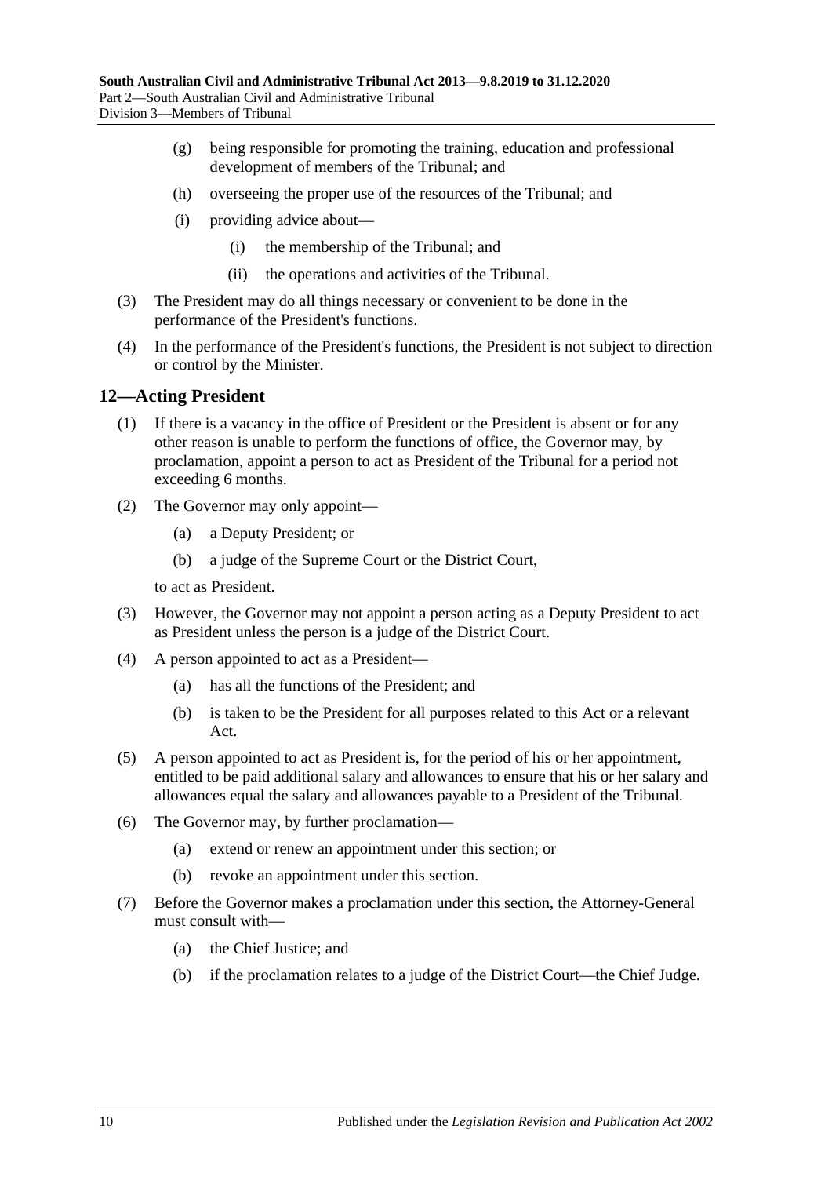(g) being responsible for promoting the training, education and professional development of members of the Tribunal; and

(h) overseeing the proper use of the resources of the Tribunal; and

(i) providing advice about—

(i) the membership of the Tribunal; and

(ii) the operations and activities of the Tribunal.

(3) The President may do all things necessary or convenient to be done in the performance of the President's functions.

(4) In the performance of the President's functions, the President is not subject to direction or control by the Minister.

## 12—Acting President

(1) If there is a vacancy in the office of President or the President is absent or for any other reason is unable to perform the functions of office, the Governor may, by proclamation, appoint a person to act as President of the Tribunal for a period not exceeding 6 months.

(2) The Governor may only appoint—

(a) a Deputy President; or

(b) a judge of the Supreme Court or the District Court,

to act as President.

(3) However, the Governor may not appoint a person acting as a Deputy President to act as President unless the person is a judge of the District Court.

(4) A person appointed to act as a President—

(a) has all the functions of the President; and

(b) is taken to be the President for all purposes related to this Act or a relevant Act.

(5) A person appointed to act as President is, for the period of his or her appointment, entitled to be paid additional salary and allowances to ensure that his or her salary and allowances equal the salary and allowances payable to a President of the Tribunal.

(6) The Governor may, by further proclamation—

(a) extend or renew an appointment under this section; or

(b) revoke an appointment under this section.

(7) Before the Governor makes a proclamation under this section, the Attorney-General must consult with—

(a) the Chief Justice; and

(b) if the proclamation relates to a judge of the District Court—the Chief Judge.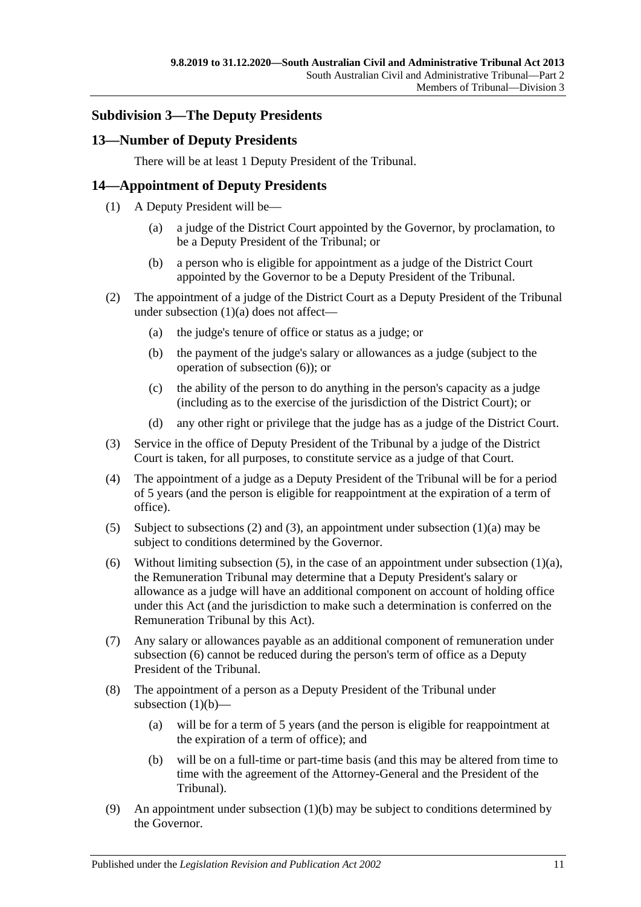## Subdivision 3—The Deputy Presidents

### 13—Number of Deputy Presidents

There will be at least 1 Deputy President of the Tribunal.

### 14—Appointment of Deputy Presidents

(1) A Deputy President will be—

(a) a judge of the District Court appointed by the Governor, by proclamation, to be a Deputy President of the Tribunal; or

(b) a person who is eligible for appointment as a judge of the District Court appointed by the Governor to be a Deputy President of the Tribunal.

(2) The appointment of a judge of the District Court as a Deputy President of the Tribunal under subsection (1)(a) does not affect—

(a) the judge's tenure of office or status as a judge; or

(b) the payment of the judge's salary or allowances as a judge (subject to the operation of subsection (6)); or

(c) the ability of the person to do anything in the person's capacity as a judge (including as to the exercise of the jurisdiction of the District Court); or

(d) any other right or privilege that the judge has as a judge of the District Court.

(3) Service in the office of Deputy President of the Tribunal by a judge of the District Court is taken, for all purposes, to constitute service as a judge of that Court.

(4) The appointment of a judge as a Deputy President of the Tribunal will be for a period of 5 years (and the person is eligible for reappointment at the expiration of a term of office).

(5) Subject to subsections (2) and (3), an appointment under subsection (1)(a) may be subject to conditions determined by the Governor.

(6) Without limiting subsection (5), in the case of an appointment under subsection (1)(a), the Remuneration Tribunal may determine that a Deputy President's salary or allowance as a judge will have an additional component on account of holding office under this Act (and the jurisdiction to make such a determination is conferred on the Remuneration Tribunal by this Act).

(7) Any salary or allowances payable as an additional component of remuneration under subsection (6) cannot be reduced during the person's term of office as a Deputy President of the Tribunal.

(8) The appointment of a person as a Deputy President of the Tribunal under subsection (1)(b)—

(a) will be for a term of 5 years (and the person is eligible for reappointment at the expiration of a term of office); and

(b) will be on a full-time or part-time basis (and this may be altered from time to time with the agreement of the Attorney-General and the President of the Tribunal).

(9) An appointment under subsection (1)(b) may be subject to conditions determined by the Governor.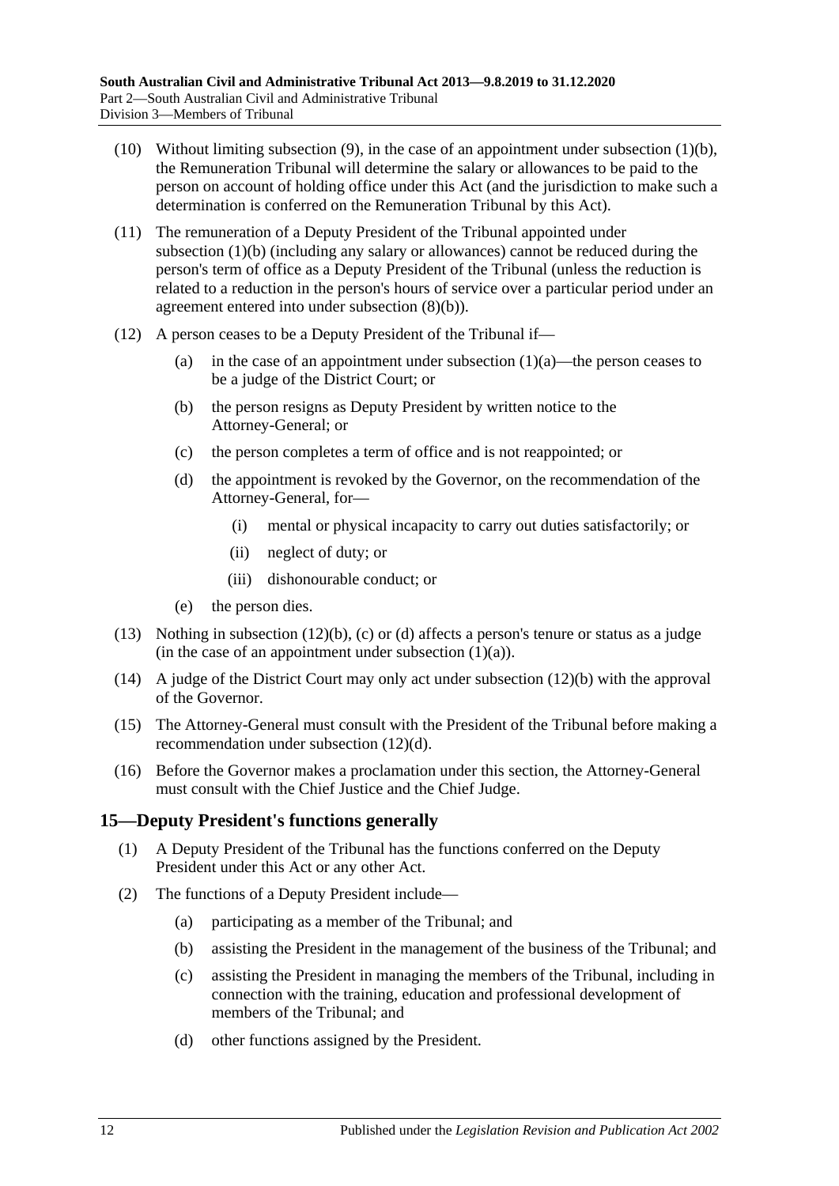(10) Without limiting subsection (9), in the case of an appointment under subsection (1)(b), the Remuneration Tribunal will determine the salary or allowances to be paid to the person on account of holding office under this Act (and the jurisdiction to make such a determination is conferred on the Remuneration Tribunal by this Act).

(11) The remuneration of a Deputy President of the Tribunal appointed under subsection (1)(b) (including any salary or allowances) cannot be reduced during the person's term of office as a Deputy President of the Tribunal (unless the reduction is related to a reduction in the person's hours of service over a particular period under an agreement entered into under subsection (8)(b)).

(12) A person ceases to be a Deputy President of the Tribunal if—

- (a) in the case of an appointment under subsection (1)(a)—the person ceases to be a judge of the District Court; or
- (b) the person resigns as Deputy President by written notice to the Attorney-General; or
- (c) the person completes a term of office and is not reappointed; or
- (d) the appointment is revoked by the Governor, on the recommendation of the Attorney-General, for—
  - (i) mental or physical incapacity to carry out duties satisfactorily; or
  - (ii) neglect of duty; or
  - (iii) dishonourable conduct; or
- (e) the person dies.

(13) Nothing in subsection (12)(b), (c) or (d) affects a person's tenure or status as a judge (in the case of an appointment under subsection (1)(a)).

(14) A judge of the District Court may only act under subsection (12)(b) with the approval of the Governor.

(15) The Attorney-General must consult with the President of the Tribunal before making a recommendation under subsection (12)(d).

(16) Before the Governor makes a proclamation under this section, the Attorney-General must consult with the Chief Justice and the Chief Judge.

## 15—Deputy President's functions generally

(1) A Deputy President of the Tribunal has the functions conferred on the Deputy President under this Act or any other Act.

(2) The functions of a Deputy President include—

- (a) participating as a member of the Tribunal; and
- (b) assisting the President in the management of the business of the Tribunal; and
- (c) assisting the President in managing the members of the Tribunal, including in connection with the training, education and professional development of members of the Tribunal; and
- (d) other functions assigned by the President.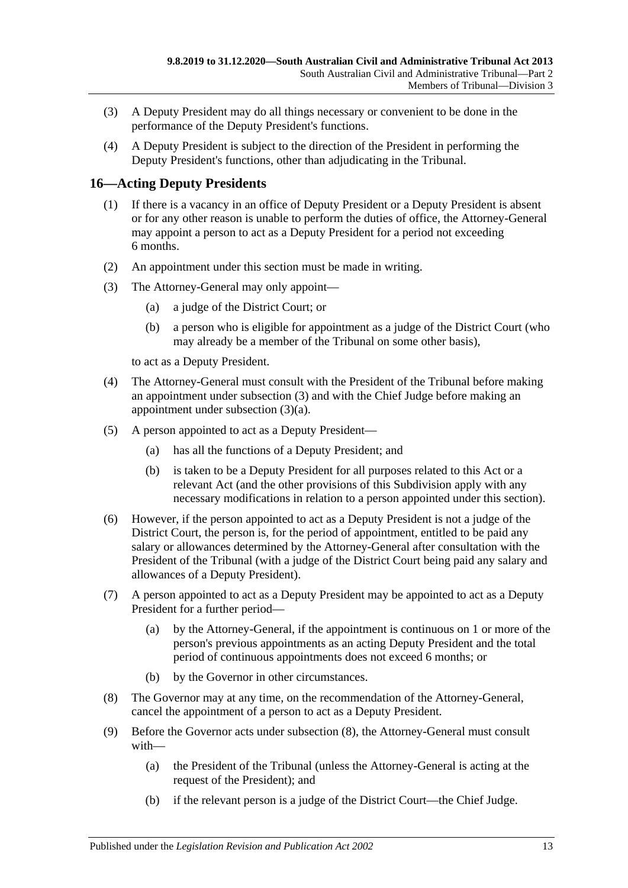(3) A Deputy President may do all things necessary or convenient to be done in the performance of the Deputy President's functions.

(4) A Deputy President is subject to the direction of the President in performing the Deputy President's functions, other than adjudicating in the Tribunal.

## 16—Acting Deputy Presidents

(1) If there is a vacancy in an office of Deputy President or a Deputy President is absent or for any other reason is unable to perform the duties of office, the Attorney-General may appoint a person to act as a Deputy President for a period not exceeding 6 months.

(2) An appointment under this section must be made in writing.

(3) The Attorney-General may only appoint—

- (a) a judge of the District Court; or
- (b) a person who is eligible for appointment as a judge of the District Court (who may already be a member of the Tribunal on some other basis),

to act as a Deputy President.

(4) The Attorney-General must consult with the President of the Tribunal before making an appointment under subsection (3) and with the Chief Judge before making an appointment under subsection (3)(a).

(5) A person appointed to act as a Deputy President—

- (a) has all the functions of a Deputy President; and
- (b) is taken to be a Deputy President for all purposes related to this Act or a relevant Act (and the other provisions of this Subdivision apply with any necessary modifications in relation to a person appointed under this section).

(6) However, if the person appointed to act as a Deputy President is not a judge of the District Court, the person is, for the period of appointment, entitled to be paid any salary or allowances determined by the Attorney-General after consultation with the President of the Tribunal (with a judge of the District Court being paid any salary and allowances of a Deputy President).

(7) A person appointed to act as a Deputy President may be appointed to act as a Deputy President for a further period—

- (a) by the Attorney-General, if the appointment is continuous on 1 or more of the person's previous appointments as an acting Deputy President and the total period of continuous appointments does not exceed 6 months; or
- (b) by the Governor in other circumstances.

(8) The Governor may at any time, on the recommendation of the Attorney-General, cancel the appointment of a person to act as a Deputy President.

(9) Before the Governor acts under subsection (8), the Attorney-General must consult with—

- (a) the President of the Tribunal (unless the Attorney-General is acting at the request of the President); and
- (b) if the relevant person is a judge of the District Court—the Chief Judge.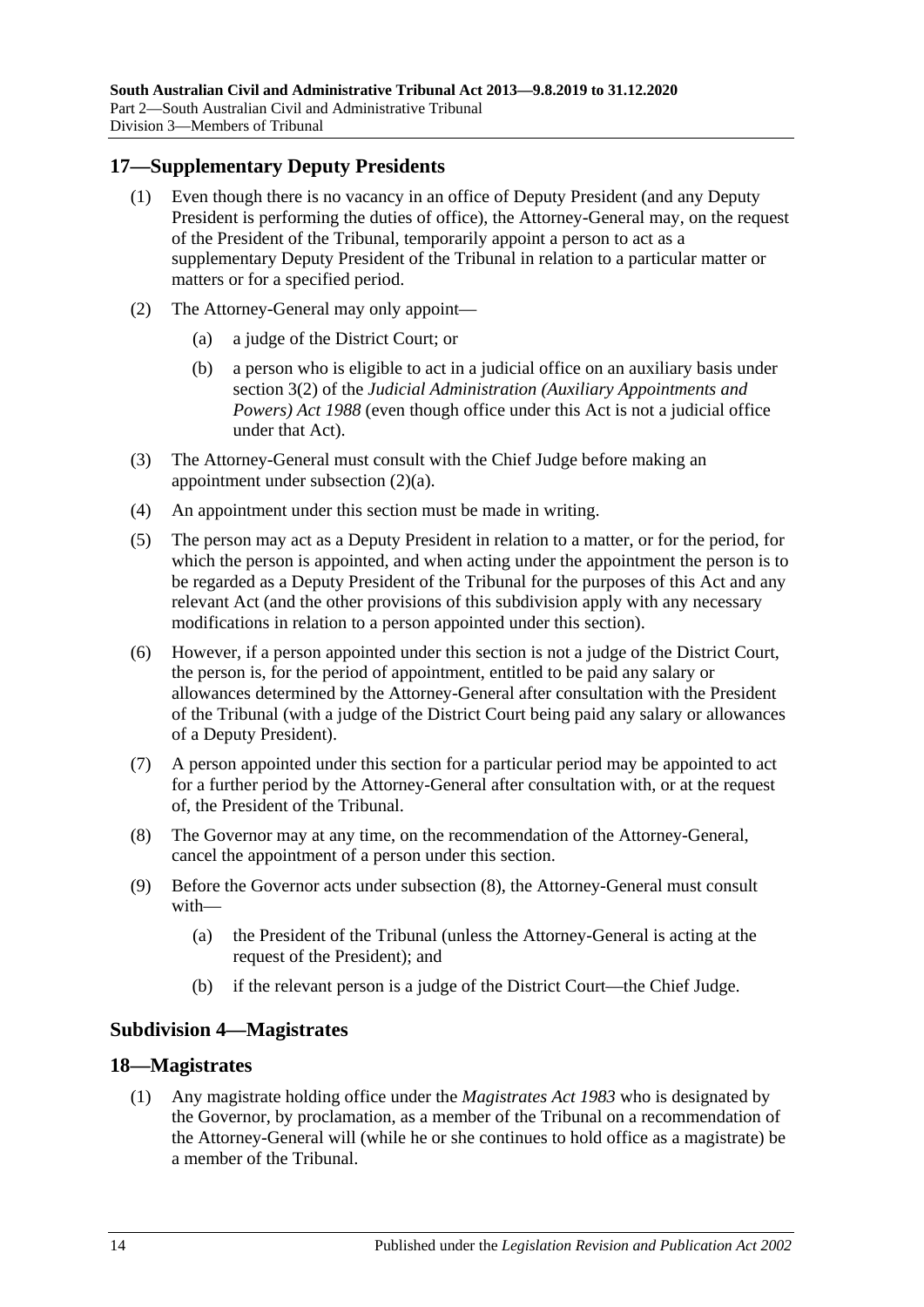## 17—Supplementary Deputy Presidents

(1) Even though there is no vacancy in an office of Deputy President (and any Deputy President is performing the duties of office), the Attorney-General may, on the request of the President of the Tribunal, temporarily appoint a person to act as a supplementary Deputy President of the Tribunal in relation to a particular matter or matters or for a specified period.

(2) The Attorney-General may only appoint—

(a) a judge of the District Court; or

(b) a person who is eligible to act in a judicial office on an auxiliary basis under section 3(2) of the *Judicial Administration (Auxiliary Appointments and Powers) Act 1988* (even though office under this Act is not a judicial office under that Act).

(3) The Attorney-General must consult with the Chief Judge before making an appointment under subsection (2)(a).

(4) An appointment under this section must be made in writing.

(5) The person may act as a Deputy President in relation to a matter, or for the period, for which the person is appointed, and when acting under the appointment the person is to be regarded as a Deputy President of the Tribunal for the purposes of this Act and any relevant Act (and the other provisions of this subdivision apply with any necessary modifications in relation to a person appointed under this section).

(6) However, if a person appointed under this section is not a judge of the District Court, the person is, for the period of appointment, entitled to be paid any salary or allowances determined by the Attorney-General after consultation with the President of the Tribunal (with a judge of the District Court being paid any salary or allowances of a Deputy President).

(7) A person appointed under this section for a particular period may be appointed to act for a further period by the Attorney-General after consultation with, or at the request of, the President of the Tribunal.

(8) The Governor may at any time, on the recommendation of the Attorney-General, cancel the appointment of a person under this section.

(9) Before the Governor acts under subsection (8), the Attorney-General must consult with—

(a) the President of the Tribunal (unless the Attorney-General is acting at the request of the President); and

(b) if the relevant person is a judge of the District Court—the Chief Judge.

### Subdivision 4—Magistrates

## 18—Magistrates

(1) Any magistrate holding office under the *Magistrates Act 1983* who is designated by the Governor, by proclamation, as a member of the Tribunal on a recommendation of the Attorney-General will (while he or she continues to hold office as a magistrate) be a member of the Tribunal.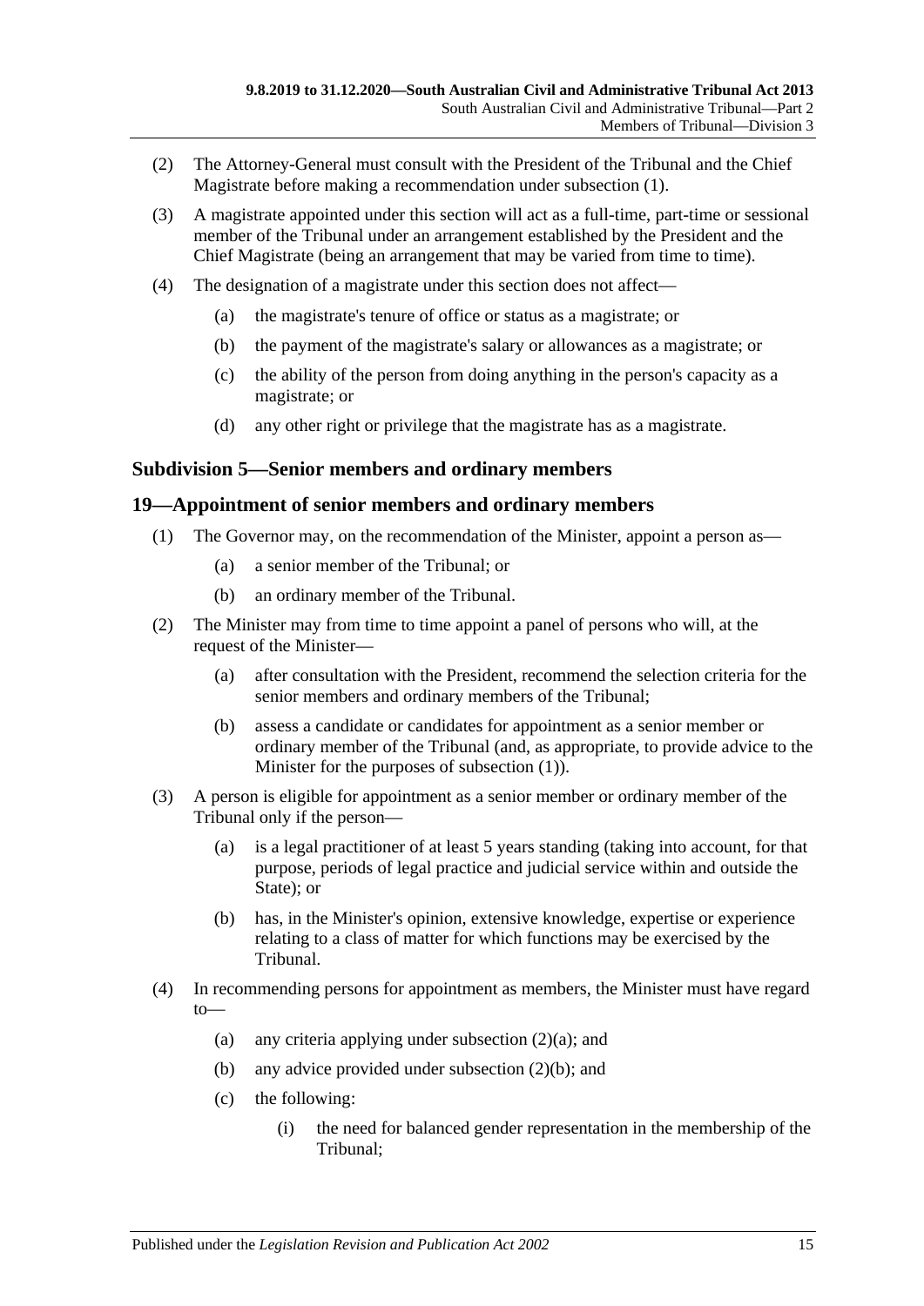(2) The Attorney-General must consult with the President of the Tribunal and the Chief Magistrate before making a recommendation under subsection (1).

(3) A magistrate appointed under this section will act as a full-time, part-time or sessional member of the Tribunal under an arrangement established by the President and the Chief Magistrate (being an arrangement that may be varied from time to time).

(4) The designation of a magistrate under this section does not affect—

(a) the magistrate's tenure of office or status as a magistrate; or

(b) the payment of the magistrate's salary or allowances as a magistrate; or

(c) the ability of the person from doing anything in the person's capacity as a magistrate; or

(d) any other right or privilege that the magistrate has as a magistrate.

### Subdivision 5—Senior members and ordinary members

### 19—Appointment of senior members and ordinary members

(1) The Governor may, on the recommendation of the Minister, appoint a person as—

(a) a senior member of the Tribunal; or

(b) an ordinary member of the Tribunal.

(2) The Minister may from time to time appoint a panel of persons who will, at the request of the Minister—

(a) after consultation with the President, recommend the selection criteria for the senior members and ordinary members of the Tribunal;

(b) assess a candidate or candidates for appointment as a senior member or ordinary member of the Tribunal (and, as appropriate, to provide advice to the Minister for the purposes of subsection (1)).

(3) A person is eligible for appointment as a senior member or ordinary member of the Tribunal only if the person—

(a) is a legal practitioner of at least 5 years standing (taking into account, for that purpose, periods of legal practice and judicial service within and outside the State); or

(b) has, in the Minister's opinion, extensive knowledge, expertise or experience relating to a class of matter for which functions may be exercised by the Tribunal.

(4) In recommending persons for appointment as members, the Minister must have regard to—

(a) any criteria applying under subsection (2)(a); and

(b) any advice provided under subsection (2)(b); and

(c) the following:

(i) the need for balanced gender representation in the membership of the Tribunal;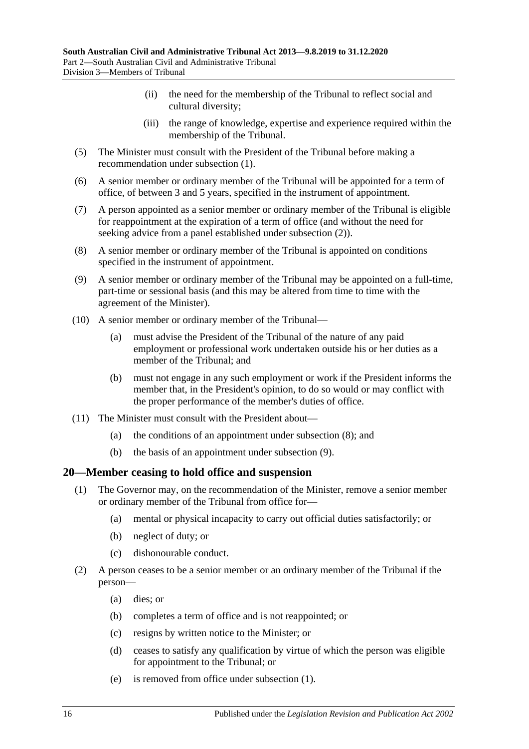(ii) the need for the membership of the Tribunal to reflect social and cultural diversity;

(iii) the range of knowledge, expertise and experience required within the membership of the Tribunal.

(5) The Minister must consult with the President of the Tribunal before making a recommendation under subsection (1).

(6) A senior member or ordinary member of the Tribunal will be appointed for a term of office, of between 3 and 5 years, specified in the instrument of appointment.

(7) A person appointed as a senior member or ordinary member of the Tribunal is eligible for reappointment at the expiration of a term of office (and without the need for seeking advice from a panel established under subsection (2)).

(8) A senior member or ordinary member of the Tribunal is appointed on conditions specified in the instrument of appointment.

(9) A senior member or ordinary member of the Tribunal may be appointed on a full-time, part-time or sessional basis (and this may be altered from time to time with the agreement of the Minister).

(10) A senior member or ordinary member of the Tribunal—

(a) must advise the President of the Tribunal of the nature of any paid employment or professional work undertaken outside his or her duties as a member of the Tribunal; and

(b) must not engage in any such employment or work if the President informs the member that, in the President's opinion, to do so would or may conflict with the proper performance of the member's duties of office.

(11) The Minister must consult with the President about—

(a) the conditions of an appointment under subsection (8); and

(b) the basis of an appointment under subsection (9).

## 20—Member ceasing to hold office and suspension

(1) The Governor may, on the recommendation of the Minister, remove a senior member or ordinary member of the Tribunal from office for—

(a) mental or physical incapacity to carry out official duties satisfactorily; or

(b) neglect of duty; or

(c) dishonourable conduct.

(2) A person ceases to be a senior member or an ordinary member of the Tribunal if the person—

(a) dies; or

(b) completes a term of office and is not reappointed; or

(c) resigns by written notice to the Minister; or

(d) ceases to satisfy any qualification by virtue of which the person was eligible for appointment to the Tribunal; or

(e) is removed from office under subsection (1).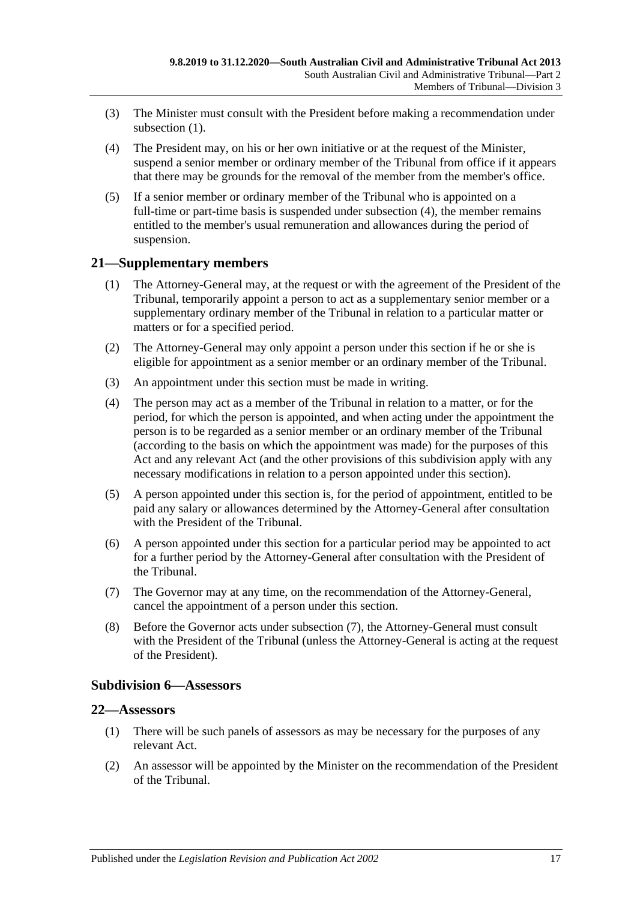(3) The Minister must consult with the President before making a recommendation under subsection (1).

(4) The President may, on his or her own initiative or at the request of the Minister, suspend a senior member or ordinary member of the Tribunal from office if it appears that there may be grounds for the removal of the member from the member's office.

(5) If a senior member or ordinary member of the Tribunal who is appointed on a full-time or part-time basis is suspended under subsection (4), the member remains entitled to the member's usual remuneration and allowances during the period of suspension.

## 21—Supplementary members

(1) The Attorney-General may, at the request or with the agreement of the President of the Tribunal, temporarily appoint a person to act as a supplementary senior member or a supplementary ordinary member of the Tribunal in relation to a particular matter or matters or for a specified period.

(2) The Attorney-General may only appoint a person under this section if he or she is eligible for appointment as a senior member or an ordinary member of the Tribunal.

(3) An appointment under this section must be made in writing.

(4) The person may act as a member of the Tribunal in relation to a matter, or for the period, for which the person is appointed, and when acting under the appointment the person is to be regarded as a senior member or an ordinary member of the Tribunal (according to the basis on which the appointment was made) for the purposes of this Act and any relevant Act (and the other provisions of this subdivision apply with any necessary modifications in relation to a person appointed under this section).

(5) A person appointed under this section is, for the period of appointment, entitled to be paid any salary or allowances determined by the Attorney-General after consultation with the President of the Tribunal.

(6) A person appointed under this section for a particular period may be appointed to act for a further period by the Attorney-General after consultation with the President of the Tribunal.

(7) The Governor may at any time, on the recommendation of the Attorney-General, cancel the appointment of a person under this section.

(8) Before the Governor acts under subsection (7), the Attorney-General must consult with the President of the Tribunal (unless the Attorney-General is acting at the request of the President).

### Subdivision 6—Assessors

## 22—Assessors

(1) There will be such panels of assessors as may be necessary for the purposes of any relevant Act.

(2) An assessor will be appointed by the Minister on the recommendation of the President of the Tribunal.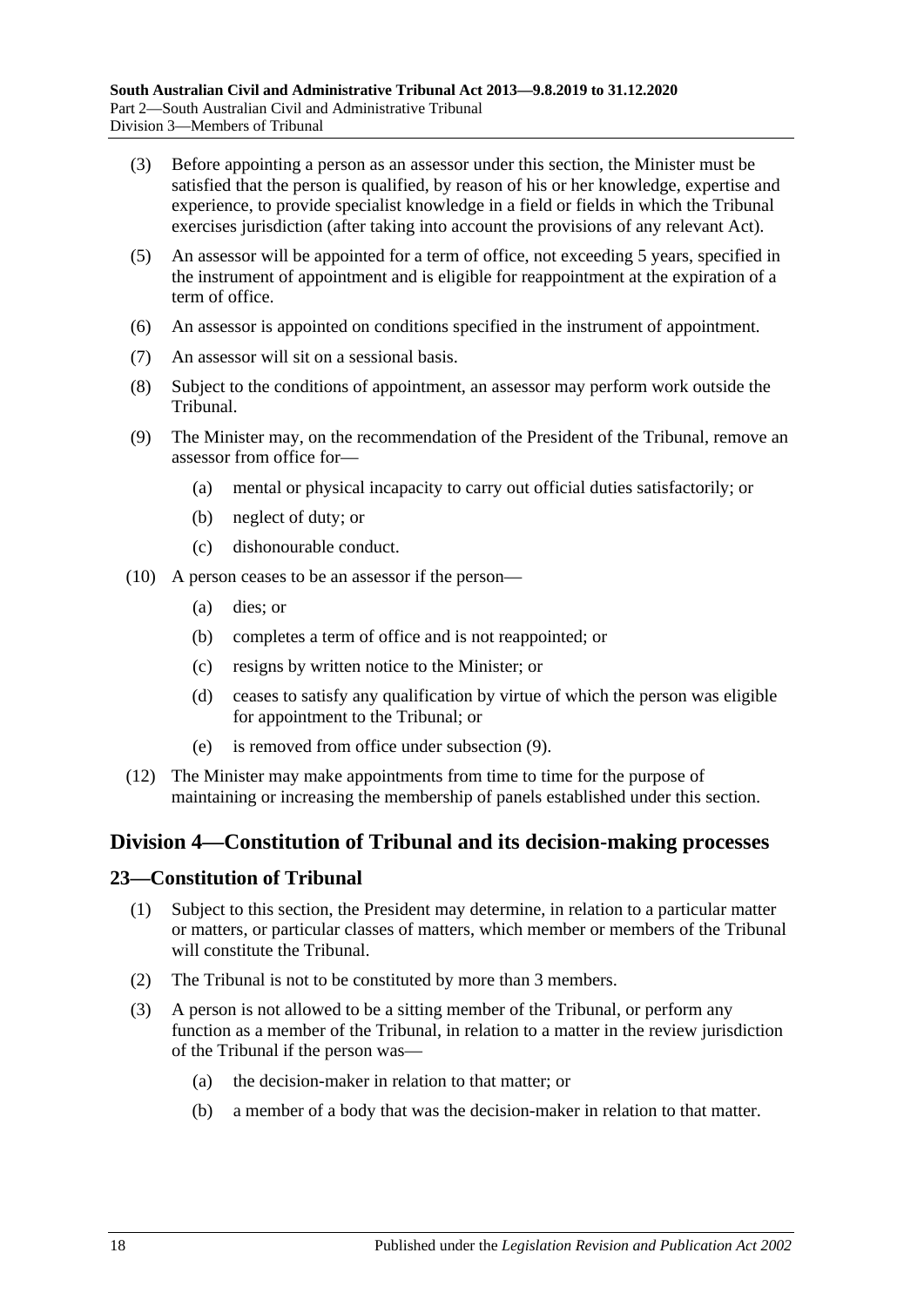(3) Before appointing a person as an assessor under this section, the Minister must be satisfied that the person is qualified, by reason of his or her knowledge, expertise and experience, to provide specialist knowledge in a field or fields in which the Tribunal exercises jurisdiction (after taking into account the provisions of any relevant Act).

(5) An assessor will be appointed for a term of office, not exceeding 5 years, specified in the instrument of appointment and is eligible for reappointment at the expiration of a term of office.

(6) An assessor is appointed on conditions specified in the instrument of appointment.

(7) An assessor will sit on a sessional basis.

(8) Subject to the conditions of appointment, an assessor may perform work outside the Tribunal.

(9) The Minister may, on the recommendation of the President of the Tribunal, remove an assessor from office for—

- (a) mental or physical incapacity to carry out official duties satisfactorily; or
- (b) neglect of duty; or
- (c) dishonourable conduct.

(10) A person ceases to be an assessor if the person—

- (a) dies; or
- (b) completes a term of office and is not reappointed; or
- (c) resigns by written notice to the Minister; or
- (d) ceases to satisfy any qualification by virtue of which the person was eligible for appointment to the Tribunal; or
- (e) is removed from office under subsection (9).

(12) The Minister may make appointments from time to time for the purpose of maintaining or increasing the membership of panels established under this section.

## Division 4—Constitution of Tribunal and its decision-making processes

### 23—Constitution of Tribunal

(1) Subject to this section, the President may determine, in relation to a particular matter or matters, or particular classes of matters, which member or members of the Tribunal will constitute the Tribunal.

(2) The Tribunal is not to be constituted by more than 3 members.

(3) A person is not allowed to be a sitting member of the Tribunal, or perform any function as a member of the Tribunal, in relation to a matter in the review jurisdiction of the Tribunal if the person was—

- (a) the decision-maker in relation to that matter; or
- (b) a member of a body that was the decision-maker in relation to that matter.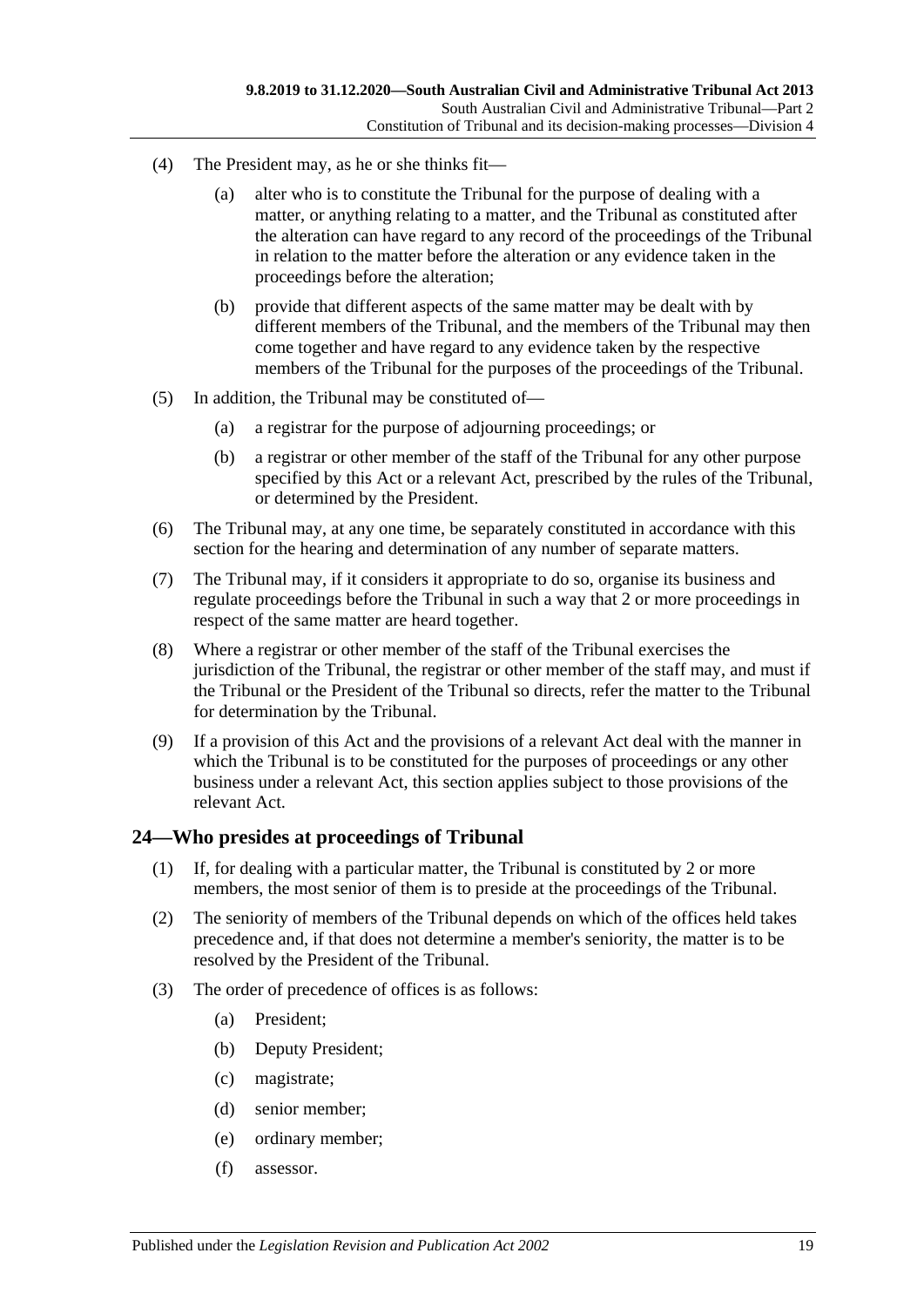(4) The President may, as he or she thinks fit—

(a) alter who is to constitute the Tribunal for the purpose of dealing with a matter, or anything relating to a matter, and the Tribunal as constituted after the alteration can have regard to any record of the proceedings of the Tribunal in relation to the matter before the alteration or any evidence taken in the proceedings before the alteration;

(b) provide that different aspects of the same matter may be dealt with by different members of the Tribunal, and the members of the Tribunal may then come together and have regard to any evidence taken by the respective members of the Tribunal for the purposes of the proceedings of the Tribunal.

(5) In addition, the Tribunal may be constituted of—

(a) a registrar for the purpose of adjourning proceedings; or

(b) a registrar or other member of the staff of the Tribunal for any other purpose specified by this Act or a relevant Act, prescribed by the rules of the Tribunal, or determined by the President.

(6) The Tribunal may, at any one time, be separately constituted in accordance with this section for the hearing and determination of any number of separate matters.

(7) The Tribunal may, if it considers it appropriate to do so, organise its business and regulate proceedings before the Tribunal in such a way that 2 or more proceedings in respect of the same matter are heard together.

(8) Where a registrar or other member of the staff of the Tribunal exercises the jurisdiction of the Tribunal, the registrar or other member of the staff may, and must if the Tribunal or the President of the Tribunal so directs, refer the matter to the Tribunal for determination by the Tribunal.

(9) If a provision of this Act and the provisions of a relevant Act deal with the manner in which the Tribunal is to be constituted for the purposes of proceedings or any other business under a relevant Act, this section applies subject to those provisions of the relevant Act.

## 24—Who presides at proceedings of Tribunal

(1) If, for dealing with a particular matter, the Tribunal is constituted by 2 or more members, the most senior of them is to preside at the proceedings of the Tribunal.

(2) The seniority of members of the Tribunal depends on which of the offices held takes precedence and, if that does not determine a member's seniority, the matter is to be resolved by the President of the Tribunal.

(3) The order of precedence of offices is as follows:

(a) President;

(b) Deputy President;

(c) magistrate;

(d) senior member;

(e) ordinary member;

(f) assessor.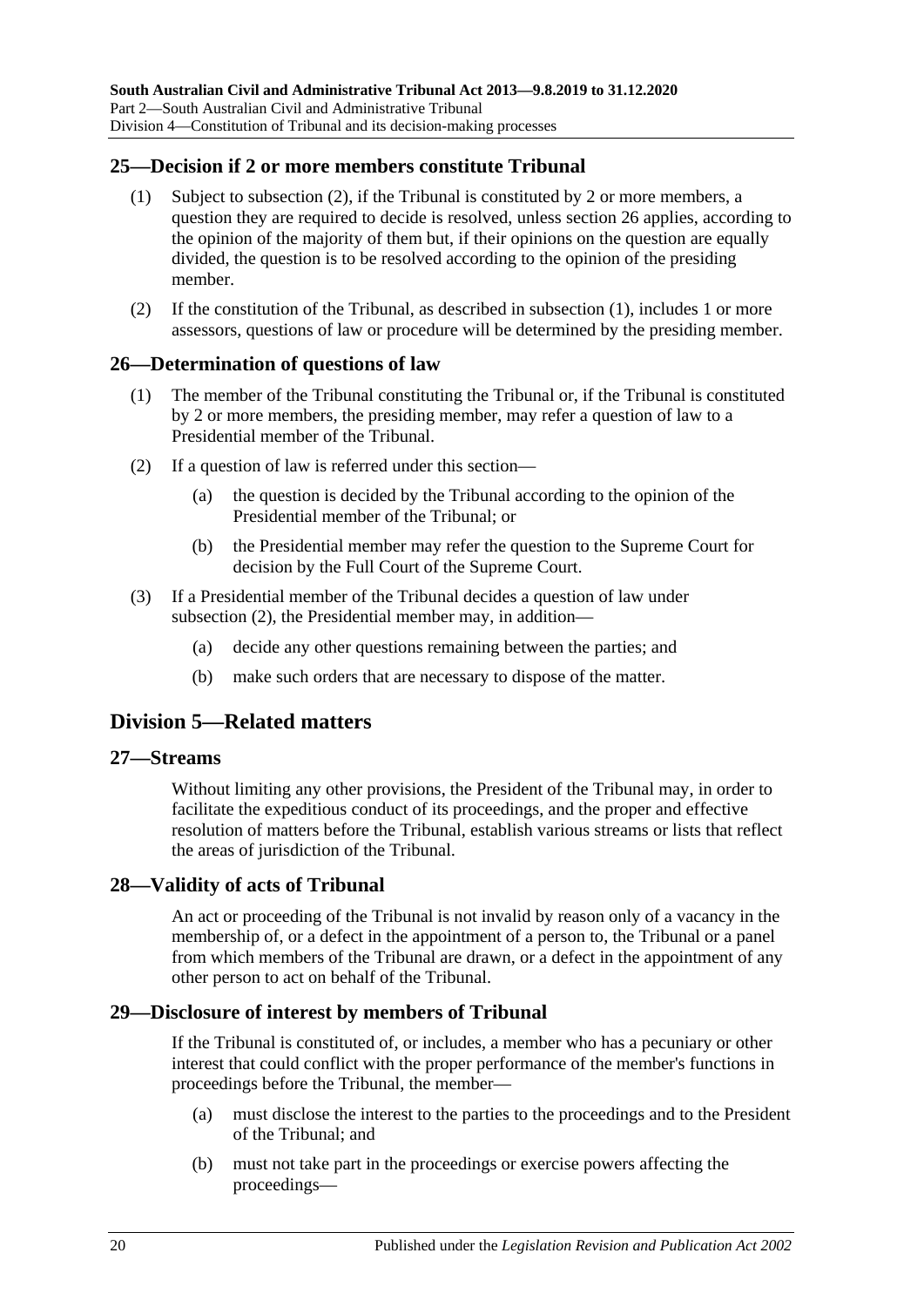## 25—Decision if 2 or more members constitute Tribunal

(1) Subject to subsection (2), if the Tribunal is constituted by 2 or more members, a question they are required to decide is resolved, unless section 26 applies, according to the opinion of the majority of them but, if their opinions on the question are equally divided, the question is to be resolved according to the opinion of the presiding member.

(2) If the constitution of the Tribunal, as described in subsection (1), includes 1 or more assessors, questions of law or procedure will be determined by the presiding member.

## 26—Determination of questions of law

(1) The member of the Tribunal constituting the Tribunal or, if the Tribunal is constituted by 2 or more members, the presiding member, may refer a question of law to a Presidential member of the Tribunal.

(2) If a question of law is referred under this section—

- (a) the question is decided by the Tribunal according to the opinion of the Presidential member of the Tribunal; or
- (b) the Presidential member may refer the question to the Supreme Court for decision by the Full Court of the Supreme Court.

(3) If a Presidential member of the Tribunal decides a question of law under subsection (2), the Presidential member may, in addition—

- (a) decide any other questions remaining between the parties; and
- (b) make such orders that are necessary to dispose of the matter.

# Division 5—Related matters

## 27—Streams

Without limiting any other provisions, the President of the Tribunal may, in order to facilitate the expeditious conduct of its proceedings, and the proper and effective resolution of matters before the Tribunal, establish various streams or lists that reflect the areas of jurisdiction of the Tribunal.

## 28—Validity of acts of Tribunal

An act or proceeding of the Tribunal is not invalid by reason only of a vacancy in the membership of, or a defect in the appointment of a person to, the Tribunal or a panel from which members of the Tribunal are drawn, or a defect in the appointment of any other person to act on behalf of the Tribunal.

## 29—Disclosure of interest by members of Tribunal

If the Tribunal is constituted of, or includes, a member who has a pecuniary or other interest that could conflict with the proper performance of the member's functions in proceedings before the Tribunal, the member—

- (a) must disclose the interest to the parties to the proceedings and to the President of the Tribunal; and
- (b) must not take part in the proceedings or exercise powers affecting the proceedings—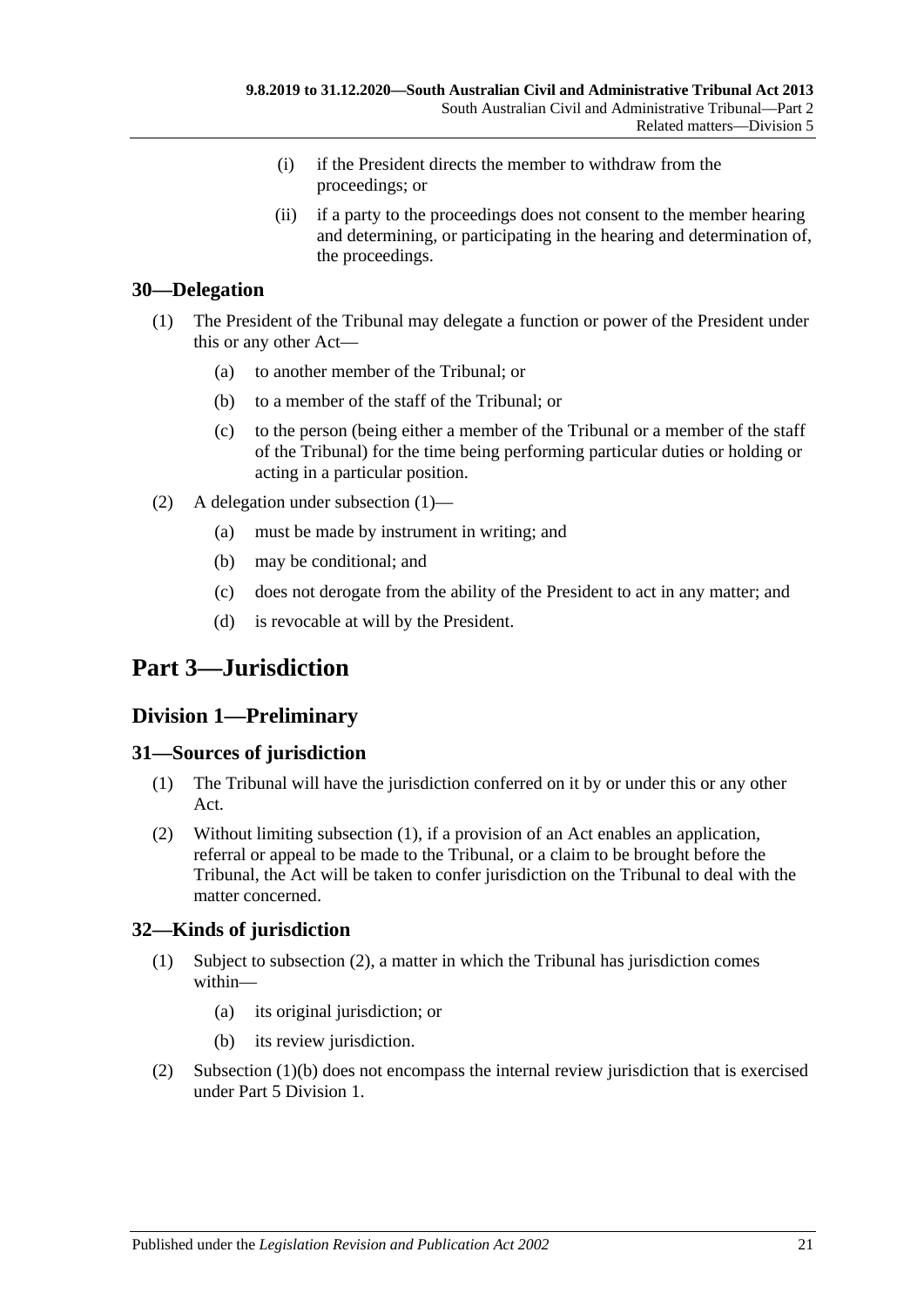(i) if the President directs the member to withdraw from the proceedings; or

(ii) if a party to the proceedings does not consent to the member hearing and determining, or participating in the hearing and determination of, the proceedings.

### 30—Delegation

(1) The President of the Tribunal may delegate a function or power of the President under this or any other Act—

(a) to another member of the Tribunal; or

(b) to a member of the staff of the Tribunal; or

(c) to the person (being either a member of the Tribunal or a member of the staff of the Tribunal) for the time being performing particular duties or holding or acting in a particular position.

(2) A delegation under subsection (1)—

(a) must be made by instrument in writing; and

(b) may be conditional; and

(c) does not derogate from the ability of the President to act in any matter; and

(d) is revocable at will by the President.

# Part 3—Jurisdiction

## Division 1—Preliminary

### 31—Sources of jurisdiction

(1) The Tribunal will have the jurisdiction conferred on it by or under this or any other Act.

(2) Without limiting subsection (1), if a provision of an Act enables an application, referral or appeal to be made to the Tribunal, or a claim to be brought before the Tribunal, the Act will be taken to confer jurisdiction on the Tribunal to deal with the matter concerned.

### 32—Kinds of jurisdiction

(1) Subject to subsection (2), a matter in which the Tribunal has jurisdiction comes within—

(a) its original jurisdiction; or

(b) its review jurisdiction.

(2) Subsection (1)(b) does not encompass the internal review jurisdiction that is exercised under Part 5 Division 1.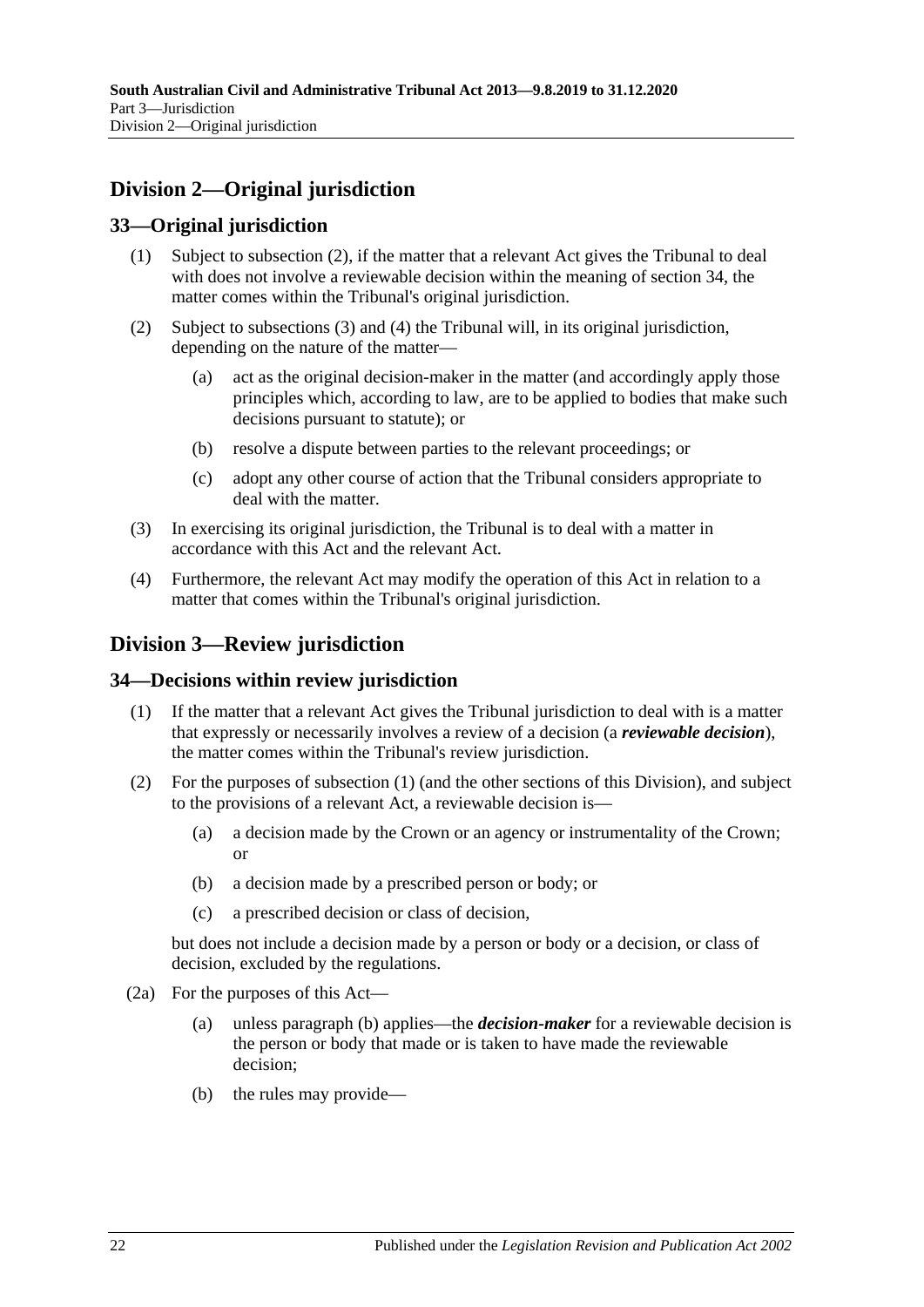## Division 2—Original jurisdiction

### 33—Original jurisdiction

(1) Subject to subsection (2), if the matter that a relevant Act gives the Tribunal to deal with does not involve a reviewable decision within the meaning of section 34, the matter comes within the Tribunal's original jurisdiction.

(2) Subject to subsections (3) and (4) the Tribunal will, in its original jurisdiction, depending on the nature of the matter—

- (a) act as the original decision-maker in the matter (and accordingly apply those principles which, according to law, are to be applied to bodies that make such decisions pursuant to statute); or
- (b) resolve a dispute between parties to the relevant proceedings; or
- (c) adopt any other course of action that the Tribunal considers appropriate to deal with the matter.

(3) In exercising its original jurisdiction, the Tribunal is to deal with a matter in accordance with this Act and the relevant Act.

(4) Furthermore, the relevant Act may modify the operation of this Act in relation to a matter that comes within the Tribunal's original jurisdiction.

## Division 3—Review jurisdiction

### 34—Decisions within review jurisdiction

(1) If the matter that a relevant Act gives the Tribunal jurisdiction to deal with is a matter that expressly or necessarily involves a review of a decision (a ***reviewable decision***), the matter comes within the Tribunal's review jurisdiction.

(2) For the purposes of subsection (1) (and the other sections of this Division), and subject to the provisions of a relevant Act, a reviewable decision is—

- (a) a decision made by the Crown or an agency or instrumentality of the Crown; or
- (b) a decision made by a prescribed person or body; or
- (c) a prescribed decision or class of decision,

but does not include a decision made by a person or body or a decision, or class of decision, excluded by the regulations.

(2a) For the purposes of this Act—

- (a) unless paragraph (b) applies—the ***decision-maker*** for a reviewable decision is the person or body that made or is taken to have made the reviewable decision;
- (b) the rules may provide—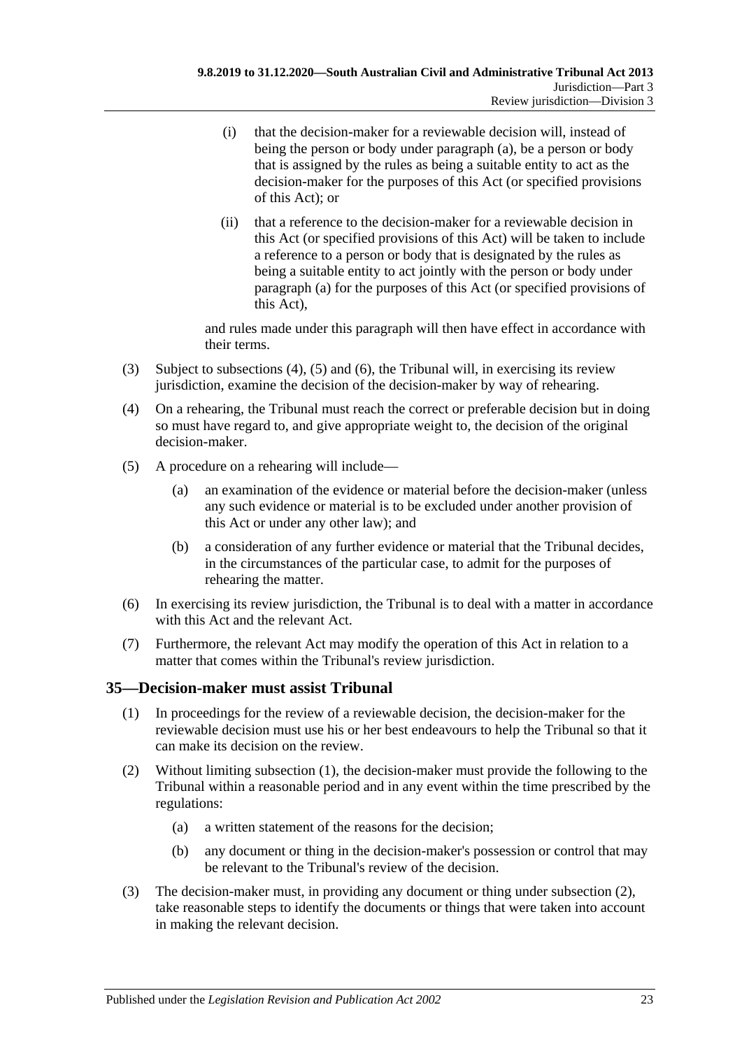(i) that the decision-maker for a reviewable decision will, instead of being the person or body under paragraph (a), be a person or body that is assigned by the rules as being a suitable entity to act as the decision-maker for the purposes of this Act (or specified provisions of this Act); or

(ii) that a reference to the decision-maker for a reviewable decision in this Act (or specified provisions of this Act) will be taken to include a reference to a person or body that is designated by the rules as being a suitable entity to act jointly with the person or body under paragraph (a) for the purposes of this Act (or specified provisions of this Act),

and rules made under this paragraph will then have effect in accordance with their terms.

(3) Subject to subsections (4), (5) and (6), the Tribunal will, in exercising its review jurisdiction, examine the decision of the decision-maker by way of rehearing.

(4) On a rehearing, the Tribunal must reach the correct or preferable decision but in doing so must have regard to, and give appropriate weight to, the decision of the original decision-maker.

(5) A procedure on a rehearing will include—

(a) an examination of the evidence or material before the decision-maker (unless any such evidence or material is to be excluded under another provision of this Act or under any other law); and

(b) a consideration of any further evidence or material that the Tribunal decides, in the circumstances of the particular case, to admit for the purposes of rehearing the matter.

(6) In exercising its review jurisdiction, the Tribunal is to deal with a matter in accordance with this Act and the relevant Act.

(7) Furthermore, the relevant Act may modify the operation of this Act in relation to a matter that comes within the Tribunal's review jurisdiction.

## 35—Decision-maker must assist Tribunal

(1) In proceedings for the review of a reviewable decision, the decision-maker for the reviewable decision must use his or her best endeavours to help the Tribunal so that it can make its decision on the review.

(2) Without limiting subsection (1), the decision-maker must provide the following to the Tribunal within a reasonable period and in any event within the time prescribed by the regulations:

(a) a written statement of the reasons for the decision;

(b) any document or thing in the decision-maker's possession or control that may be relevant to the Tribunal's review of the decision.

(3) The decision-maker must, in providing any document or thing under subsection (2), take reasonable steps to identify the documents or things that were taken into account in making the relevant decision.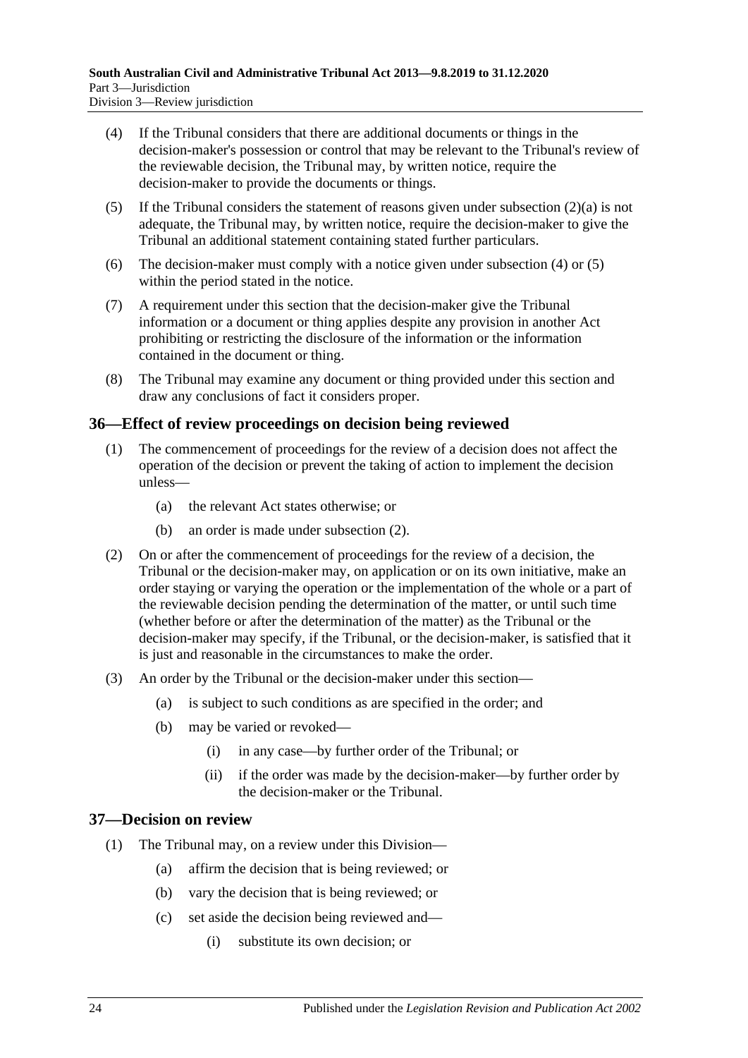(4) If the Tribunal considers that there are additional documents or things in the decision-maker's possession or control that may be relevant to the Tribunal's review of the reviewable decision, the Tribunal may, by written notice, require the decision-maker to provide the documents or things.

(5) If the Tribunal considers the statement of reasons given under subsection (2)(a) is not adequate, the Tribunal may, by written notice, require the decision-maker to give the Tribunal an additional statement containing stated further particulars.

(6) The decision-maker must comply with a notice given under subsection (4) or (5) within the period stated in the notice.

(7) A requirement under this section that the decision-maker give the Tribunal information or a document or thing applies despite any provision in another Act prohibiting or restricting the disclosure of the information or the information contained in the document or thing.

(8) The Tribunal may examine any document or thing provided under this section and draw any conclusions of fact it considers proper.

## 36—Effect of review proceedings on decision being reviewed

(1) The commencement of proceedings for the review of a decision does not affect the operation of the decision or prevent the taking of action to implement the decision unless—

- (a) the relevant Act states otherwise; or
- (b) an order is made under subsection (2).

(2) On or after the commencement of proceedings for the review of a decision, the Tribunal or the decision-maker may, on application or on its own initiative, make an order staying or varying the operation or the implementation of the whole or a part of the reviewable decision pending the determination of the matter, or until such time (whether before or after the determination of the matter) as the Tribunal or the decision-maker may specify, if the Tribunal, or the decision-maker, is satisfied that it is just and reasonable in the circumstances to make the order.

(3) An order by the Tribunal or the decision-maker under this section—

- (a) is subject to such conditions as are specified in the order; and
- (b) may be varied or revoked—
  - (i) in any case—by further order of the Tribunal; or
  - (ii) if the order was made by the decision-maker—by further order by the decision-maker or the Tribunal.

## 37—Decision on review

(1) The Tribunal may, on a review under this Division—

- (a) affirm the decision that is being reviewed; or
- (b) vary the decision that is being reviewed; or
- (c) set aside the decision being reviewed and—
  - (i) substitute its own decision; or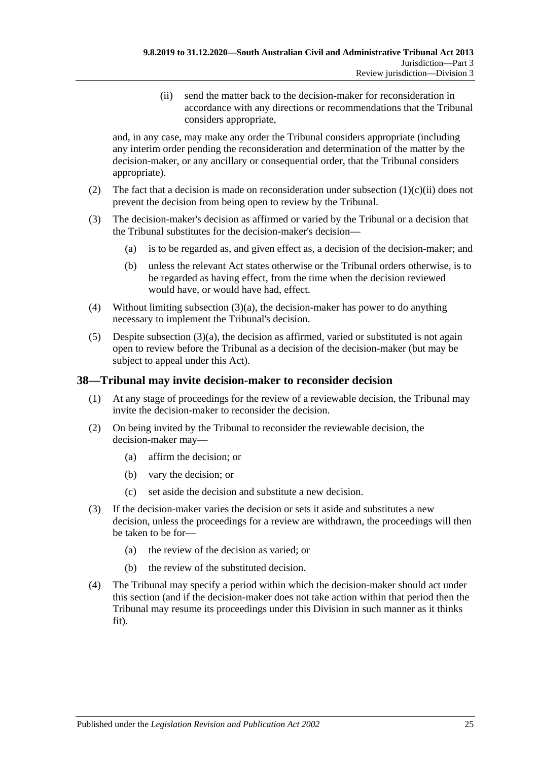(ii) send the matter back to the decision-maker for reconsideration in accordance with any directions or recommendations that the Tribunal considers appropriate,

and, in any case, may make any order the Tribunal considers appropriate (including any interim order pending the reconsideration and determination of the matter by the decision-maker, or any ancillary or consequential order, that the Tribunal considers appropriate).

(2) The fact that a decision is made on reconsideration under subsection (1)(c)(ii) does not prevent the decision from being open to review by the Tribunal.

(3) The decision-maker's decision as affirmed or varied by the Tribunal or a decision that the Tribunal substitutes for the decision-maker's decision—

(a) is to be regarded as, and given effect as, a decision of the decision-maker; and

(b) unless the relevant Act states otherwise or the Tribunal orders otherwise, is to be regarded as having effect, from the time when the decision reviewed would have, or would have had, effect.

(4) Without limiting subsection (3)(a), the decision-maker has power to do anything necessary to implement the Tribunal's decision.

(5) Despite subsection (3)(a), the decision as affirmed, varied or substituted is not again open to review before the Tribunal as a decision of the decision-maker (but may be subject to appeal under this Act).

## 38—Tribunal may invite decision-maker to reconsider decision

(1) At any stage of proceedings for the review of a reviewable decision, the Tribunal may invite the decision-maker to reconsider the decision.

(2) On being invited by the Tribunal to reconsider the reviewable decision, the decision-maker may—

(a) affirm the decision; or

(b) vary the decision; or

(c) set aside the decision and substitute a new decision.

(3) If the decision-maker varies the decision or sets it aside and substitutes a new decision, unless the proceedings for a review are withdrawn, the proceedings will then be taken to be for—

(a) the review of the decision as varied; or

(b) the review of the substituted decision.

(4) The Tribunal may specify a period within which the decision-maker should act under this section (and if the decision-maker does not take action within that period then the Tribunal may resume its proceedings under this Division in such manner as it thinks fit).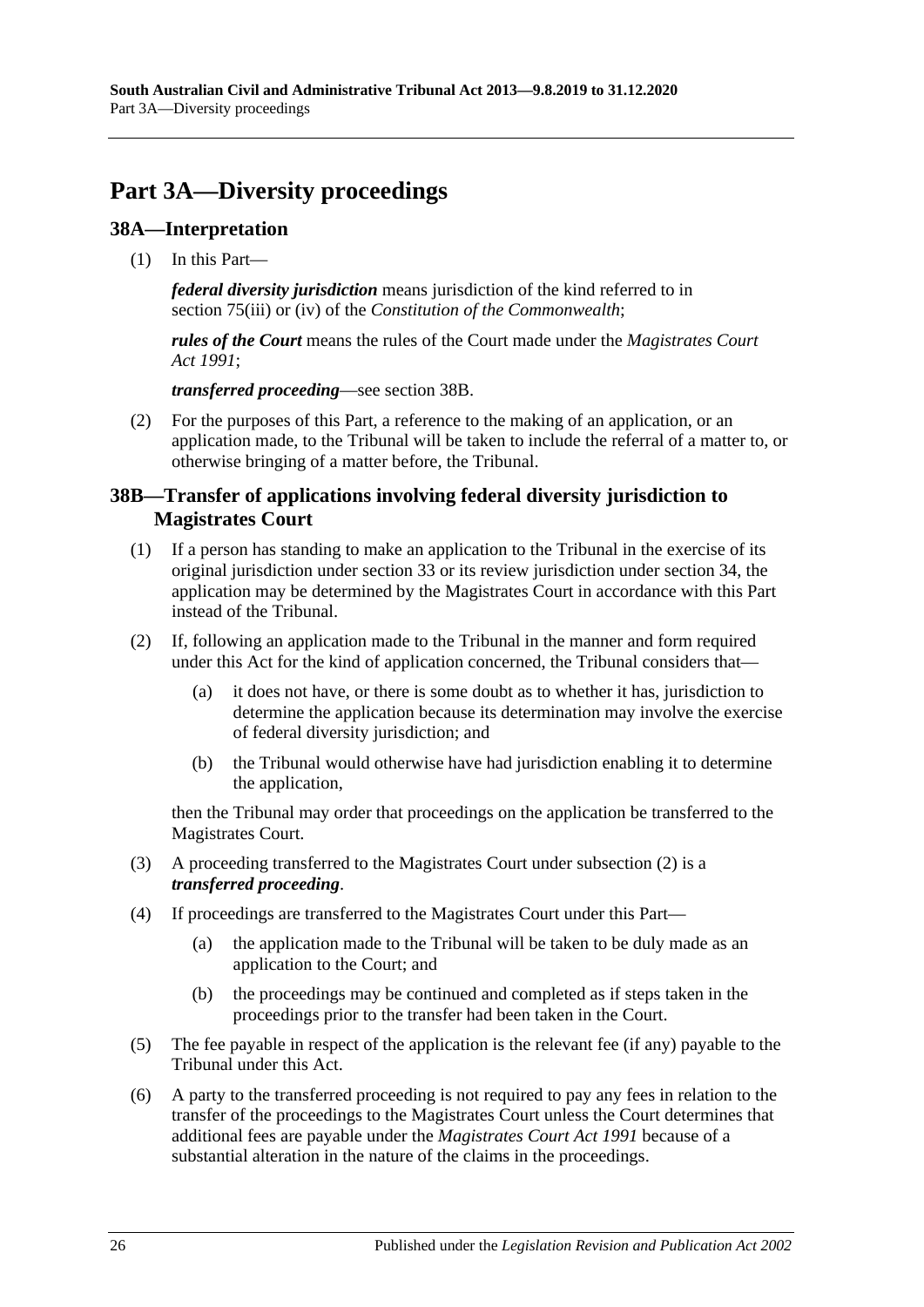# Part 3A—Diversity proceedings

## 38A—Interpretation

(1) In this Part—

***federal diversity jurisdiction*** means jurisdiction of the kind referred to in section 75(iii) or (iv) of the *Constitution of the Commonwealth*;

***rules of the Court*** means the rules of the Court made under the *Magistrates Court Act 1991*;

***transferred proceeding***—see section 38B.

(2) For the purposes of this Part, a reference to the making of an application, or an application made, to the Tribunal will be taken to include the referral of a matter to, or otherwise bringing of a matter before, the Tribunal.

## 38B—Transfer of applications involving federal diversity jurisdiction to Magistrates Court

(1) If a person has standing to make an application to the Tribunal in the exercise of its original jurisdiction under section 33 or its review jurisdiction under section 34, the application may be determined by the Magistrates Court in accordance with this Part instead of the Tribunal.

(2) If, following an application made to the Tribunal in the manner and form required under this Act for the kind of application concerned, the Tribunal considers that—

- (a) it does not have, or there is some doubt as to whether it has, jurisdiction to determine the application because its determination may involve the exercise of federal diversity jurisdiction; and
- (b) the Tribunal would otherwise have had jurisdiction enabling it to determine the application,

then the Tribunal may order that proceedings on the application be transferred to the Magistrates Court.

(3) A proceeding transferred to the Magistrates Court under subsection (2) is a ***transferred proceeding***.

(4) If proceedings are transferred to the Magistrates Court under this Part—

- (a) the application made to the Tribunal will be taken to be duly made as an application to the Court; and
- (b) the proceedings may be continued and completed as if steps taken in the proceedings prior to the transfer had been taken in the Court.

(5) The fee payable in respect of the application is the relevant fee (if any) payable to the Tribunal under this Act.

(6) A party to the transferred proceeding is not required to pay any fees in relation to the transfer of the proceedings to the Magistrates Court unless the Court determines that additional fees are payable under the *Magistrates Court Act 1991* because of a substantial alteration in the nature of the claims in the proceedings.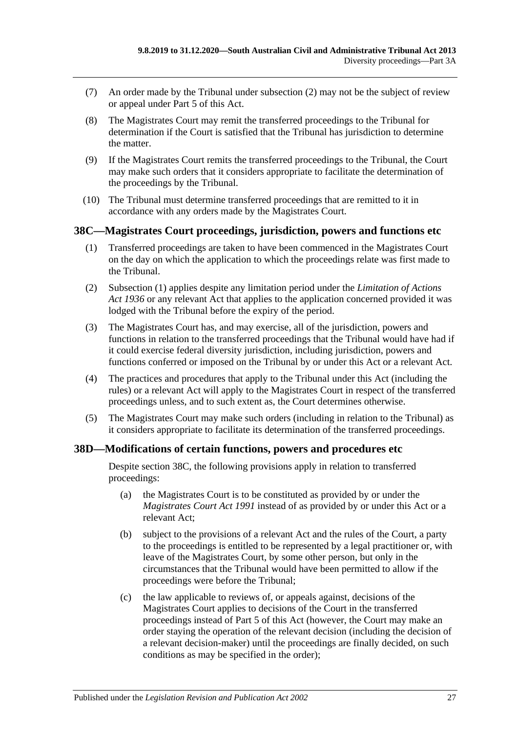(7) An order made by the Tribunal under subsection (2) may not be the subject of review or appeal under Part 5 of this Act.

(8) The Magistrates Court may remit the transferred proceedings to the Tribunal for determination if the Court is satisfied that the Tribunal has jurisdiction to determine the matter.

(9) If the Magistrates Court remits the transferred proceedings to the Tribunal, the Court may make such orders that it considers appropriate to facilitate the determination of the proceedings by the Tribunal.

(10) The Tribunal must determine transferred proceedings that are remitted to it in accordance with any orders made by the Magistrates Court.

## 38C—Magistrates Court proceedings, jurisdiction, powers and functions etc

(1) Transferred proceedings are taken to have been commenced in the Magistrates Court on the day on which the application to which the proceedings relate was first made to the Tribunal.

(2) Subsection (1) applies despite any limitation period under the *Limitation of Actions Act 1936* or any relevant Act that applies to the application concerned provided it was lodged with the Tribunal before the expiry of the period.

(3) The Magistrates Court has, and may exercise, all of the jurisdiction, powers and functions in relation to the transferred proceedings that the Tribunal would have had if it could exercise federal diversity jurisdiction, including jurisdiction, powers and functions conferred or imposed on the Tribunal by or under this Act or a relevant Act.

(4) The practices and procedures that apply to the Tribunal under this Act (including the rules) or a relevant Act will apply to the Magistrates Court in respect of the transferred proceedings unless, and to such extent as, the Court determines otherwise.

(5) The Magistrates Court may make such orders (including in relation to the Tribunal) as it considers appropriate to facilitate its determination of the transferred proceedings.

## 38D—Modifications of certain functions, powers and procedures etc

Despite section 38C, the following provisions apply in relation to transferred proceedings:

(a) the Magistrates Court is to be constituted as provided by or under the *Magistrates Court Act 1991* instead of as provided by or under this Act or a relevant Act;

(b) subject to the provisions of a relevant Act and the rules of the Court, a party to the proceedings is entitled to be represented by a legal practitioner or, with leave of the Magistrates Court, by some other person, but only in the circumstances that the Tribunal would have been permitted to allow if the proceedings were before the Tribunal;

(c) the law applicable to reviews of, or appeals against, decisions of the Magistrates Court applies to decisions of the Court in the transferred proceedings instead of Part 5 of this Act (however, the Court may make an order staying the operation of the relevant decision (including the decision of a relevant decision-maker) until the proceedings are finally decided, on such conditions as may be specified in the order);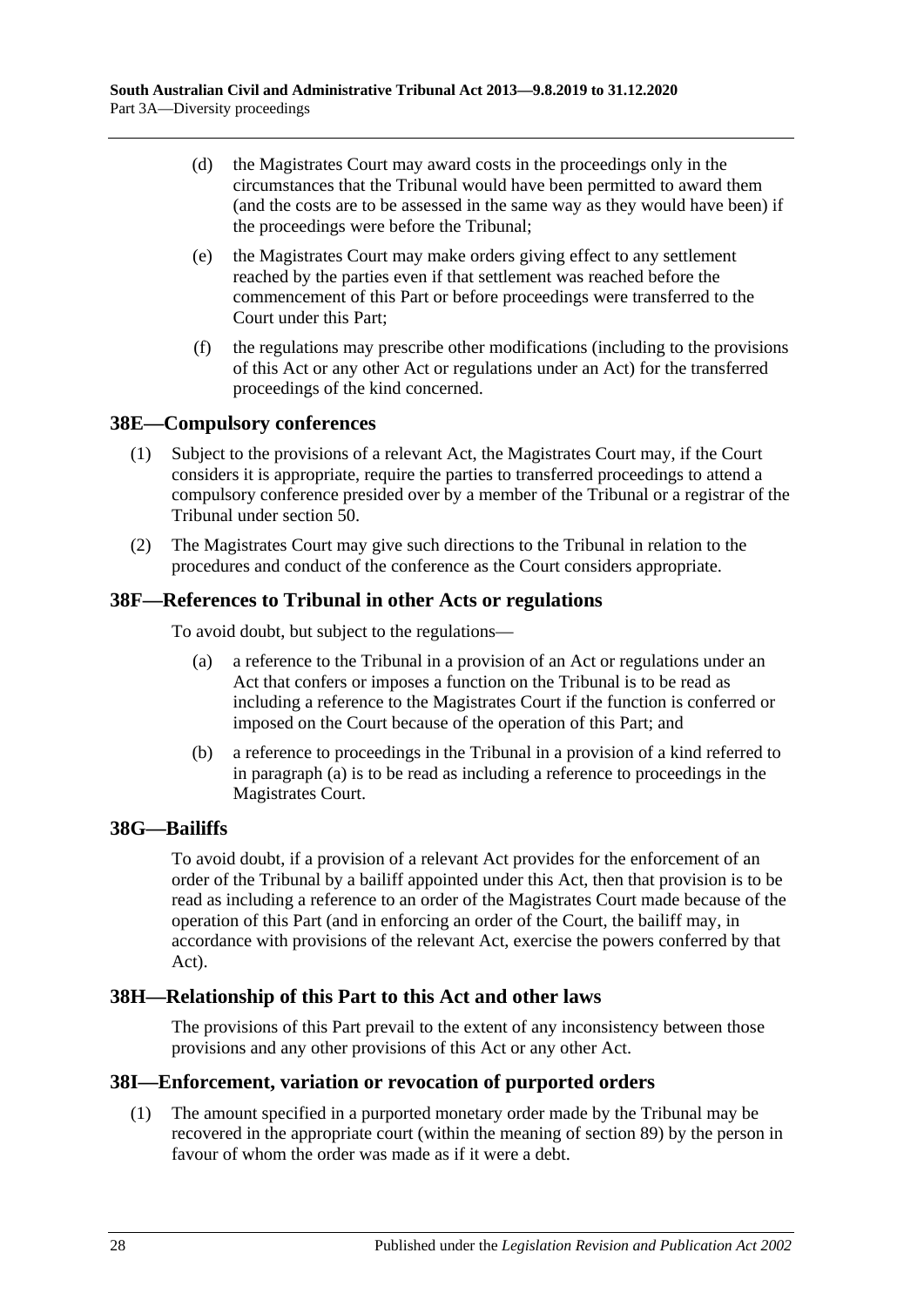(d) the Magistrates Court may award costs in the proceedings only in the circumstances that the Tribunal would have been permitted to award them (and the costs are to be assessed in the same way as they would have been) if the proceedings were before the Tribunal;

(e) the Magistrates Court may make orders giving effect to any settlement reached by the parties even if that settlement was reached before the commencement of this Part or before proceedings were transferred to the Court under this Part;

(f) the regulations may prescribe other modifications (including to the provisions of this Act or any other Act or regulations under an Act) for the transferred proceedings of the kind concerned.

## 38E—Compulsory conferences

(1) Subject to the provisions of a relevant Act, the Magistrates Court may, if the Court considers it is appropriate, require the parties to transferred proceedings to attend a compulsory conference presided over by a member of the Tribunal or a registrar of the Tribunal under section 50.

(2) The Magistrates Court may give such directions to the Tribunal in relation to the procedures and conduct of the conference as the Court considers appropriate.

## 38F—References to Tribunal in other Acts or regulations

To avoid doubt, but subject to the regulations—

(a) a reference to the Tribunal in a provision of an Act or regulations under an Act that confers or imposes a function on the Tribunal is to be read as including a reference to the Magistrates Court if the function is conferred or imposed on the Court because of the operation of this Part; and

(b) a reference to proceedings in the Tribunal in a provision of a kind referred to in paragraph (a) is to be read as including a reference to proceedings in the Magistrates Court.

## 38G—Bailiffs

To avoid doubt, if a provision of a relevant Act provides for the enforcement of an order of the Tribunal by a bailiff appointed under this Act, then that provision is to be read as including a reference to an order of the Magistrates Court made because of the operation of this Part (and in enforcing an order of the Court, the bailiff may, in accordance with provisions of the relevant Act, exercise the powers conferred by that Act).

## 38H—Relationship of this Part to this Act and other laws

The provisions of this Part prevail to the extent of any inconsistency between those provisions and any other provisions of this Act or any other Act.

## 38I—Enforcement, variation or revocation of purported orders

(1) The amount specified in a purported monetary order made by the Tribunal may be recovered in the appropriate court (within the meaning of section 89) by the person in favour of whom the order was made as if it were a debt.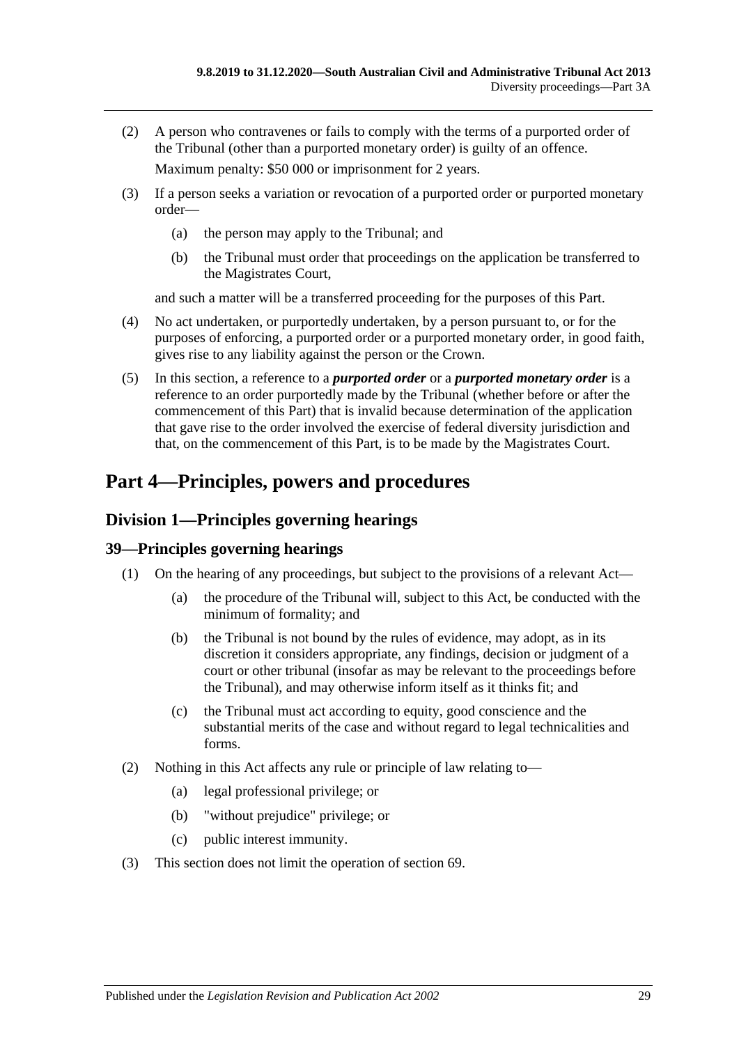(2) A person who contravenes or fails to comply with the terms of a purported order of the Tribunal (other than a purported monetary order) is guilty of an offence.

Maximum penalty: $50 000 or imprisonment for 2 years.

(3) If a person seeks a variation or revocation of a purported order or purported monetary order—

(a) the person may apply to the Tribunal; and

(b) the Tribunal must order that proceedings on the application be transferred to the Magistrates Court,

and such a matter will be a transferred proceeding for the purposes of this Part.

(4) No act undertaken, or purportedly undertaken, by a person pursuant to, or for the purposes of enforcing, a purported order or a purported monetary order, in good faith, gives rise to any liability against the person or the Crown.

(5) In this section, a reference to a ***purported order*** or a ***purported monetary order*** is a reference to an order purportedly made by the Tribunal (whether before or after the commencement of this Part) that is invalid because determination of the application that gave rise to the order involved the exercise of federal diversity jurisdiction and that, on the commencement of this Part, is to be made by the Magistrates Court.

# Part 4—Principles, powers and procedures

## Division 1—Principles governing hearings

### 39—Principles governing hearings

(1) On the hearing of any proceedings, but subject to the provisions of a relevant Act—

(a) the procedure of the Tribunal will, subject to this Act, be conducted with the minimum of formality; and

(b) the Tribunal is not bound by the rules of evidence, may adopt, as in its discretion it considers appropriate, any findings, decision or judgment of a court or other tribunal (insofar as may be relevant to the proceedings before the Tribunal), and may otherwise inform itself as it thinks fit; and

(c) the Tribunal must act according to equity, good conscience and the substantial merits of the case and without regard to legal technicalities and forms.

(2) Nothing in this Act affects any rule or principle of law relating to—

(a) legal professional privilege; or

(b) "without prejudice" privilege; or

(c) public interest immunity.

(3) This section does not limit the operation of section 69.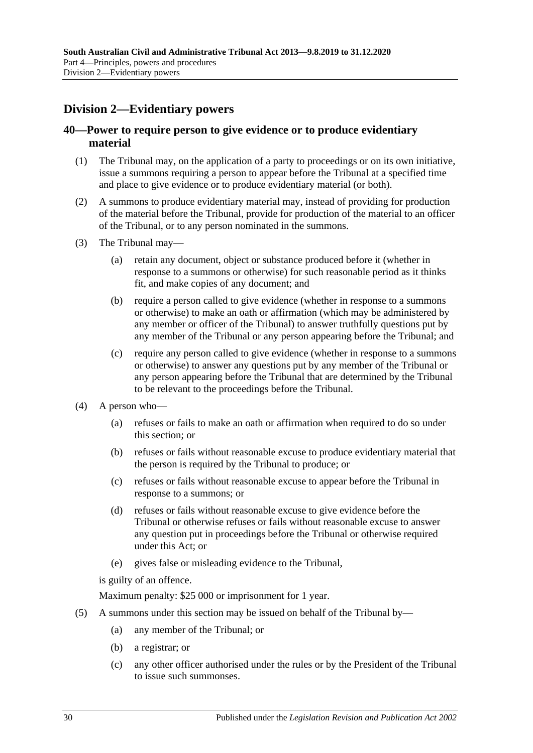## Division 2—Evidentiary powers

### 40—Power to require person to give evidence or to produce evidentiary material

(1) The Tribunal may, on the application of a party to proceedings or on its own initiative, issue a summons requiring a person to appear before the Tribunal at a specified time and place to give evidence or to produce evidentiary material (or both).

(2) A summons to produce evidentiary material may, instead of providing for production of the material before the Tribunal, provide for production of the material to an officer of the Tribunal, or to any person nominated in the summons.

(3) The Tribunal may—

(a) retain any document, object or substance produced before it (whether in response to a summons or otherwise) for such reasonable period as it thinks fit, and make copies of any document; and

(b) require a person called to give evidence (whether in response to a summons or otherwise) to make an oath or affirmation (which may be administered by any member or officer of the Tribunal) to answer truthfully questions put by any member of the Tribunal or any person appearing before the Tribunal; and

(c) require any person called to give evidence (whether in response to a summons or otherwise) to answer any questions put by any member of the Tribunal or any person appearing before the Tribunal that are determined by the Tribunal to be relevant to the proceedings before the Tribunal.

(4) A person who—

(a) refuses or fails to make an oath or affirmation when required to do so under this section; or

(b) refuses or fails without reasonable excuse to produce evidentiary material that the person is required by the Tribunal to produce; or

(c) refuses or fails without reasonable excuse to appear before the Tribunal in response to a summons; or

(d) refuses or fails without reasonable excuse to give evidence before the Tribunal or otherwise refuses or fails without reasonable excuse to answer any question put in proceedings before the Tribunal or otherwise required under this Act; or

(e) gives false or misleading evidence to the Tribunal,

is guilty of an offence.

Maximum penalty: $25 000 or imprisonment for 1 year.

(5) A summons under this section may be issued on behalf of the Tribunal by—

(a) any member of the Tribunal; or

(b) a registrar; or

(c) any other officer authorised under the rules or by the President of the Tribunal to issue such summonses.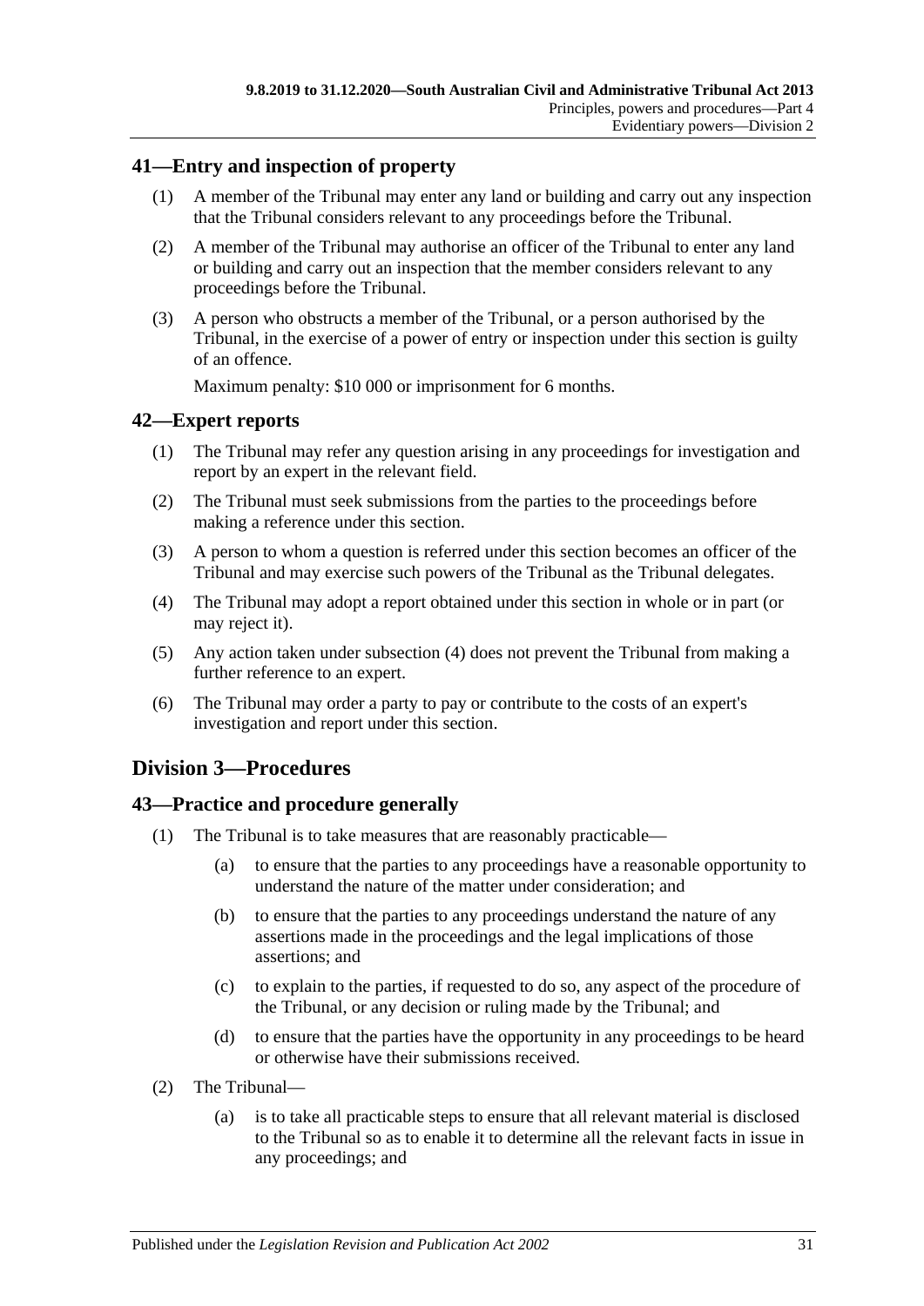## 41—Entry and inspection of property

(1) A member of the Tribunal may enter any land or building and carry out any inspection that the Tribunal considers relevant to any proceedings before the Tribunal.

(2) A member of the Tribunal may authorise an officer of the Tribunal to enter any land or building and carry out an inspection that the member considers relevant to any proceedings before the Tribunal.

(3) A person who obstructs a member of the Tribunal, or a person authorised by the Tribunal, in the exercise of a power of entry or inspection under this section is guilty of an offence.

Maximum penalty: $10 000 or imprisonment for 6 months.

## 42—Expert reports

(1) The Tribunal may refer any question arising in any proceedings for investigation and report by an expert in the relevant field.

(2) The Tribunal must seek submissions from the parties to the proceedings before making a reference under this section.

(3) A person to whom a question is referred under this section becomes an officer of the Tribunal and may exercise such powers of the Tribunal as the Tribunal delegates.

(4) The Tribunal may adopt a report obtained under this section in whole or in part (or may reject it).

(5) Any action taken under subsection (4) does not prevent the Tribunal from making a further reference to an expert.

(6) The Tribunal may order a party to pay or contribute to the costs of an expert's investigation and report under this section.

# Division 3—Procedures

## 43—Practice and procedure generally

(1) The Tribunal is to take measures that are reasonably practicable—

- (a) to ensure that the parties to any proceedings have a reasonable opportunity to understand the nature of the matter under consideration; and
- (b) to ensure that the parties to any proceedings understand the nature of any assertions made in the proceedings and the legal implications of those assertions; and
- (c) to explain to the parties, if requested to do so, any aspect of the procedure of the Tribunal, or any decision or ruling made by the Tribunal; and
- (d) to ensure that the parties have the opportunity in any proceedings to be heard or otherwise have their submissions received.

(2) The Tribunal—

- (a) is to take all practicable steps to ensure that all relevant material is disclosed to the Tribunal so as to enable it to determine all the relevant facts in issue in any proceedings; and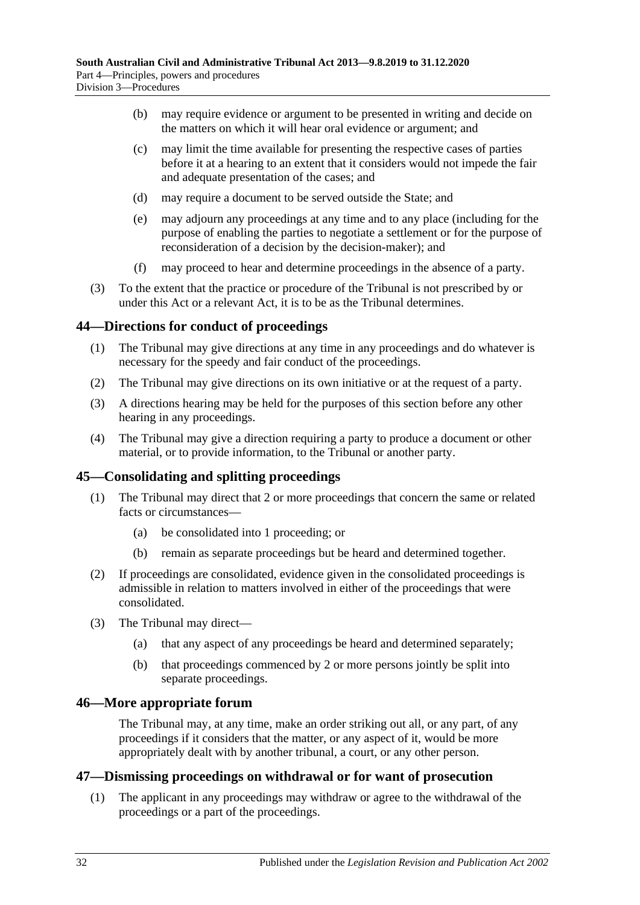(b) may require evidence or argument to be presented in writing and decide on the matters on which it will hear oral evidence or argument; and

(c) may limit the time available for presenting the respective cases of parties before it at a hearing to an extent that it considers would not impede the fair and adequate presentation of the cases; and

(d) may require a document to be served outside the State; and

(e) may adjourn any proceedings at any time and to any place (including for the purpose of enabling the parties to negotiate a settlement or for the purpose of reconsideration of a decision by the decision-maker); and

(f) may proceed to hear and determine proceedings in the absence of a party.

(3) To the extent that the practice or procedure of the Tribunal is not prescribed by or under this Act or a relevant Act, it is to be as the Tribunal determines.

## 44—Directions for conduct of proceedings

(1) The Tribunal may give directions at any time in any proceedings and do whatever is necessary for the speedy and fair conduct of the proceedings.

(2) The Tribunal may give directions on its own initiative or at the request of a party.

(3) A directions hearing may be held for the purposes of this section before any other hearing in any proceedings.

(4) The Tribunal may give a direction requiring a party to produce a document or other material, or to provide information, to the Tribunal or another party.

## 45—Consolidating and splitting proceedings

(1) The Tribunal may direct that 2 or more proceedings that concern the same or related facts or circumstances—

(a) be consolidated into 1 proceeding; or

(b) remain as separate proceedings but be heard and determined together.

(2) If proceedings are consolidated, evidence given in the consolidated proceedings is admissible in relation to matters involved in either of the proceedings that were consolidated.

(3) The Tribunal may direct—

(a) that any aspect of any proceedings be heard and determined separately;

(b) that proceedings commenced by 2 or more persons jointly be split into separate proceedings.

## 46—More appropriate forum

The Tribunal may, at any time, make an order striking out all, or any part, of any proceedings if it considers that the matter, or any aspect of it, would be more appropriately dealt with by another tribunal, a court, or any other person.

## 47—Dismissing proceedings on withdrawal or for want of prosecution

(1) The applicant in any proceedings may withdraw or agree to the withdrawal of the proceedings or a part of the proceedings.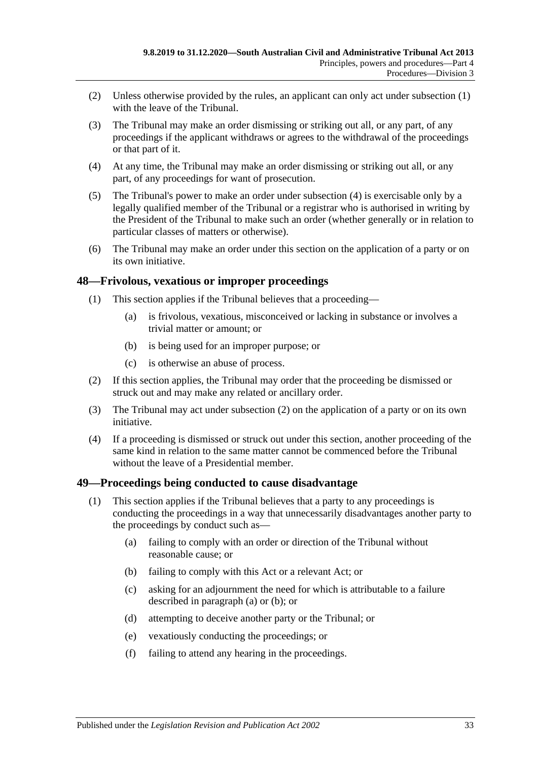(2) Unless otherwise provided by the rules, an applicant can only act under subsection (1) with the leave of the Tribunal.

(3) The Tribunal may make an order dismissing or striking out all, or any part, of any proceedings if the applicant withdraws or agrees to the withdrawal of the proceedings or that part of it.

(4) At any time, the Tribunal may make an order dismissing or striking out all, or any part, of any proceedings for want of prosecution.

(5) The Tribunal's power to make an order under subsection (4) is exercisable only by a legally qualified member of the Tribunal or a registrar who is authorised in writing by the President of the Tribunal to make such an order (whether generally or in relation to particular classes of matters or otherwise).

(6) The Tribunal may make an order under this section on the application of a party or on its own initiative.

## 48—Frivolous, vexatious or improper proceedings

(1) This section applies if the Tribunal believes that a proceeding—

(a) is frivolous, vexatious, misconceived or lacking in substance or involves a trivial matter or amount; or

(b) is being used for an improper purpose; or

(c) is otherwise an abuse of process.

(2) If this section applies, the Tribunal may order that the proceeding be dismissed or struck out and may make any related or ancillary order.

(3) The Tribunal may act under subsection (2) on the application of a party or on its own initiative.

(4) If a proceeding is dismissed or struck out under this section, another proceeding of the same kind in relation to the same matter cannot be commenced before the Tribunal without the leave of a Presidential member.

## 49—Proceedings being conducted to cause disadvantage

(1) This section applies if the Tribunal believes that a party to any proceedings is conducting the proceedings in a way that unnecessarily disadvantages another party to the proceedings by conduct such as—

(a) failing to comply with an order or direction of the Tribunal without reasonable cause; or

(b) failing to comply with this Act or a relevant Act; or

(c) asking for an adjournment the need for which is attributable to a failure described in paragraph (a) or (b); or

(d) attempting to deceive another party or the Tribunal; or

(e) vexatiously conducting the proceedings; or

(f) failing to attend any hearing in the proceedings.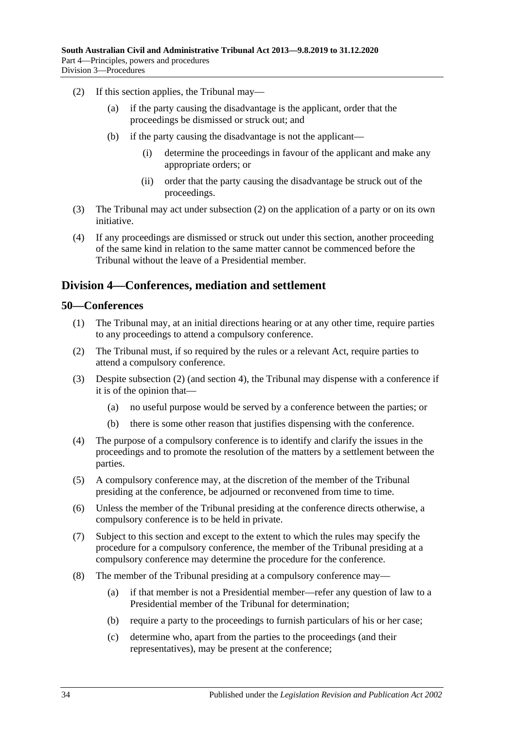(2) If this section applies, the Tribunal may—

(a) if the party causing the disadvantage is the applicant, order that the proceedings be dismissed or struck out; and

(b) if the party causing the disadvantage is not the applicant—

(i) determine the proceedings in favour of the applicant and make any appropriate orders; or

(ii) order that the party causing the disadvantage be struck out of the proceedings.

(3) The Tribunal may act under subsection (2) on the application of a party or on its own initiative.

(4) If any proceedings are dismissed or struck out under this section, another proceeding of the same kind in relation to the same matter cannot be commenced before the Tribunal without the leave of a Presidential member.

## Division 4—Conferences, mediation and settlement

### 50—Conferences

(1) The Tribunal may, at an initial directions hearing or at any other time, require parties to any proceedings to attend a compulsory conference.

(2) The Tribunal must, if so required by the rules or a relevant Act, require parties to attend a compulsory conference.

(3) Despite subsection (2) (and section 4), the Tribunal may dispense with a conference if it is of the opinion that—

(a) no useful purpose would be served by a conference between the parties; or

(b) there is some other reason that justifies dispensing with the conference.

(4) The purpose of a compulsory conference is to identify and clarify the issues in the proceedings and to promote the resolution of the matters by a settlement between the parties.

(5) A compulsory conference may, at the discretion of the member of the Tribunal presiding at the conference, be adjourned or reconvened from time to time.

(6) Unless the member of the Tribunal presiding at the conference directs otherwise, a compulsory conference is to be held in private.

(7) Subject to this section and except to the extent to which the rules may specify the procedure for a compulsory conference, the member of the Tribunal presiding at a compulsory conference may determine the procedure for the conference.

(8) The member of the Tribunal presiding at a compulsory conference may—

(a) if that member is not a Presidential member—refer any question of law to a Presidential member of the Tribunal for determination;

(b) require a party to the proceedings to furnish particulars of his or her case;

(c) determine who, apart from the parties to the proceedings (and their representatives), may be present at the conference;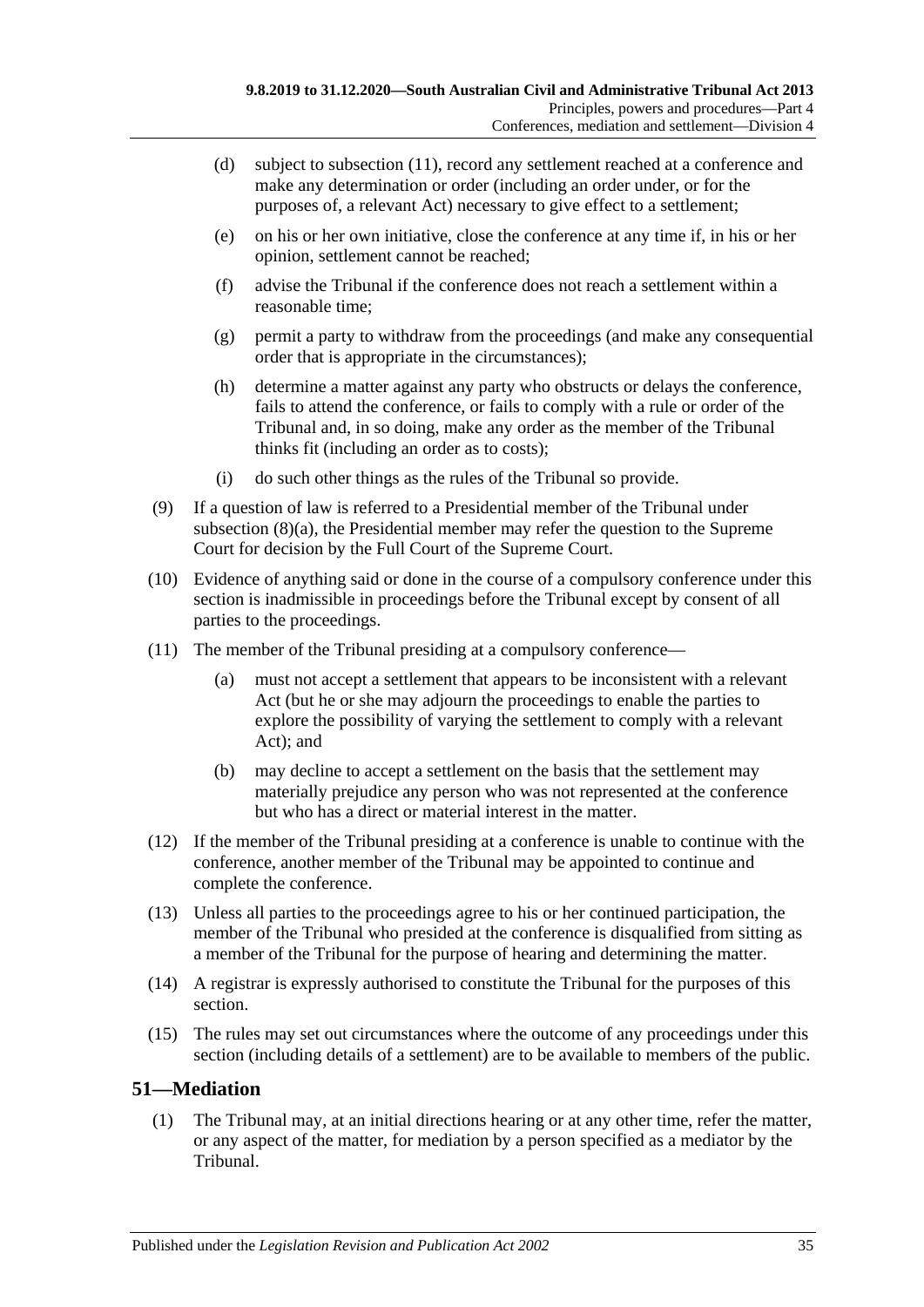(d) subject to subsection (11), record any settlement reached at a conference and make any determination or order (including an order under, or for the purposes of, a relevant Act) necessary to give effect to a settlement;

(e) on his or her own initiative, close the conference at any time if, in his or her opinion, settlement cannot be reached;

(f) advise the Tribunal if the conference does not reach a settlement within a reasonable time;

(g) permit a party to withdraw from the proceedings (and make any consequential order that is appropriate in the circumstances);

(h) determine a matter against any party who obstructs or delays the conference, fails to attend the conference, or fails to comply with a rule or order of the Tribunal and, in so doing, make any order as the member of the Tribunal thinks fit (including an order as to costs);

(i) do such other things as the rules of the Tribunal so provide.

(9) If a question of law is referred to a Presidential member of the Tribunal under subsection (8)(a), the Presidential member may refer the question to the Supreme Court for decision by the Full Court of the Supreme Court.

(10) Evidence of anything said or done in the course of a compulsory conference under this section is inadmissible in proceedings before the Tribunal except by consent of all parties to the proceedings.

(11) The member of the Tribunal presiding at a compulsory conference—

(a) must not accept a settlement that appears to be inconsistent with a relevant Act (but he or she may adjourn the proceedings to enable the parties to explore the possibility of varying the settlement to comply with a relevant Act); and

(b) may decline to accept a settlement on the basis that the settlement may materially prejudice any person who was not represented at the conference but who has a direct or material interest in the matter.

(12) If the member of the Tribunal presiding at a conference is unable to continue with the conference, another member of the Tribunal may be appointed to continue and complete the conference.

(13) Unless all parties to the proceedings agree to his or her continued participation, the member of the Tribunal who presided at the conference is disqualified from sitting as a member of the Tribunal for the purpose of hearing and determining the matter.

(14) A registrar is expressly authorised to constitute the Tribunal for the purposes of this section.

(15) The rules may set out circumstances where the outcome of any proceedings under this section (including details of a settlement) are to be available to members of the public.

## 51—Mediation

(1) The Tribunal may, at an initial directions hearing or at any other time, refer the matter, or any aspect of the matter, for mediation by a person specified as a mediator by the Tribunal.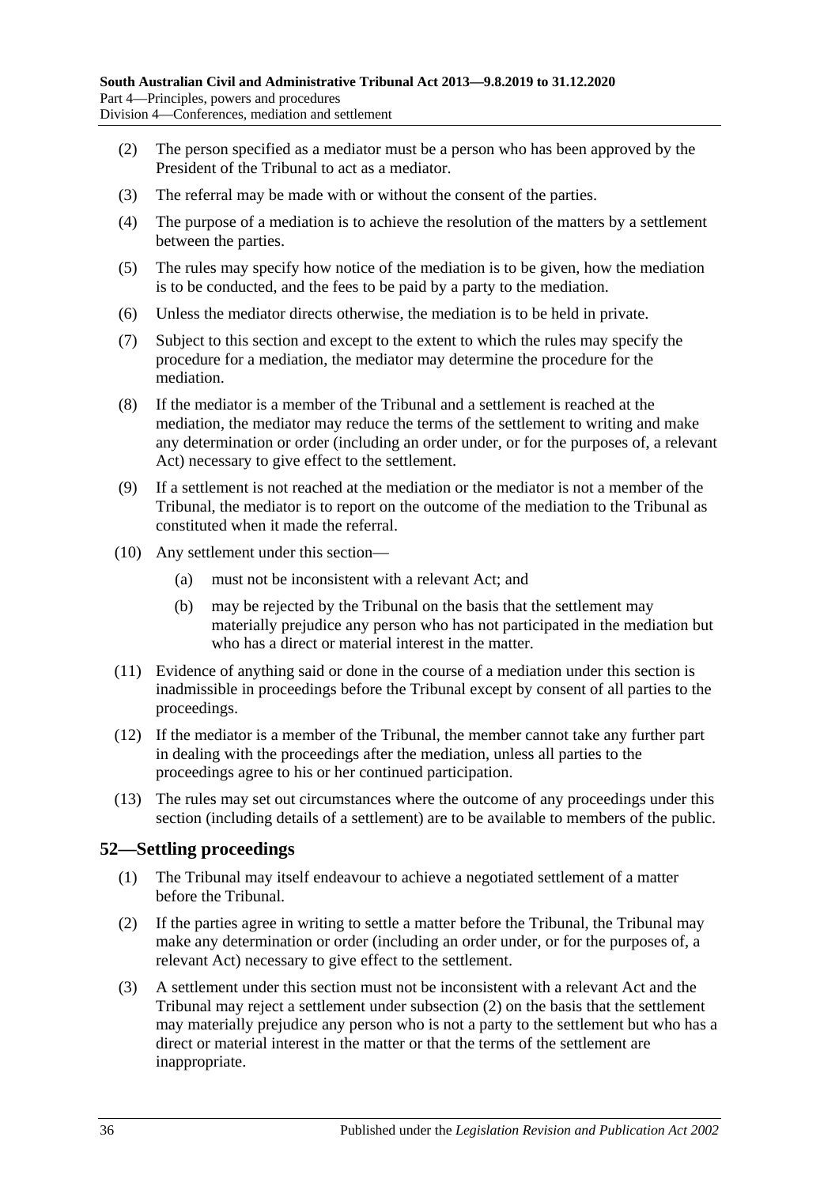(2) The person specified as a mediator must be a person who has been approved by the President of the Tribunal to act as a mediator.

(3) The referral may be made with or without the consent of the parties.

(4) The purpose of a mediation is to achieve the resolution of the matters by a settlement between the parties.

(5) The rules may specify how notice of the mediation is to be given, how the mediation is to be conducted, and the fees to be paid by a party to the mediation.

(6) Unless the mediator directs otherwise, the mediation is to be held in private.

(7) Subject to this section and except to the extent to which the rules may specify the procedure for a mediation, the mediator may determine the procedure for the mediation.

(8) If the mediator is a member of the Tribunal and a settlement is reached at the mediation, the mediator may reduce the terms of the settlement to writing and make any determination or order (including an order under, or for the purposes of, a relevant Act) necessary to give effect to the settlement.

(9) If a settlement is not reached at the mediation or the mediator is not a member of the Tribunal, the mediator is to report on the outcome of the mediation to the Tribunal as constituted when it made the referral.

(10) Any settlement under this section—

(a) must not be inconsistent with a relevant Act; and

(b) may be rejected by the Tribunal on the basis that the settlement may materially prejudice any person who has not participated in the mediation but who has a direct or material interest in the matter.

(11) Evidence of anything said or done in the course of a mediation under this section is inadmissible in proceedings before the Tribunal except by consent of all parties to the proceedings.

(12) If the mediator is a member of the Tribunal, the member cannot take any further part in dealing with the proceedings after the mediation, unless all parties to the proceedings agree to his or her continued participation.

(13) The rules may set out circumstances where the outcome of any proceedings under this section (including details of a settlement) are to be available to members of the public.

## 52—Settling proceedings

(1) The Tribunal may itself endeavour to achieve a negotiated settlement of a matter before the Tribunal.

(2) If the parties agree in writing to settle a matter before the Tribunal, the Tribunal may make any determination or order (including an order under, or for the purposes of, a relevant Act) necessary to give effect to the settlement.

(3) A settlement under this section must not be inconsistent with a relevant Act and the Tribunal may reject a settlement under subsection (2) on the basis that the settlement may materially prejudice any person who is not a party to the settlement but who has a direct or material interest in the matter or that the terms of the settlement are inappropriate.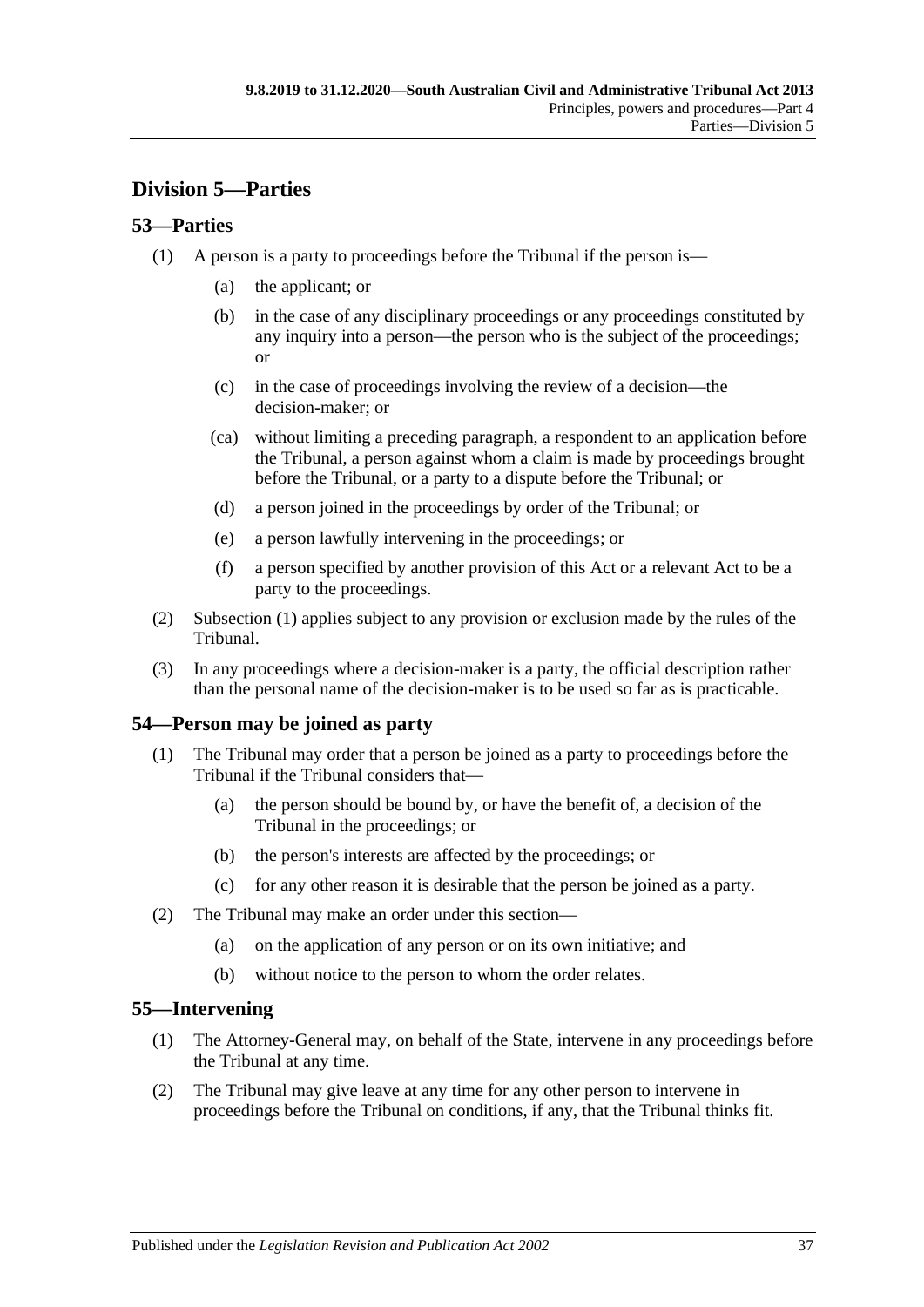## Division 5—Parties

### 53—Parties

(1) A person is a party to proceedings before the Tribunal if the person is—

- (a) the applicant; or
- (b) in the case of any disciplinary proceedings or any proceedings constituted by any inquiry into a person—the person who is the subject of the proceedings; or
- (c) in the case of proceedings involving the review of a decision—the decision-maker; or
- (ca) without limiting a preceding paragraph, a respondent to an application before the Tribunal, a person against whom a claim is made by proceedings brought before the Tribunal, or a party to a dispute before the Tribunal; or
- (d) a person joined in the proceedings by order of the Tribunal; or
- (e) a person lawfully intervening in the proceedings; or
- (f) a person specified by another provision of this Act or a relevant Act to be a party to the proceedings.

(2) Subsection (1) applies subject to any provision or exclusion made by the rules of the Tribunal.

(3) In any proceedings where a decision-maker is a party, the official description rather than the personal name of the decision-maker is to be used so far as is practicable.

### 54—Person may be joined as party

(1) The Tribunal may order that a person be joined as a party to proceedings before the Tribunal if the Tribunal considers that—

- (a) the person should be bound by, or have the benefit of, a decision of the Tribunal in the proceedings; or
- (b) the person's interests are affected by the proceedings; or
- (c) for any other reason it is desirable that the person be joined as a party.

(2) The Tribunal may make an order under this section—

- (a) on the application of any person or on its own initiative; and
- (b) without notice to the person to whom the order relates.

### 55—Intervening

(1) The Attorney-General may, on behalf of the State, intervene in any proceedings before the Tribunal at any time.

(2) The Tribunal may give leave at any time for any other person to intervene in proceedings before the Tribunal on conditions, if any, that the Tribunal thinks fit.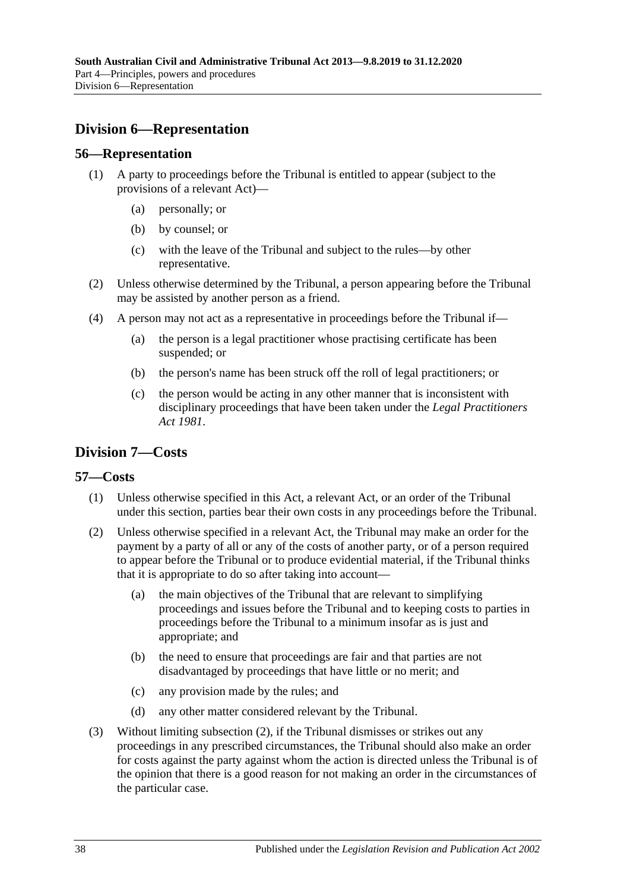## Division 6—Representation

### 56—Representation

(1) A party to proceedings before the Tribunal is entitled to appear (subject to the provisions of a relevant Act)—

(a) personally; or

(b) by counsel; or

(c) with the leave of the Tribunal and subject to the rules—by other representative.

(2) Unless otherwise determined by the Tribunal, a person appearing before the Tribunal may be assisted by another person as a friend.

(4) A person may not act as a representative in proceedings before the Tribunal if—

(a) the person is a legal practitioner whose practising certificate has been suspended; or

(b) the person's name has been struck off the roll of legal practitioners; or

(c) the person would be acting in any other manner that is inconsistent with disciplinary proceedings that have been taken under the *Legal Practitioners Act 1981*.

## Division 7—Costs

### 57—Costs

(1) Unless otherwise specified in this Act, a relevant Act, or an order of the Tribunal under this section, parties bear their own costs in any proceedings before the Tribunal.

(2) Unless otherwise specified in a relevant Act, the Tribunal may make an order for the payment by a party of all or any of the costs of another party, or of a person required to appear before the Tribunal or to produce evidential material, if the Tribunal thinks that it is appropriate to do so after taking into account—

(a) the main objectives of the Tribunal that are relevant to simplifying proceedings and issues before the Tribunal and to keeping costs to parties in proceedings before the Tribunal to a minimum insofar as is just and appropriate; and

(b) the need to ensure that proceedings are fair and that parties are not disadvantaged by proceedings that have little or no merit; and

(c) any provision made by the rules; and

(d) any other matter considered relevant by the Tribunal.

(3) Without limiting subsection (2), if the Tribunal dismisses or strikes out any proceedings in any prescribed circumstances, the Tribunal should also make an order for costs against the party against whom the action is directed unless the Tribunal is of the opinion that there is a good reason for not making an order in the circumstances of the particular case.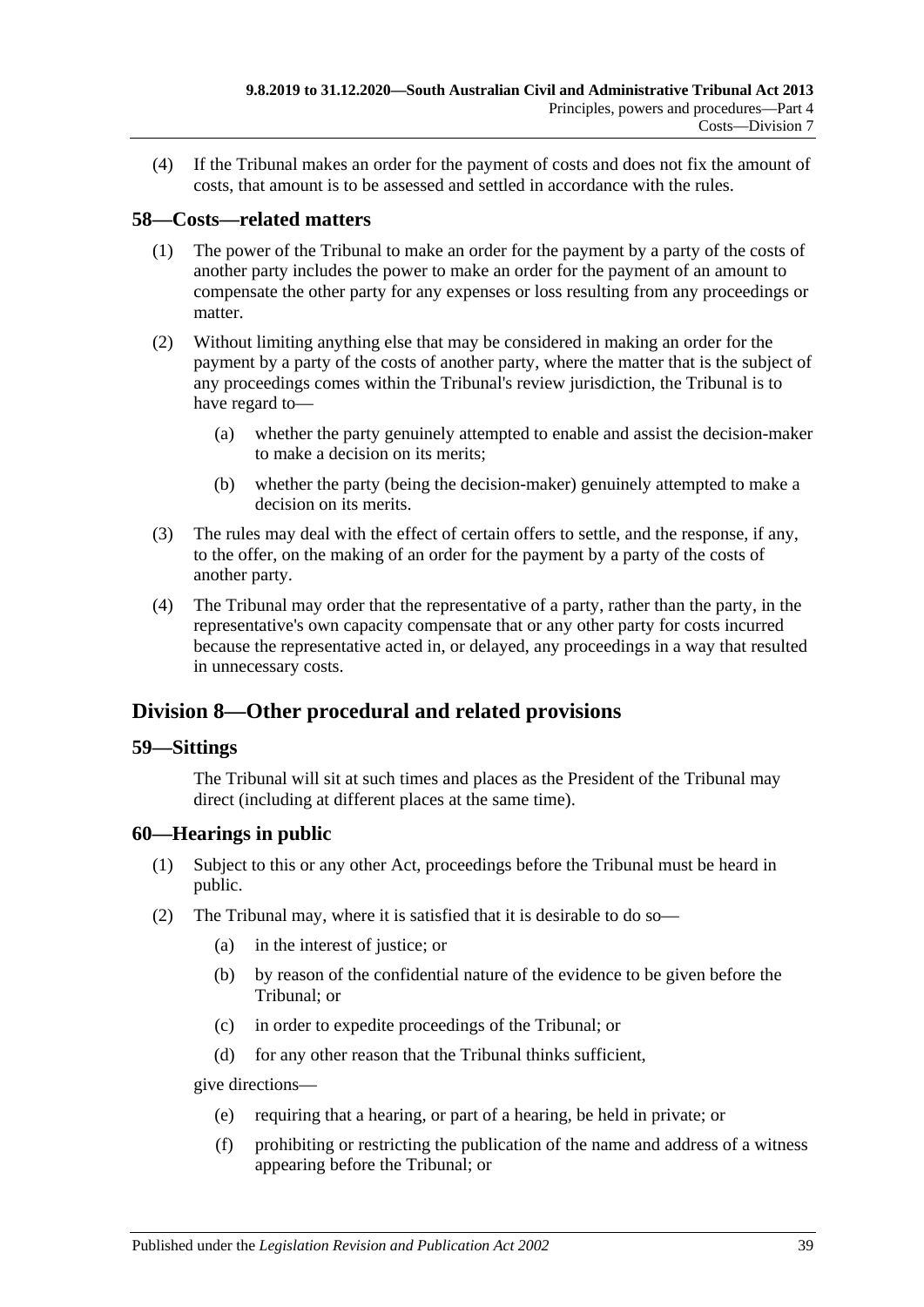(4) If the Tribunal makes an order for the payment of costs and does not fix the amount of costs, that amount is to be assessed and settled in accordance with the rules.

## 58—Costs—related matters

(1) The power of the Tribunal to make an order for the payment by a party of the costs of another party includes the power to make an order for the payment of an amount to compensate the other party for any expenses or loss resulting from any proceedings or matter.

(2) Without limiting anything else that may be considered in making an order for the payment by a party of the costs of another party, where the matter that is the subject of any proceedings comes within the Tribunal's review jurisdiction, the Tribunal is to have regard to—

(a) whether the party genuinely attempted to enable and assist the decision-maker to make a decision on its merits;

(b) whether the party (being the decision-maker) genuinely attempted to make a decision on its merits.

(3) The rules may deal with the effect of certain offers to settle, and the response, if any, to the offer, on the making of an order for the payment by a party of the costs of another party.

(4) The Tribunal may order that the representative of a party, rather than the party, in the representative's own capacity compensate that or any other party for costs incurred because the representative acted in, or delayed, any proceedings in a way that resulted in unnecessary costs.

# Division 8—Other procedural and related provisions

## 59—Sittings

The Tribunal will sit at such times and places as the President of the Tribunal may direct (including at different places at the same time).

## 60—Hearings in public

(1) Subject to this or any other Act, proceedings before the Tribunal must be heard in public.

(2) The Tribunal may, where it is satisfied that it is desirable to do so—

(a) in the interest of justice; or

(b) by reason of the confidential nature of the evidence to be given before the Tribunal; or

(c) in order to expedite proceedings of the Tribunal; or

(d) for any other reason that the Tribunal thinks sufficient,

give directions—

(e) requiring that a hearing, or part of a hearing, be held in private; or

(f) prohibiting or restricting the publication of the name and address of a witness appearing before the Tribunal; or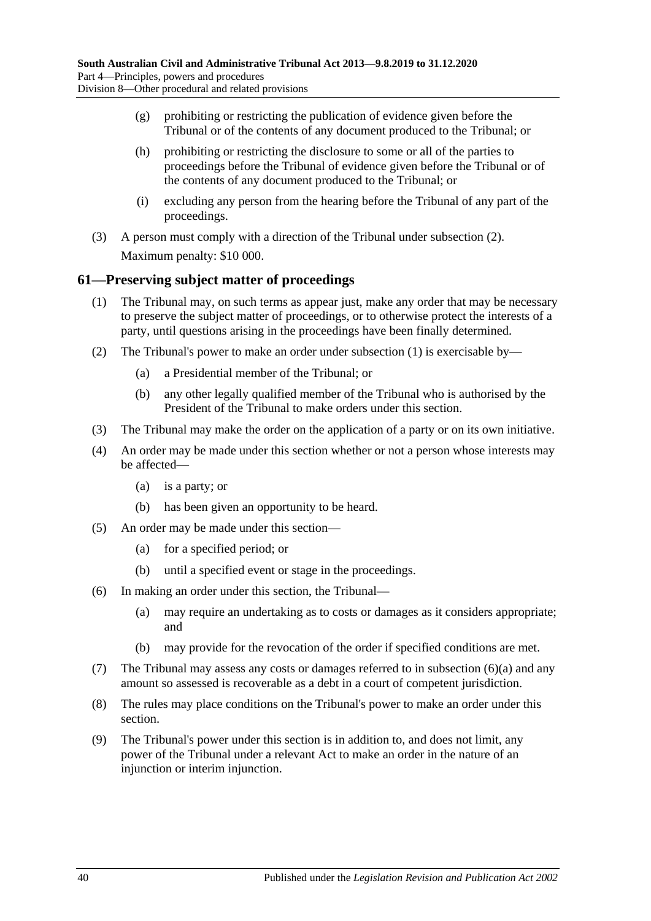(g) prohibiting or restricting the publication of evidence given before the Tribunal or of the contents of any document produced to the Tribunal; or

(h) prohibiting or restricting the disclosure to some or all of the parties to proceedings before the Tribunal of evidence given before the Tribunal or of the contents of any document produced to the Tribunal; or

(i) excluding any person from the hearing before the Tribunal of any part of the proceedings.

(3) A person must comply with a direction of the Tribunal under subsection (2).

Maximum penalty: $10 000.

## 61—Preserving subject matter of proceedings

(1) The Tribunal may, on such terms as appear just, make any order that may be necessary to preserve the subject matter of proceedings, or to otherwise protect the interests of a party, until questions arising in the proceedings have been finally determined.

(2) The Tribunal's power to make an order under subsection (1) is exercisable by—

(a) a Presidential member of the Tribunal; or

(b) any other legally qualified member of the Tribunal who is authorised by the President of the Tribunal to make orders under this section.

(3) The Tribunal may make the order on the application of a party or on its own initiative.

(4) An order may be made under this section whether or not a person whose interests may be affected—

(a) is a party; or

(b) has been given an opportunity to be heard.

(5) An order may be made under this section—

(a) for a specified period; or

(b) until a specified event or stage in the proceedings.

(6) In making an order under this section, the Tribunal—

(a) may require an undertaking as to costs or damages as it considers appropriate; and

(b) may provide for the revocation of the order if specified conditions are met.

(7) The Tribunal may assess any costs or damages referred to in subsection (6)(a) and any amount so assessed is recoverable as a debt in a court of competent jurisdiction.

(8) The rules may place conditions on the Tribunal's power to make an order under this section.

(9) The Tribunal's power under this section is in addition to, and does not limit, any power of the Tribunal under a relevant Act to make an order in the nature of an injunction or interim injunction.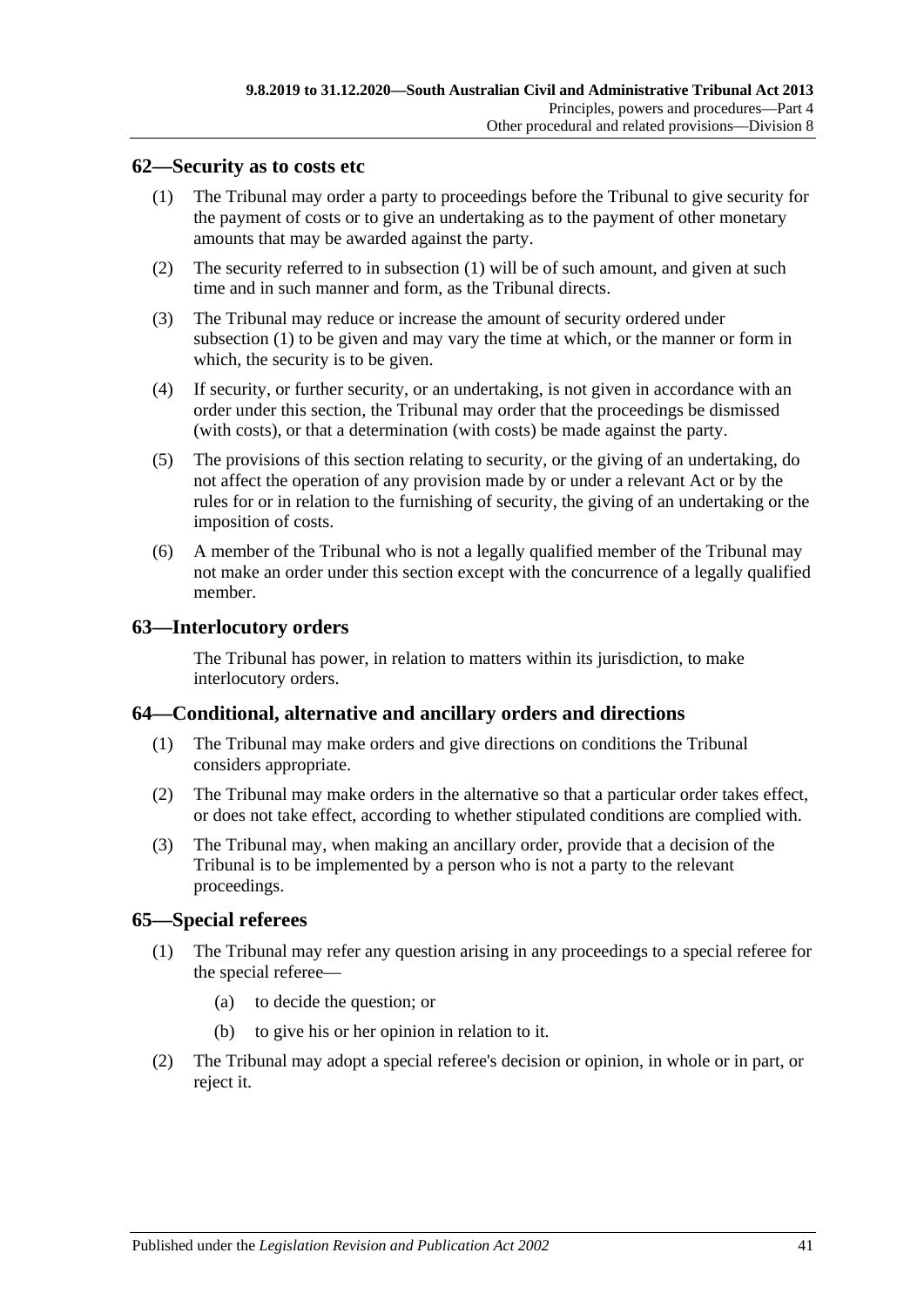## 62—Security as to costs etc

(1) The Tribunal may order a party to proceedings before the Tribunal to give security for the payment of costs or to give an undertaking as to the payment of other monetary amounts that may be awarded against the party.

(2) The security referred to in subsection (1) will be of such amount, and given at such time and in such manner and form, as the Tribunal directs.

(3) The Tribunal may reduce or increase the amount of security ordered under subsection (1) to be given and may vary the time at which, or the manner or form in which, the security is to be given.

(4) If security, or further security, or an undertaking, is not given in accordance with an order under this section, the Tribunal may order that the proceedings be dismissed (with costs), or that a determination (with costs) be made against the party.

(5) The provisions of this section relating to security, or the giving of an undertaking, do not affect the operation of any provision made by or under a relevant Act or by the rules for or in relation to the furnishing of security, the giving of an undertaking or the imposition of costs.

(6) A member of the Tribunal who is not a legally qualified member of the Tribunal may not make an order under this section except with the concurrence of a legally qualified member.

## 63—Interlocutory orders

The Tribunal has power, in relation to matters within its jurisdiction, to make interlocutory orders.

## 64—Conditional, alternative and ancillary orders and directions

(1) The Tribunal may make orders and give directions on conditions the Tribunal considers appropriate.

(2) The Tribunal may make orders in the alternative so that a particular order takes effect, or does not take effect, according to whether stipulated conditions are complied with.

(3) The Tribunal may, when making an ancillary order, provide that a decision of the Tribunal is to be implemented by a person who is not a party to the relevant proceedings.

## 65—Special referees

(1) The Tribunal may refer any question arising in any proceedings to a special referee for the special referee—

  (a) to decide the question; or

  (b) to give his or her opinion in relation to it.

(2) The Tribunal may adopt a special referee's decision or opinion, in whole or in part, or reject it.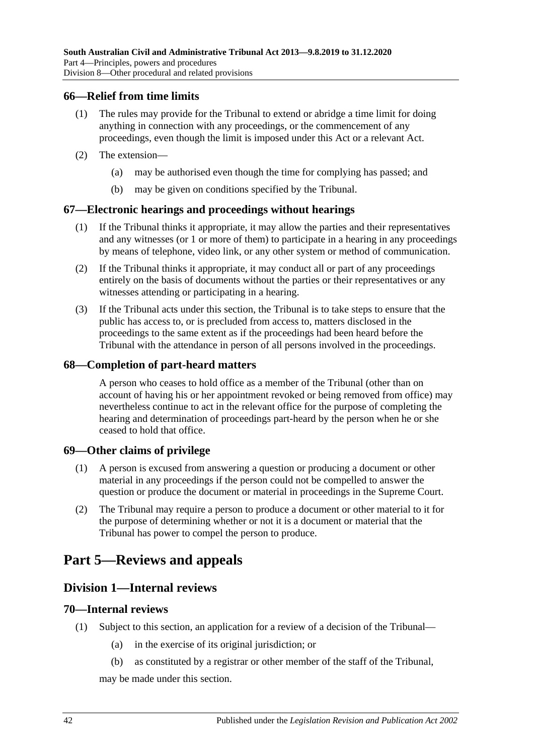### 66—Relief from time limits

(1) The rules may provide for the Tribunal to extend or abridge a time limit for doing anything in connection with any proceedings, or the commencement of any proceedings, even though the limit is imposed under this Act or a relevant Act.

(2) The extension—

  (a) may be authorised even though the time for complying has passed; and

  (b) may be given on conditions specified by the Tribunal.

### 67—Electronic hearings and proceedings without hearings

(1) If the Tribunal thinks it appropriate, it may allow the parties and their representatives and any witnesses (or 1 or more of them) to participate in a hearing in any proceedings by means of telephone, video link, or any other system or method of communication.

(2) If the Tribunal thinks it appropriate, it may conduct all or part of any proceedings entirely on the basis of documents without the parties or their representatives or any witnesses attending or participating in a hearing.

(3) If the Tribunal acts under this section, the Tribunal is to take steps to ensure that the public has access to, or is precluded from access to, matters disclosed in the proceedings to the same extent as if the proceedings had been heard before the Tribunal with the attendance in person of all persons involved in the proceedings.

### 68—Completion of part-heard matters

A person who ceases to hold office as a member of the Tribunal (other than on account of having his or her appointment revoked or being removed from office) may nevertheless continue to act in the relevant office for the purpose of completing the hearing and determination of proceedings part-heard by the person when he or she ceased to hold that office.

### 69—Other claims of privilege

(1) A person is excused from answering a question or producing a document or other material in any proceedings if the person could not be compelled to answer the question or produce the document or material in proceedings in the Supreme Court.

(2) The Tribunal may require a person to produce a document or other material to it for the purpose of determining whether or not it is a document or material that the Tribunal has power to compel the person to produce.

# Part 5—Reviews and appeals

## Division 1—Internal reviews

### 70—Internal reviews

(1) Subject to this section, an application for a review of a decision of the Tribunal—

  (a) in the exercise of its original jurisdiction; or

  (b) as constituted by a registrar or other member of the staff of the Tribunal,

may be made under this section.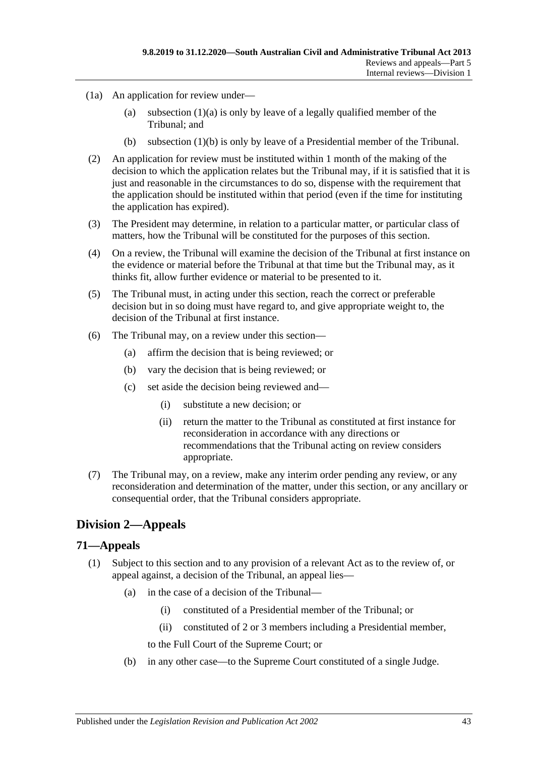(1a) An application for review under—

(a) subsection (1)(a) is only by leave of a legally qualified member of the Tribunal; and

(b) subsection (1)(b) is only by leave of a Presidential member of the Tribunal.

(2) An application for review must be instituted within 1 month of the making of the decision to which the application relates but the Tribunal may, if it is satisfied that it is just and reasonable in the circumstances to do so, dispense with the requirement that the application should be instituted within that period (even if the time for instituting the application has expired).

(3) The President may determine, in relation to a particular matter, or particular class of matters, how the Tribunal will be constituted for the purposes of this section.

(4) On a review, the Tribunal will examine the decision of the Tribunal at first instance on the evidence or material before the Tribunal at that time but the Tribunal may, as it thinks fit, allow further evidence or material to be presented to it.

(5) The Tribunal must, in acting under this section, reach the correct or preferable decision but in so doing must have regard to, and give appropriate weight to, the decision of the Tribunal at first instance.

(6) The Tribunal may, on a review under this section—

(a) affirm the decision that is being reviewed; or

(b) vary the decision that is being reviewed; or

(c) set aside the decision being reviewed and—

(i) substitute a new decision; or

(ii) return the matter to the Tribunal as constituted at first instance for reconsideration in accordance with any directions or recommendations that the Tribunal acting on review considers appropriate.

(7) The Tribunal may, on a review, make any interim order pending any review, or any reconsideration and determination of the matter, under this section, or any ancillary or consequential order, that the Tribunal considers appropriate.

## Division 2—Appeals

### 71—Appeals

(1) Subject to this section and to any provision of a relevant Act as to the review of, or appeal against, a decision of the Tribunal, an appeal lies—

(a) in the case of a decision of the Tribunal—

(i) constituted of a Presidential member of the Tribunal; or

(ii) constituted of 2 or 3 members including a Presidential member,

to the Full Court of the Supreme Court; or

(b) in any other case—to the Supreme Court constituted of a single Judge.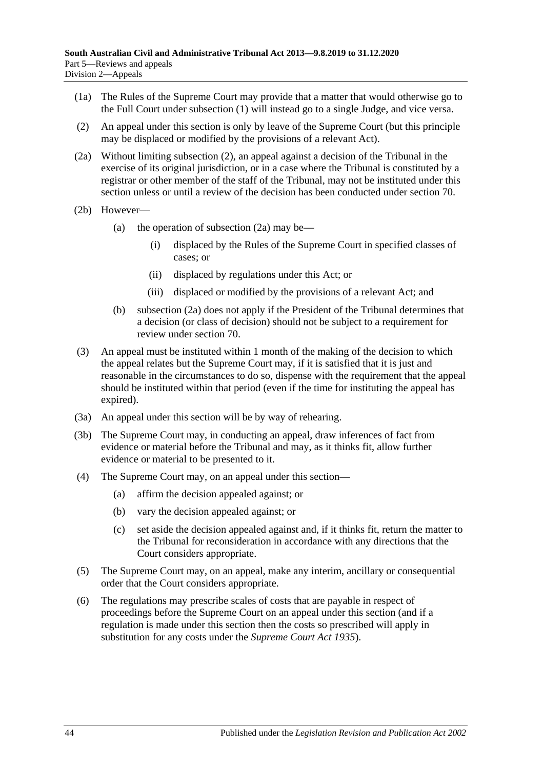(1a) The Rules of the Supreme Court may provide that a matter that would otherwise go to the Full Court under subsection (1) will instead go to a single Judge, and vice versa.

(2) An appeal under this section is only by leave of the Supreme Court (but this principle may be displaced or modified by the provisions of a relevant Act).

(2a) Without limiting subsection (2), an appeal against a decision of the Tribunal in the exercise of its original jurisdiction, or in a case where the Tribunal is constituted by a registrar or other member of the staff of the Tribunal, may not be instituted under this section unless or until a review of the decision has been conducted under section 70.

(2b) However—

- (a) the operation of subsection (2a) may be—
  - (i) displaced by the Rules of the Supreme Court in specified classes of cases; or
  - (ii) displaced by regulations under this Act; or
  - (iii) displaced or modified by the provisions of a relevant Act; and
- (b) subsection (2a) does not apply if the President of the Tribunal determines that a decision (or class of decision) should not be subject to a requirement for review under section 70.

(3) An appeal must be instituted within 1 month of the making of the decision to which the appeal relates but the Supreme Court may, if it is satisfied that it is just and reasonable in the circumstances to do so, dispense with the requirement that the appeal should be instituted within that period (even if the time for instituting the appeal has expired).

(3a) An appeal under this section will be by way of rehearing.

(3b) The Supreme Court may, in conducting an appeal, draw inferences of fact from evidence or material before the Tribunal and may, as it thinks fit, allow further evidence or material to be presented to it.

(4) The Supreme Court may, on an appeal under this section—

- (a) affirm the decision appealed against; or
- (b) vary the decision appealed against; or
- (c) set aside the decision appealed against and, if it thinks fit, return the matter to the Tribunal for reconsideration in accordance with any directions that the Court considers appropriate.

(5) The Supreme Court may, on an appeal, make any interim, ancillary or consequential order that the Court considers appropriate.

(6) The regulations may prescribe scales of costs that are payable in respect of proceedings before the Supreme Court on an appeal under this section (and if a regulation is made under this section then the costs so prescribed will apply in substitution for any costs under the *Supreme Court Act 1935*).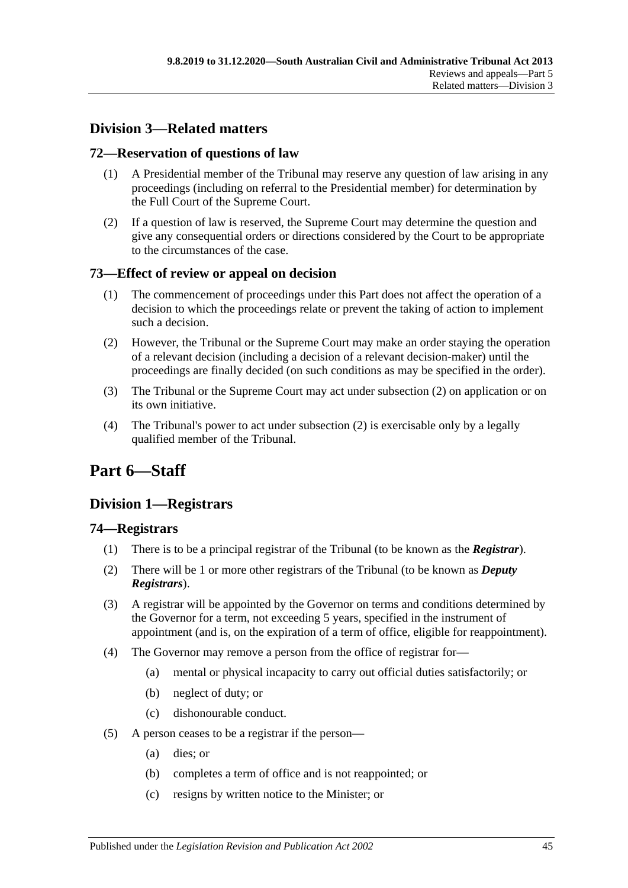## Division 3—Related matters

### 72—Reservation of questions of law

(1) A Presidential member of the Tribunal may reserve any question of law arising in any proceedings (including on referral to the Presidential member) for determination by the Full Court of the Supreme Court.

(2) If a question of law is reserved, the Supreme Court may determine the question and give any consequential orders or directions considered by the Court to be appropriate to the circumstances of the case.

### 73—Effect of review or appeal on decision

(1) The commencement of proceedings under this Part does not affect the operation of a decision to which the proceedings relate or prevent the taking of action to implement such a decision.

(2) However, the Tribunal or the Supreme Court may make an order staying the operation of a relevant decision (including a decision of a relevant decision-maker) until the proceedings are finally decided (on such conditions as may be specified in the order).

(3) The Tribunal or the Supreme Court may act under subsection (2) on application or on its own initiative.

(4) The Tribunal's power to act under subsection (2) is exercisable only by a legally qualified member of the Tribunal.

# Part 6—Staff

## Division 1—Registrars

### 74—Registrars

(1) There is to be a principal registrar of the Tribunal (to be known as the ***Registrar***).

(2) There will be 1 or more other registrars of the Tribunal (to be known as ***Deputy Registrars***).

(3) A registrar will be appointed by the Governor on terms and conditions determined by the Governor for a term, not exceeding 5 years, specified in the instrument of appointment (and is, on the expiration of a term of office, eligible for reappointment).

(4) The Governor may remove a person from the office of registrar for—

- (a) mental or physical incapacity to carry out official duties satisfactorily; or
- (b) neglect of duty; or
- (c) dishonourable conduct.

(5) A person ceases to be a registrar if the person—

- (a) dies; or
- (b) completes a term of office and is not reappointed; or
- (c) resigns by written notice to the Minister; or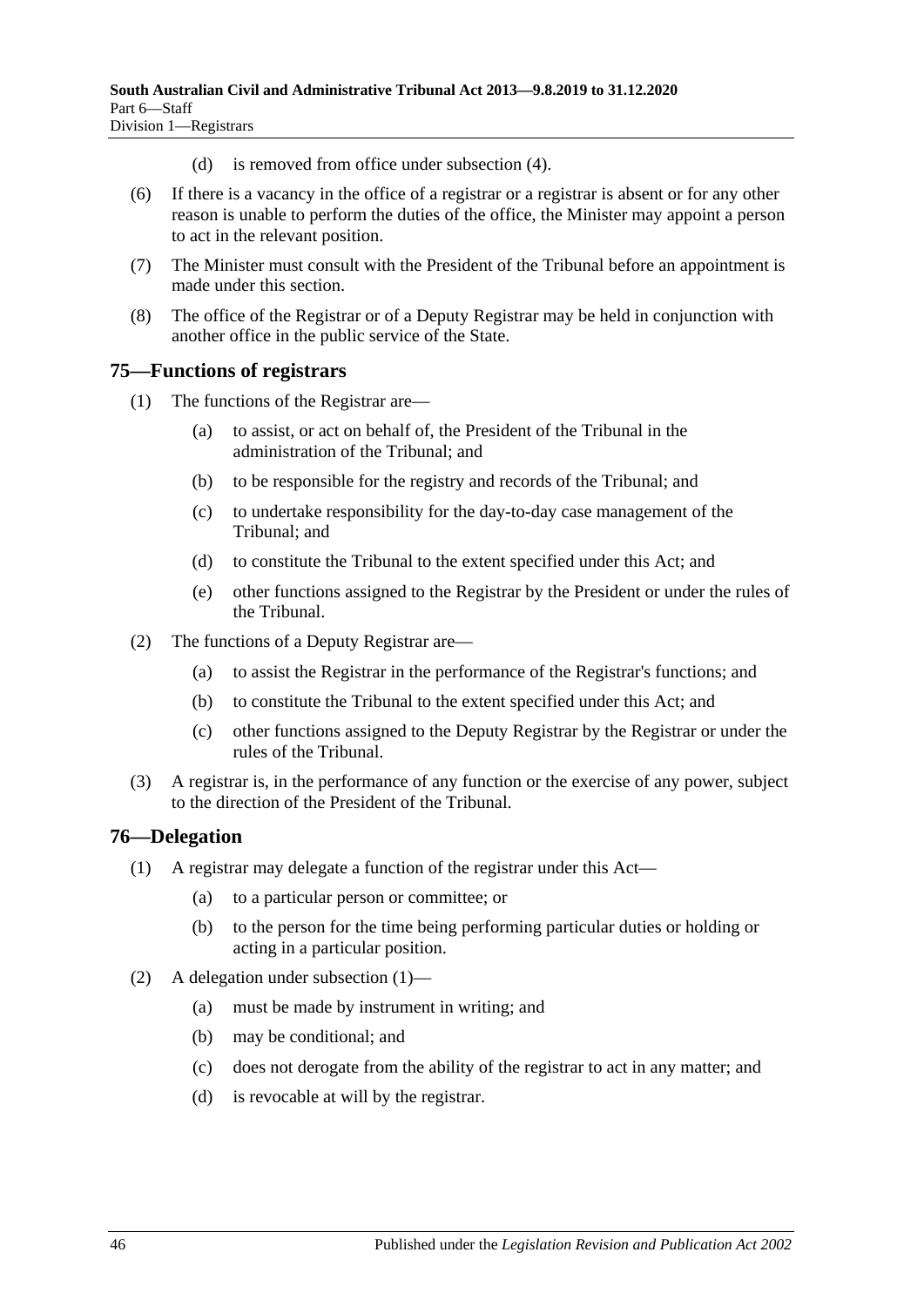(d) is removed from office under subsection (4).

(6) If there is a vacancy in the office of a registrar or a registrar is absent or for any other reason is unable to perform the duties of the office, the Minister may appoint a person to act in the relevant position.

(7) The Minister must consult with the President of the Tribunal before an appointment is made under this section.

(8) The office of the Registrar or of a Deputy Registrar may be held in conjunction with another office in the public service of the State.

## 75—Functions of registrars

(1) The functions of the Registrar are—

(a) to assist, or act on behalf of, the President of the Tribunal in the administration of the Tribunal; and

(b) to be responsible for the registry and records of the Tribunal; and

(c) to undertake responsibility for the day-to-day case management of the Tribunal; and

(d) to constitute the Tribunal to the extent specified under this Act; and

(e) other functions assigned to the Registrar by the President or under the rules of the Tribunal.

(2) The functions of a Deputy Registrar are—

(a) to assist the Registrar in the performance of the Registrar's functions; and

(b) to constitute the Tribunal to the extent specified under this Act; and

(c) other functions assigned to the Deputy Registrar by the Registrar or under the rules of the Tribunal.

(3) A registrar is, in the performance of any function or the exercise of any power, subject to the direction of the President of the Tribunal.

## 76—Delegation

(1) A registrar may delegate a function of the registrar under this Act—

(a) to a particular person or committee; or

(b) to the person for the time being performing particular duties or holding or acting in a particular position.

(2) A delegation under subsection (1)—

(a) must be made by instrument in writing; and

(b) may be conditional; and

(c) does not derogate from the ability of the registrar to act in any matter; and

(d) is revocable at will by the registrar.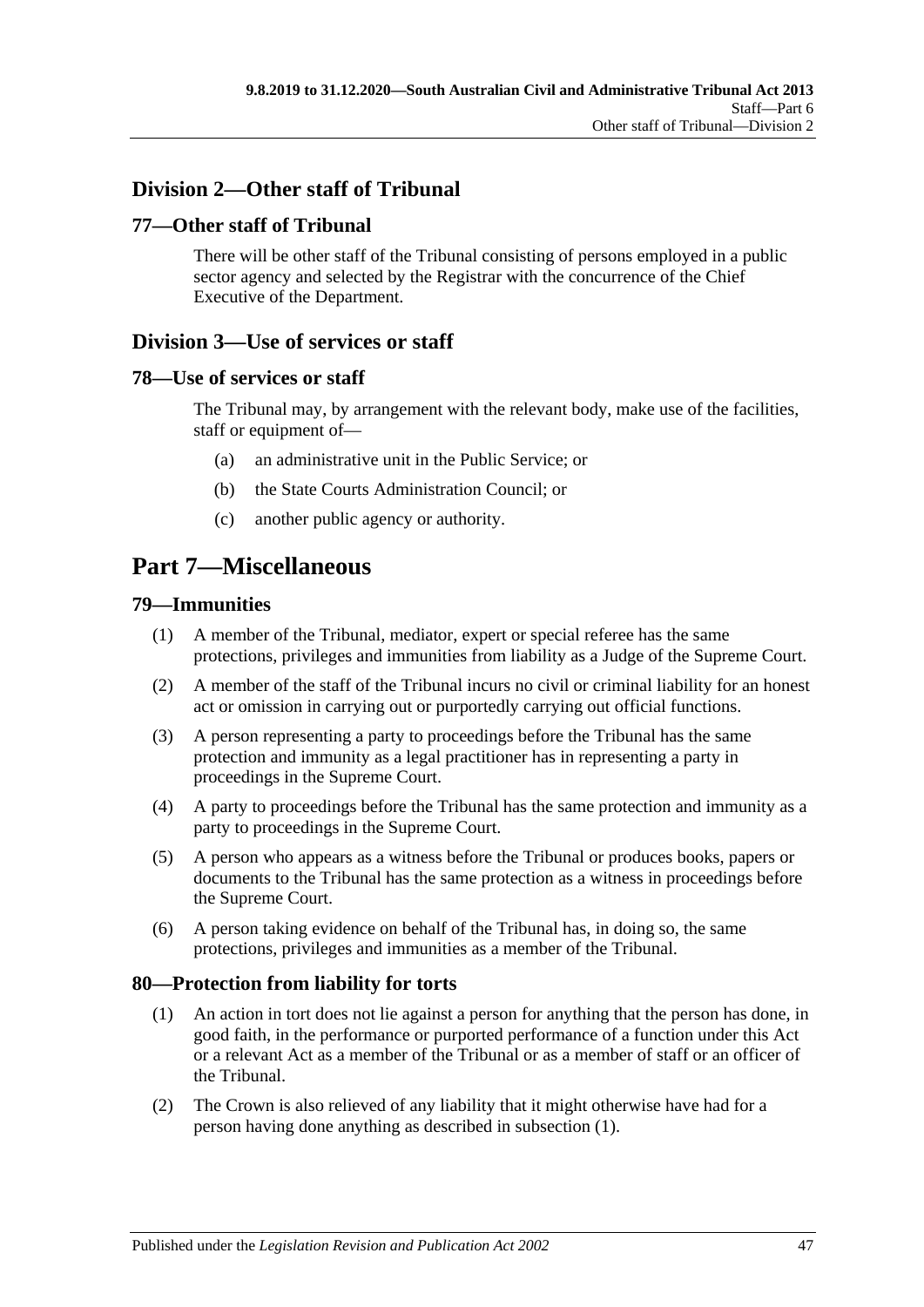## Division 2—Other staff of Tribunal

### 77—Other staff of Tribunal

There will be other staff of the Tribunal consisting of persons employed in a public sector agency and selected by the Registrar with the concurrence of the Chief Executive of the Department.

## Division 3—Use of services or staff

### 78—Use of services or staff

The Tribunal may, by arrangement with the relevant body, make use of the facilities, staff or equipment of—

- (a) an administrative unit in the Public Service; or
- (b) the State Courts Administration Council; or
- (c) another public agency or authority.

# Part 7—Miscellaneous

### 79—Immunities

(1) A member of the Tribunal, mediator, expert or special referee has the same protections, privileges and immunities from liability as a Judge of the Supreme Court.

(2) A member of the staff of the Tribunal incurs no civil or criminal liability for an honest act or omission in carrying out or purportedly carrying out official functions.

(3) A person representing a party to proceedings before the Tribunal has the same protection and immunity as a legal practitioner has in representing a party in proceedings in the Supreme Court.

(4) A party to proceedings before the Tribunal has the same protection and immunity as a party to proceedings in the Supreme Court.

(5) A person who appears as a witness before the Tribunal or produces books, papers or documents to the Tribunal has the same protection as a witness in proceedings before the Supreme Court.

(6) A person taking evidence on behalf of the Tribunal has, in doing so, the same protections, privileges and immunities as a member of the Tribunal.

### 80—Protection from liability for torts

(1) An action in tort does not lie against a person for anything that the person has done, in good faith, in the performance or purported performance of a function under this Act or a relevant Act as a member of the Tribunal or as a member of staff or an officer of the Tribunal.

(2) The Crown is also relieved of any liability that it might otherwise have had for a person having done anything as described in subsection (1).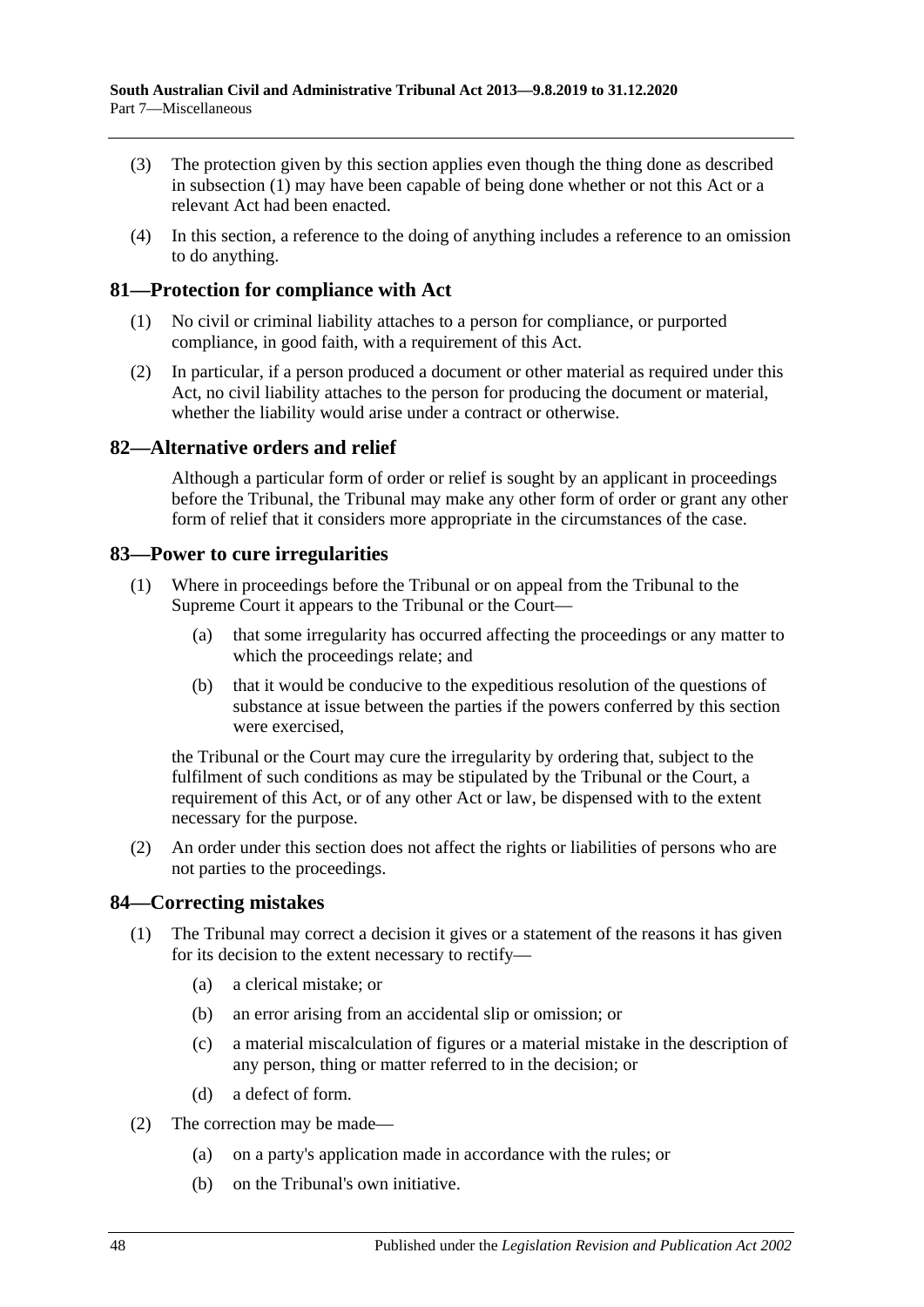(3) The protection given by this section applies even though the thing done as described in subsection (1) may have been capable of being done whether or not this Act or a relevant Act had been enacted.

(4) In this section, a reference to the doing of anything includes a reference to an omission to do anything.

## 81—Protection for compliance with Act

(1) No civil or criminal liability attaches to a person for compliance, or purported compliance, in good faith, with a requirement of this Act.

(2) In particular, if a person produced a document or other material as required under this Act, no civil liability attaches to the person for producing the document or material, whether the liability would arise under a contract or otherwise.

## 82—Alternative orders and relief

Although a particular form of order or relief is sought by an applicant in proceedings before the Tribunal, the Tribunal may make any other form of order or grant any other form of relief that it considers more appropriate in the circumstances of the case.

## 83—Power to cure irregularities

(1) Where in proceedings before the Tribunal or on appeal from the Tribunal to the Supreme Court it appears to the Tribunal or the Court—

(a) that some irregularity has occurred affecting the proceedings or any matter to which the proceedings relate; and

(b) that it would be conducive to the expeditious resolution of the questions of substance at issue between the parties if the powers conferred by this section were exercised,

the Tribunal or the Court may cure the irregularity by ordering that, subject to the fulfilment of such conditions as may be stipulated by the Tribunal or the Court, a requirement of this Act, or of any other Act or law, be dispensed with to the extent necessary for the purpose.

(2) An order under this section does not affect the rights or liabilities of persons who are not parties to the proceedings.

## 84—Correcting mistakes

(1) The Tribunal may correct a decision it gives or a statement of the reasons it has given for its decision to the extent necessary to rectify—

(a) a clerical mistake; or

(b) an error arising from an accidental slip or omission; or

(c) a material miscalculation of figures or a material mistake in the description of any person, thing or matter referred to in the decision; or

(d) a defect of form.

(2) The correction may be made—

(a) on a party's application made in accordance with the rules; or

(b) on the Tribunal's own initiative.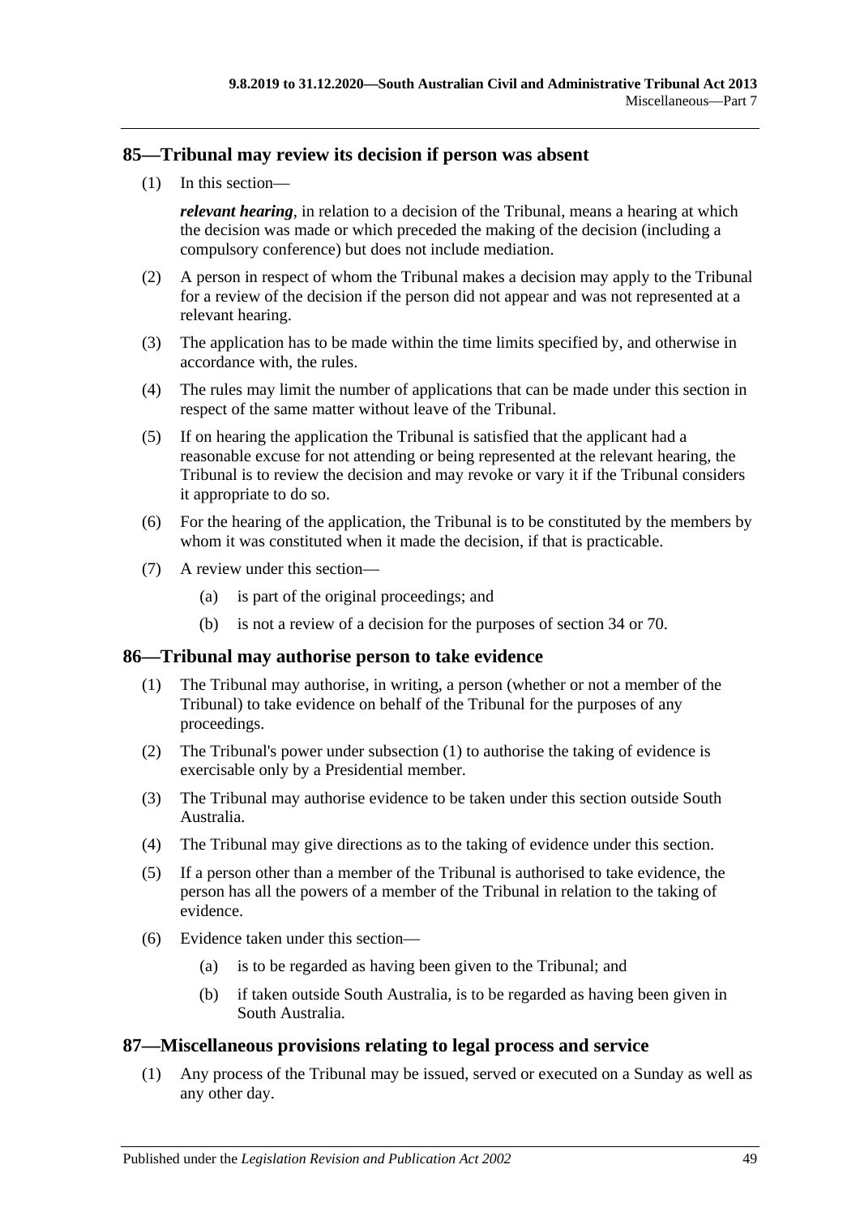## 85—Tribunal may review its decision if person was absent

(1) In this section—

***relevant hearing***, in relation to a decision of the Tribunal, means a hearing at which the decision was made or which preceded the making of the decision (including a compulsory conference) but does not include mediation.

(2) A person in respect of whom the Tribunal makes a decision may apply to the Tribunal for a review of the decision if the person did not appear and was not represented at a relevant hearing.

(3) The application has to be made within the time limits specified by, and otherwise in accordance with, the rules.

(4) The rules may limit the number of applications that can be made under this section in respect of the same matter without leave of the Tribunal.

(5) If on hearing the application the Tribunal is satisfied that the applicant had a reasonable excuse for not attending or being represented at the relevant hearing, the Tribunal is to review the decision and may revoke or vary it if the Tribunal considers it appropriate to do so.

(6) For the hearing of the application, the Tribunal is to be constituted by the members by whom it was constituted when it made the decision, if that is practicable.

(7) A review under this section—

(a) is part of the original proceedings; and

(b) is not a review of a decision for the purposes of section 34 or 70.

## 86—Tribunal may authorise person to take evidence

(1) The Tribunal may authorise, in writing, a person (whether or not a member of the Tribunal) to take evidence on behalf of the Tribunal for the purposes of any proceedings.

(2) The Tribunal's power under subsection (1) to authorise the taking of evidence is exercisable only by a Presidential member.

(3) The Tribunal may authorise evidence to be taken under this section outside South Australia.

(4) The Tribunal may give directions as to the taking of evidence under this section.

(5) If a person other than a member of the Tribunal is authorised to take evidence, the person has all the powers of a member of the Tribunal in relation to the taking of evidence.

(6) Evidence taken under this section—

(a) is to be regarded as having been given to the Tribunal; and

(b) if taken outside South Australia, is to be regarded as having been given in South Australia.

## 87—Miscellaneous provisions relating to legal process and service

(1) Any process of the Tribunal may be issued, served or executed on a Sunday as well as any other day.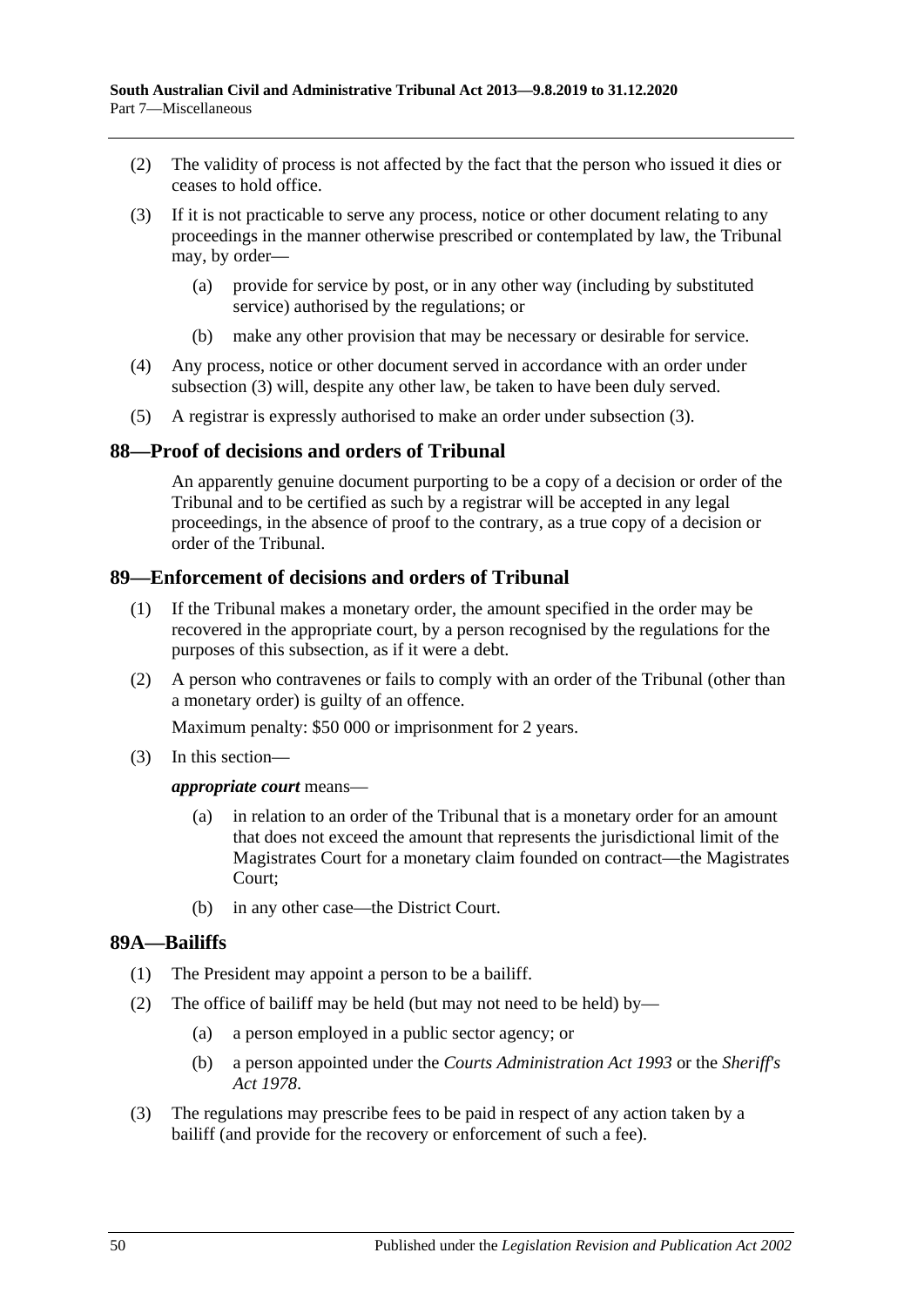(2) The validity of process is not affected by the fact that the person who issued it dies or ceases to hold office.

(3) If it is not practicable to serve any process, notice or other document relating to any proceedings in the manner otherwise prescribed or contemplated by law, the Tribunal may, by order—

(a) provide for service by post, or in any other way (including by substituted service) authorised by the regulations; or

(b) make any other provision that may be necessary or desirable for service.

(4) Any process, notice or other document served in accordance with an order under subsection (3) will, despite any other law, be taken to have been duly served.

(5) A registrar is expressly authorised to make an order under subsection (3).

## 88—Proof of decisions and orders of Tribunal

An apparently genuine document purporting to be a copy of a decision or order of the Tribunal and to be certified as such by a registrar will be accepted in any legal proceedings, in the absence of proof to the contrary, as a true copy of a decision or order of the Tribunal.

## 89—Enforcement of decisions and orders of Tribunal

(1) If the Tribunal makes a monetary order, the amount specified in the order may be recovered in the appropriate court, by a person recognised by the regulations for the purposes of this subsection, as if it were a debt.

(2) A person who contravenes or fails to comply with an order of the Tribunal (other than a monetary order) is guilty of an offence.

Maximum penalty: $50 000 or imprisonment for 2 years.

(3) In this section—

***appropriate court*** means—

(a) in relation to an order of the Tribunal that is a monetary order for an amount that does not exceed the amount that represents the jurisdictional limit of the Magistrates Court for a monetary claim founded on contract—the Magistrates Court;

(b) in any other case—the District Court.

## 89A—Bailiffs

(1) The President may appoint a person to be a bailiff.

(2) The office of bailiff may be held (but may not need to be held) by—

(a) a person employed in a public sector agency; or

(b) a person appointed under the *Courts Administration Act 1993* or the *Sheriff's Act 1978*.

(3) The regulations may prescribe fees to be paid in respect of any action taken by a bailiff (and provide for the recovery or enforcement of such a fee).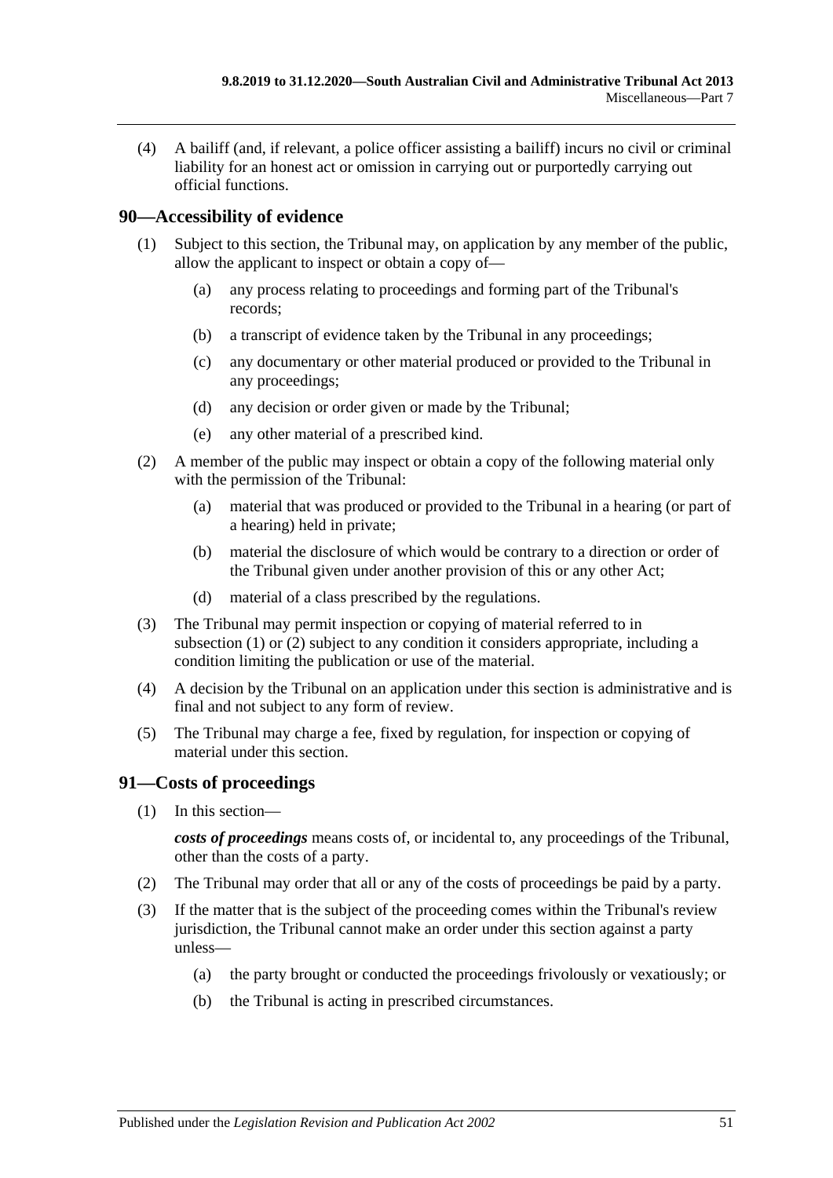(4) A bailiff (and, if relevant, a police officer assisting a bailiff) incurs no civil or criminal liability for an honest act or omission in carrying out or purportedly carrying out official functions.

## 90—Accessibility of evidence

(1) Subject to this section, the Tribunal may, on application by any member of the public, allow the applicant to inspect or obtain a copy of—

(a) any process relating to proceedings and forming part of the Tribunal's records;

(b) a transcript of evidence taken by the Tribunal in any proceedings;

(c) any documentary or other material produced or provided to the Tribunal in any proceedings;

(d) any decision or order given or made by the Tribunal;

(e) any other material of a prescribed kind.

(2) A member of the public may inspect or obtain a copy of the following material only with the permission of the Tribunal:

(a) material that was produced or provided to the Tribunal in a hearing (or part of a hearing) held in private;

(b) material the disclosure of which would be contrary to a direction or order of the Tribunal given under another provision of this or any other Act;

(d) material of a class prescribed by the regulations.

(3) The Tribunal may permit inspection or copying of material referred to in subsection (1) or (2) subject to any condition it considers appropriate, including a condition limiting the publication or use of the material.

(4) A decision by the Tribunal on an application under this section is administrative and is final and not subject to any form of review.

(5) The Tribunal may charge a fee, fixed by regulation, for inspection or copying of material under this section.

## 91—Costs of proceedings

(1) In this section—

***costs of proceedings*** means costs of, or incidental to, any proceedings of the Tribunal, other than the costs of a party.

(2) The Tribunal may order that all or any of the costs of proceedings be paid by a party.

(3) If the matter that is the subject of the proceeding comes within the Tribunal's review jurisdiction, the Tribunal cannot make an order under this section against a party unless—

(a) the party brought or conducted the proceedings frivolously or vexatiously; or

(b) the Tribunal is acting in prescribed circumstances.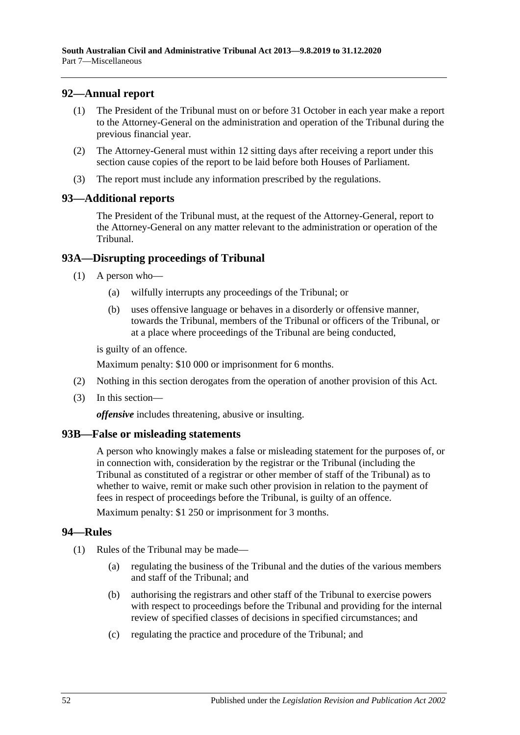## 92—Annual report

(1) The President of the Tribunal must on or before 31 October in each year make a report to the Attorney-General on the administration and operation of the Tribunal during the previous financial year.

(2) The Attorney-General must within 12 sitting days after receiving a report under this section cause copies of the report to be laid before both Houses of Parliament.

(3) The report must include any information prescribed by the regulations.

## 93—Additional reports

The President of the Tribunal must, at the request of the Attorney-General, report to the Attorney-General on any matter relevant to the administration or operation of the Tribunal.

## 93A—Disrupting proceedings of Tribunal

(1) A person who—

(a) wilfully interrupts any proceedings of the Tribunal; or

(b) uses offensive language or behaves in a disorderly or offensive manner, towards the Tribunal, members of the Tribunal or officers of the Tribunal, or at a place where proceedings of the Tribunal are being conducted,

is guilty of an offence.

Maximum penalty: $10 000 or imprisonment for 6 months.

(2) Nothing in this section derogates from the operation of another provision of this Act.

(3) In this section—

***offensive*** includes threatening, abusive or insulting.

## 93B—False or misleading statements

A person who knowingly makes a false or misleading statement for the purposes of, or in connection with, consideration by the registrar or the Tribunal (including the Tribunal as constituted of a registrar or other member of staff of the Tribunal) as to whether to waive, remit or make such other provision in relation to the payment of fees in respect of proceedings before the Tribunal, is guilty of an offence.

Maximum penalty: $1 250 or imprisonment for 3 months.

## 94—Rules

(1) Rules of the Tribunal may be made—

(a) regulating the business of the Tribunal and the duties of the various members and staff of the Tribunal; and

(b) authorising the registrars and other staff of the Tribunal to exercise powers with respect to proceedings before the Tribunal and providing for the internal review of specified classes of decisions in specified circumstances; and

(c) regulating the practice and procedure of the Tribunal; and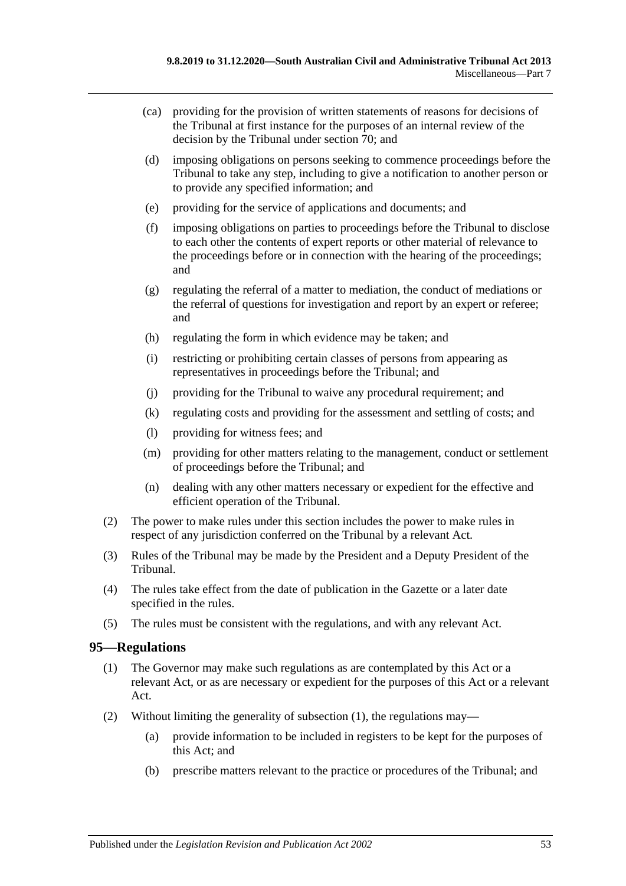(ca) providing for the provision of written statements of reasons for decisions of the Tribunal at first instance for the purposes of an internal review of the decision by the Tribunal under section 70; and

(d) imposing obligations on persons seeking to commence proceedings before the Tribunal to take any step, including to give a notification to another person or to provide any specified information; and

(e) providing for the service of applications and documents; and

(f) imposing obligations on parties to proceedings before the Tribunal to disclose to each other the contents of expert reports or other material of relevance to the proceedings before or in connection with the hearing of the proceedings; and

(g) regulating the referral of a matter to mediation, the conduct of mediations or the referral of questions for investigation and report by an expert or referee; and

(h) regulating the form in which evidence may be taken; and

(i) restricting or prohibiting certain classes of persons from appearing as representatives in proceedings before the Tribunal; and

(j) providing for the Tribunal to waive any procedural requirement; and

(k) regulating costs and providing for the assessment and settling of costs; and

(l) providing for witness fees; and

(m) providing for other matters relating to the management, conduct or settlement of proceedings before the Tribunal; and

(n) dealing with any other matters necessary or expedient for the effective and efficient operation of the Tribunal.

(2) The power to make rules under this section includes the power to make rules in respect of any jurisdiction conferred on the Tribunal by a relevant Act.

(3) Rules of the Tribunal may be made by the President and a Deputy President of the Tribunal.

(4) The rules take effect from the date of publication in the Gazette or a later date specified in the rules.

(5) The rules must be consistent with the regulations, and with any relevant Act.

## 95—Regulations

(1) The Governor may make such regulations as are contemplated by this Act or a relevant Act, or as are necessary or expedient for the purposes of this Act or a relevant Act.

(2) Without limiting the generality of subsection (1), the regulations may—

(a) provide information to be included in registers to be kept for the purposes of this Act; and

(b) prescribe matters relevant to the practice or procedures of the Tribunal; and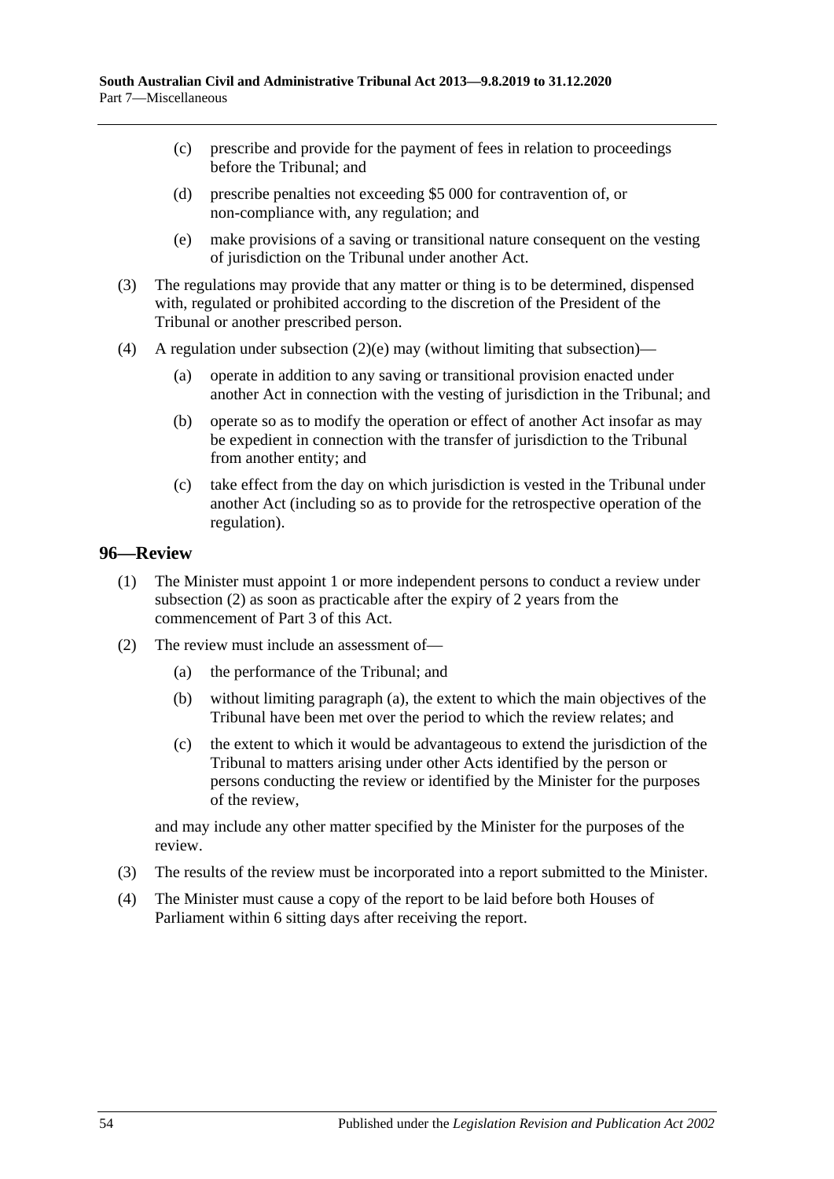(c) prescribe and provide for the payment of fees in relation to proceedings before the Tribunal; and

(d) prescribe penalties not exceeding $5 000 for contravention of, or non-compliance with, any regulation; and

(e) make provisions of a saving or transitional nature consequent on the vesting of jurisdiction on the Tribunal under another Act.

(3) The regulations may provide that any matter or thing is to be determined, dispensed with, regulated or prohibited according to the discretion of the President of the Tribunal or another prescribed person.

(4) A regulation under subsection (2)(e) may (without limiting that subsection)—

(a) operate in addition to any saving or transitional provision enacted under another Act in connection with the vesting of jurisdiction in the Tribunal; and

(b) operate so as to modify the operation or effect of another Act insofar as may be expedient in connection with the transfer of jurisdiction to the Tribunal from another entity; and

(c) take effect from the day on which jurisdiction is vested in the Tribunal under another Act (including so as to provide for the retrospective operation of the regulation).

## 96—Review

(1) The Minister must appoint 1 or more independent persons to conduct a review under subsection (2) as soon as practicable after the expiry of 2 years from the commencement of Part 3 of this Act.

(2) The review must include an assessment of—

(a) the performance of the Tribunal; and

(b) without limiting paragraph (a), the extent to which the main objectives of the Tribunal have been met over the period to which the review relates; and

(c) the extent to which it would be advantageous to extend the jurisdiction of the Tribunal to matters arising under other Acts identified by the person or persons conducting the review or identified by the Minister for the purposes of the review,

and may include any other matter specified by the Minister for the purposes of the review.

(3) The results of the review must be incorporated into a report submitted to the Minister.

(4) The Minister must cause a copy of the report to be laid before both Houses of Parliament within 6 sitting days after receiving the report.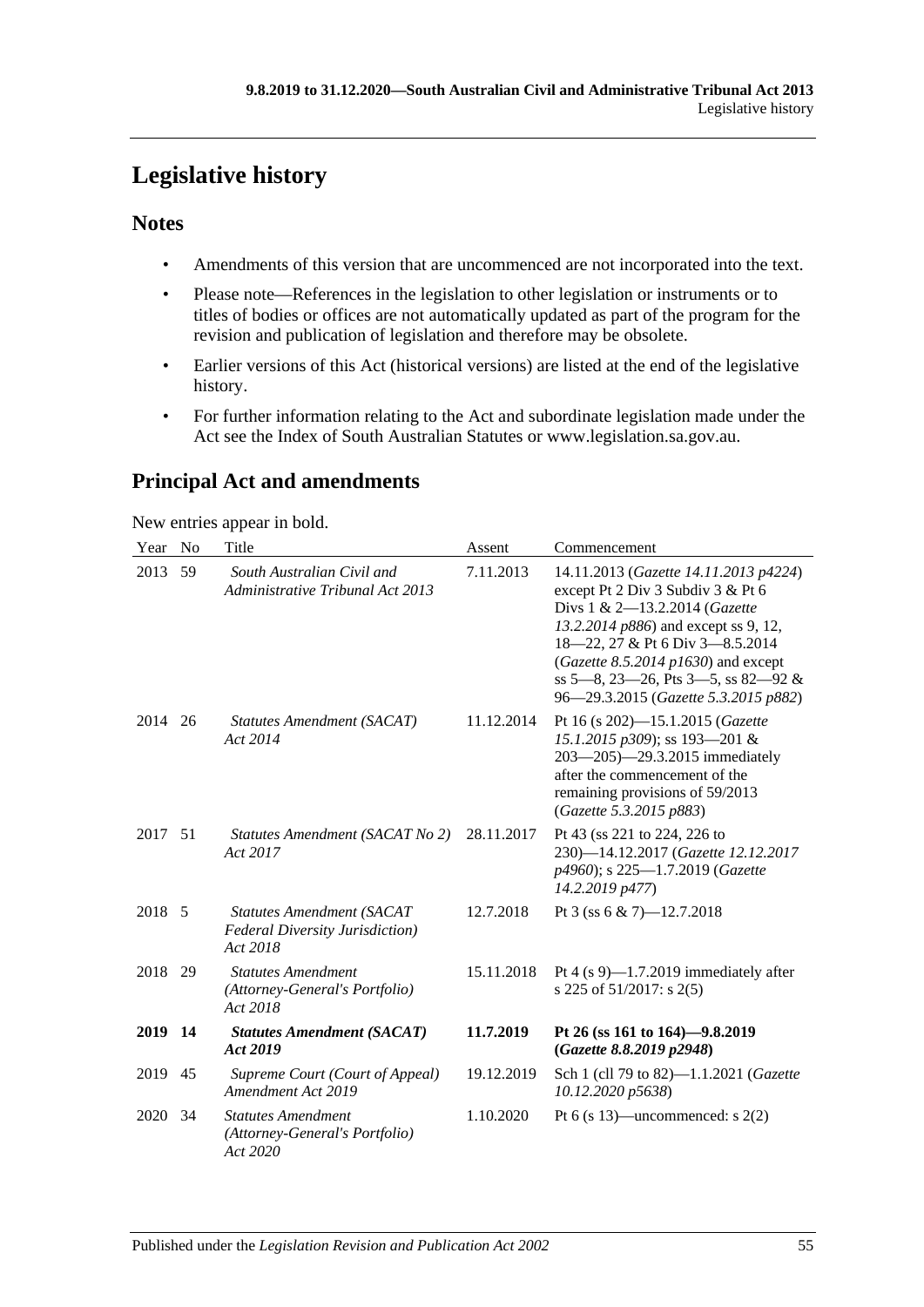# Legislative history

## Notes

- Amendments of this version that are uncommenced are not incorporated into the text.
- Please note—References in the legislation to other legislation or instruments or to titles of bodies or offices are not automatically updated as part of the program for the revision and publication of legislation and therefore may be obsolete.
- Earlier versions of this Act (historical versions) are listed at the end of the legislative history.
- For further information relating to the Act and subordinate legislation made under the Act see the Index of South Australian Statutes or www.legislation.sa.gov.au.

## Principal Act and amendments

New entries appear in bold.

| Year | No | Title | Assent | Commencement |
|---|---|---|---|---|
| 2013 | 59 | *South Australian Civil and Administrative Tribunal Act 2013* | 7.11.2013 | 14.11.2013 (*Gazette 14.11.2013 p4224*) except Pt 2 Div 3 Subdiv 3 & Pt 6 Divs 1 & 2—13.2.2014 (*Gazette 13.2.2014 p886*) and except ss 9, 12, 18—22, 27 & Pt 6 Div 3—8.5.2014 (*Gazette 8.5.2014 p1630*) and except ss 5—8, 23—26, Pts 3—5, ss 82—92 & 96—29.3.2015 (*Gazette 5.3.2015 p882*) |
| 2014 | 26 | *Statutes Amendment (SACAT) Act 2014* | 11.12.2014 | Pt 16 (s 202)—15.1.2015 (*Gazette 15.1.2015 p309*); ss 193—201 & 203—205)—29.3.2015 immediately after the commencement of the remaining provisions of 59/2013 (*Gazette 5.3.2015 p883*) |
| 2017 | 51 | *Statutes Amendment (SACAT No 2) Act 2017* | 28.11.2017 | Pt 43 (ss 221 to 224, 226 to 230)—14.12.2017 (*Gazette 12.12.2017 p4960*); s 225—1.7.2019 (*Gazette 14.2.2019 p477*) |
| 2018 | 5 | *Statutes Amendment (SACAT Federal Diversity Jurisdiction) Act 2018* | 12.7.2018 | Pt 3 (ss 6 & 7)—12.7.2018 |
| 2018 | 29 | *Statutes Amendment (Attorney-General's Portfolio) Act 2018* | 15.11.2018 | Pt 4 (s 9)—1.7.2019 immediately after s 225 of 51/2017: s 2(5) |
| **2019** | **14** | ***Statutes Amendment (SACAT) Act 2019*** | **11.7.2019** | **Pt 26 (ss 161 to 164)—9.8.2019 (*Gazette 8.8.2019 p2948*)** |
| 2019 | 45 | *Supreme Court (Court of Appeal) Amendment Act 2019* | 19.12.2019 | Sch 1 (cll 79 to 82)—1.1.2021 (*Gazette 10.12.2020 p5638*) |
| 2020 | 34 | *Statutes Amendment (Attorney-General's Portfolio) Act 2020* | 1.10.2020 | Pt 6 (s 13)—uncommenced: s 2(2) |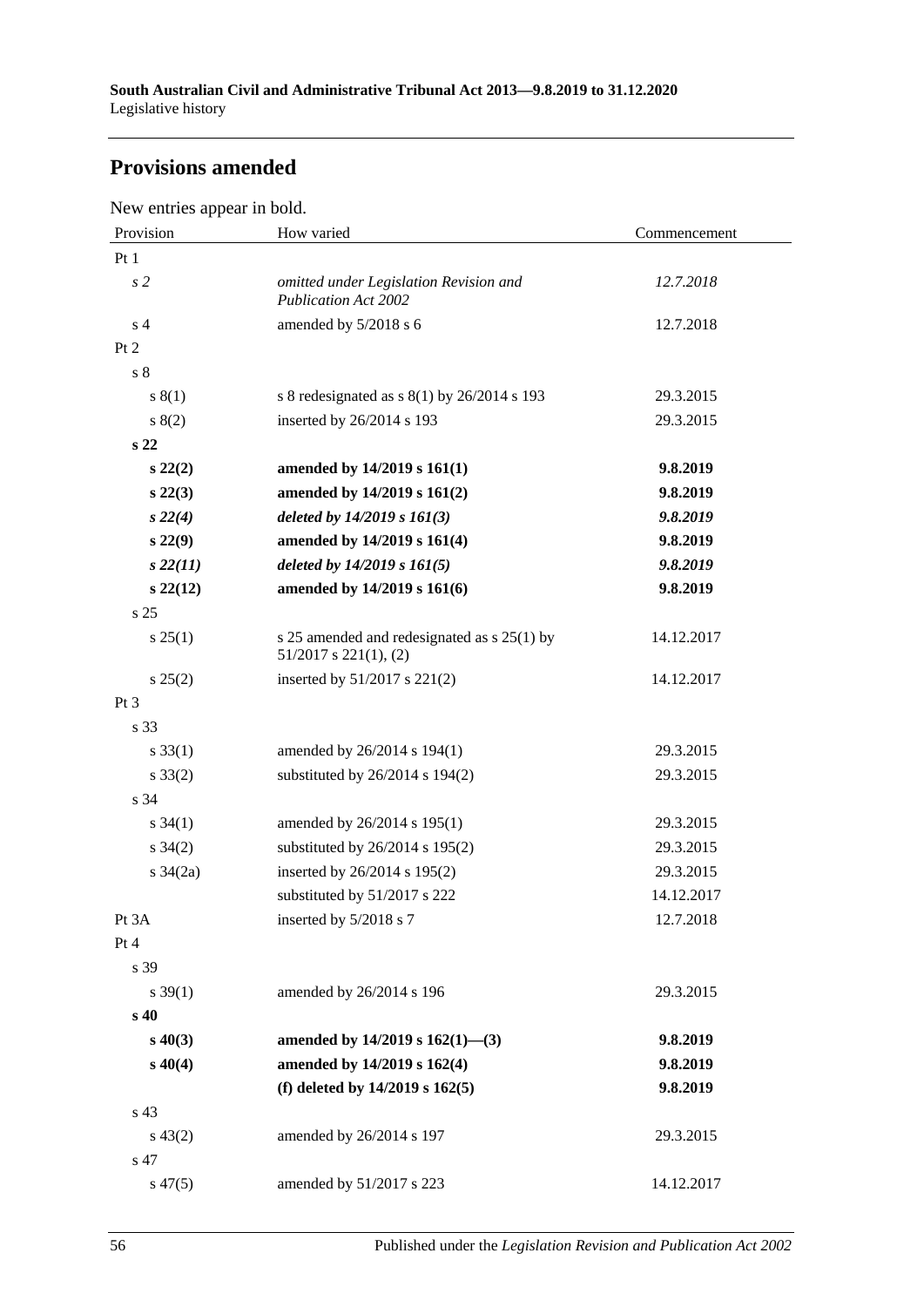## Provisions amended

New entries appear in bold.

| Provision | How varied | Commencement |
|---|---|---|
| Pt 1 | | |
| *s 2* | *omitted under Legislation Revision and Publication Act 2002* | *12.7.2018* |
| s 4 | amended by 5/2018 s 6 | 12.7.2018 |
| Pt 2 | | |
| s 8 | | |
| s 8(1) | s 8 redesignated as s 8(1) by 26/2014 s 193 | 29.3.2015 |
| s 8(2) | inserted by 26/2014 s 193 | 29.3.2015 |
| **s 22** | | |
| **s 22(2)** | **amended by 14/2019 s 161(1)** | **9.8.2019** |
| **s 22(3)** | **amended by 14/2019 s 161(2)** | **9.8.2019** |
| ***s 22(4)*** | ***deleted by 14/2019 s 161(3)*** | ***9.8.2019*** |
| **s 22(9)** | **amended by 14/2019 s 161(4)** | **9.8.2019** |
| ***s 22(11)*** | ***deleted by 14/2019 s 161(5)*** | ***9.8.2019*** |
| **s 22(12)** | **amended by 14/2019 s 161(6)** | **9.8.2019** |
| s 25 | | |
| s 25(1) | s 25 amended and redesignated as s 25(1) by 51/2017 s 221(1), (2) | 14.12.2017 |
| s 25(2) | inserted by 51/2017 s 221(2) | 14.12.2017 |
| Pt 3 | | |
| s 33 | | |
| s 33(1) | amended by 26/2014 s 194(1) | 29.3.2015 |
| s 33(2) | substituted by 26/2014 s 194(2) | 29.3.2015 |
| s 34 | | |
| s 34(1) | amended by 26/2014 s 195(1) | 29.3.2015 |
| s 34(2) | substituted by 26/2014 s 195(2) | 29.3.2015 |
| s 34(2a) | inserted by 26/2014 s 195(2) | 29.3.2015 |
| | substituted by 51/2017 s 222 | 14.12.2017 |
| Pt 3A | inserted by 5/2018 s 7 | 12.7.2018 |
| Pt 4 | | |
| s 39 | | |
| s 39(1) | amended by 26/2014 s 196 | 29.3.2015 |
| **s 40** | | |
| **s 40(3)** | **amended by 14/2019 s 162(1)—(3)** | **9.8.2019** |
| **s 40(4)** | **amended by 14/2019 s 162(4)** | **9.8.2019** |
| | **(f) deleted by 14/2019 s 162(5)** | **9.8.2019** |
| s 43 | | |
| s 43(2) | amended by 26/2014 s 197 | 29.3.2015 |
| s 47 | | |
| s 47(5) | amended by 51/2017 s 223 | 14.12.2017 |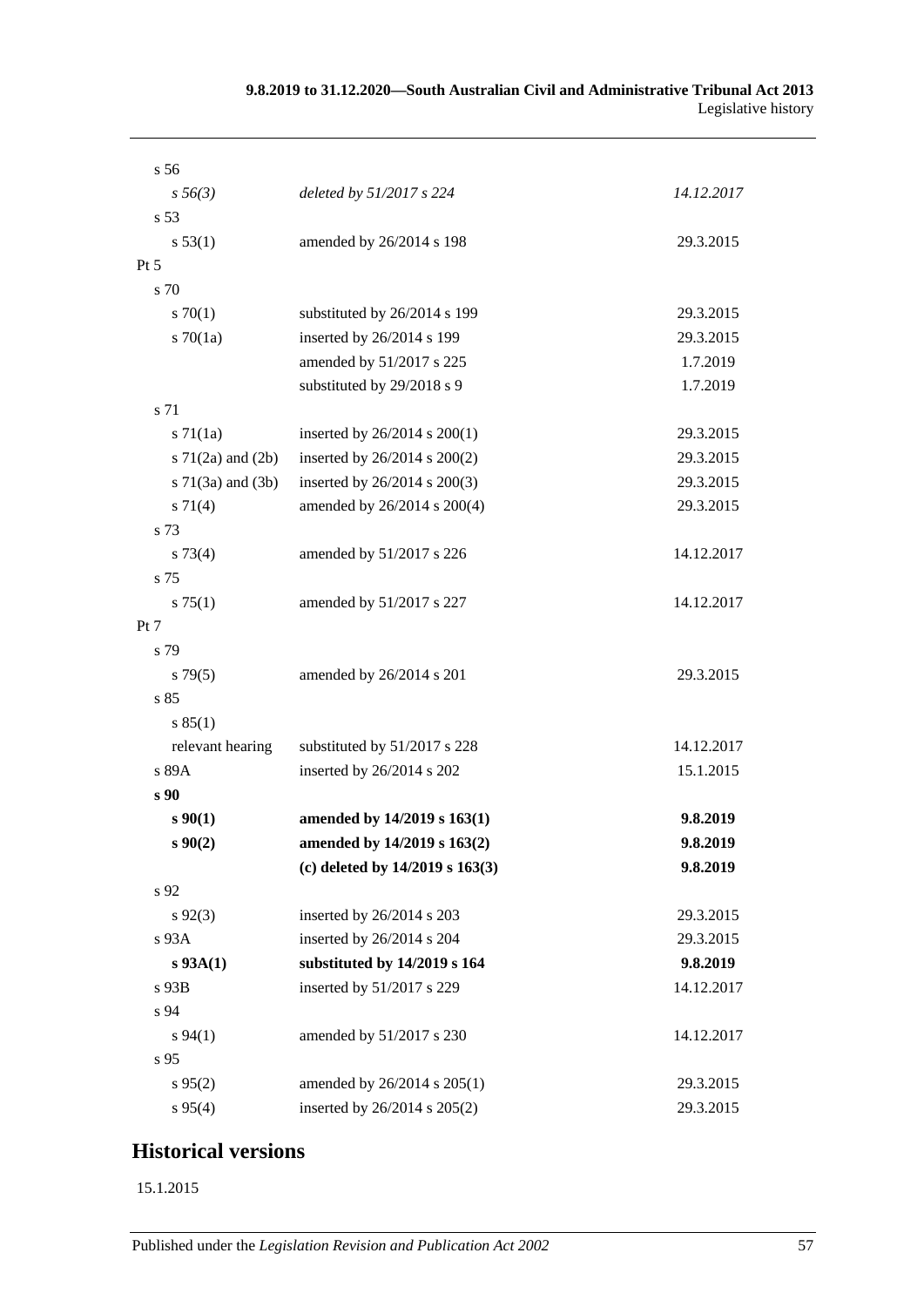| | | |
|---|---|---|
| s 56 | | |
| *s 56(3)* | *deleted by 51/2017 s 224* | *14.12.2017* |
| s 53 | | |
| s 53(1) | amended by 26/2014 s 198 | 29.3.2015 |
| Pt 5 | | |
| s 70 | | |
| s 70(1) | substituted by 26/2014 s 199 | 29.3.2015 |
| s 70(1a) | inserted by 26/2014 s 199 | 29.3.2015 |
| | amended by 51/2017 s 225 | 1.7.2019 |
| | substituted by 29/2018 s 9 | 1.7.2019 |
| s 71 | | |
| s 71(1a) | inserted by 26/2014 s 200(1) | 29.3.2015 |
| s 71(2a) and (2b) | inserted by 26/2014 s 200(2) | 29.3.2015 |
| s 71(3a) and (3b) | inserted by 26/2014 s 200(3) | 29.3.2015 |
| s 71(4) | amended by 26/2014 s 200(4) | 29.3.2015 |
| s 73 | | |
| s 73(4) | amended by 51/2017 s 226 | 14.12.2017 |
| s 75 | | |
| s 75(1) | amended by 51/2017 s 227 | 14.12.2017 |
| Pt 7 | | |
| s 79 | | |
| s 79(5) | amended by 26/2014 s 201 | 29.3.2015 |
| s 85 | | |
| s 85(1) | | |
| relevant hearing | substituted by 51/2017 s 228 | 14.12.2017 |
| s 89A | inserted by 26/2014 s 202 | 15.1.2015 |
| **s 90** | | |
| **s 90(1)** | **amended by 14/2019 s 163(1)** | **9.8.2019** |
| **s 90(2)** | **amended by 14/2019 s 163(2)** | **9.8.2019** |
| | **(c) deleted by 14/2019 s 163(3)** | **9.8.2019** |
| s 92 | | |
| s 92(3) | inserted by 26/2014 s 203 | 29.3.2015 |
| s 93A | inserted by 26/2014 s 204 | 29.3.2015 |
| **s 93A(1)** | **substituted by 14/2019 s 164** | **9.8.2019** |
| s 93B | inserted by 51/2017 s 229 | 14.12.2017 |
| s 94 | | |
| s 94(1) | amended by 51/2017 s 230 | 14.12.2017 |
| s 95 | | |
| s 95(2) | amended by 26/2014 s 205(1) | 29.3.2015 |
| s 95(4) | inserted by 26/2014 s 205(2) | 29.3.2015 |

## Historical versions

15.1.2015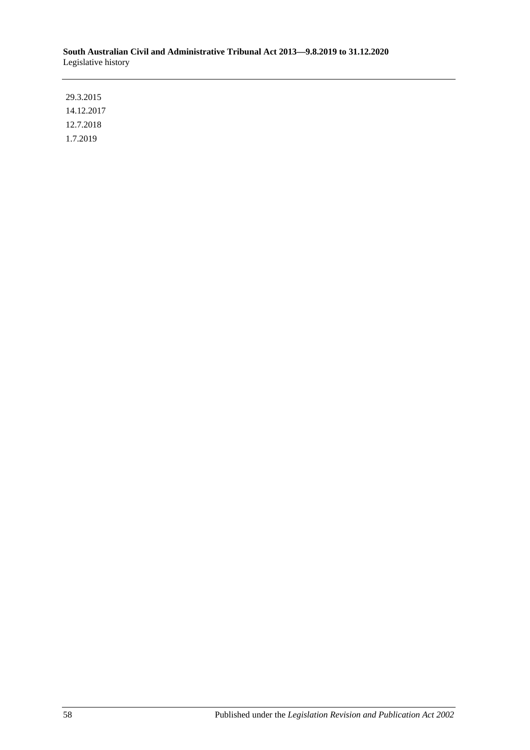29.3.2015

14.12.2017

12.7.2018

1.7.2019